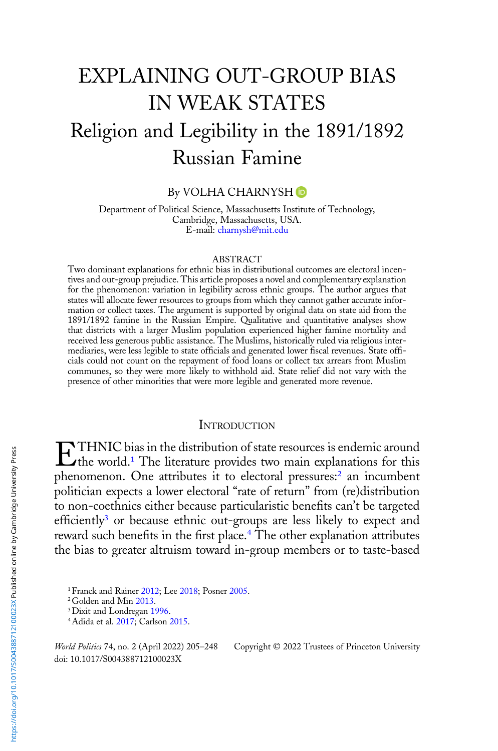# EXPLAINING OUT-GROUP BIAS IN WEAK STATES

## Religion and Legibility in the 1891/1892 Russian Famine

By VOLHA CHARNYSH

Department of Political Science, Massachusetts Institute of Technology, Cambridge, Massachusetts, USA.
E-mail: charnysh@mit.edu

ABSTRACT

Two dominant explanations for ethnic bias in distributional outcomes are electoral incentives and out-group prejudice. This article proposes a novel and complementary explanation for the phenomenon: variation in legibility across ethnic groups. The author argues that states will allocate fewer resources to groups from which they cannot gather accurate information or collect taxes. The argument is supported by original data on state aid from the 1891/1892 famine in the Russian Empire. Qualitative and quantitative analyses show that districts with a larger Muslim population experienced higher famine mortality and received less generous public assistance. The Muslims, historically ruled via religious intermediaries, were less legible to state officials and generated lower fiscal revenues. State officials could not count on the repayment of food loans or collect tax arrears from Muslim communes, so they were more likely to withhold aid. State relief did not vary with the presence of other minorities that were more legible and generated more revenue.

## Introduction

ETHNIC bias in the distribution of state resources is endemic around the world.[1] The literature provides two main explanations for this phenomenon. One attributes it to electoral pressures:[2] an incumbent politician expects a lower electoral "rate of return" from (re)distribution to non-coethnics either because particularistic benefits can't be targeted efficiently[3] or because ethnic out-groups are less likely to expect and reward such benefits in the first place.[4] The other explanation attributes the bias to greater altruism toward in-group members or to taste-based

[1] Franck and Rainer 2012; Lee 2018; Posner 2005.

[2] Golden and Min 2013.

[3] Dixit and Londregan 1996.

[4] Adida et al. 2017; Carlson 2015.

*World Politics* 74, no. 2 (April 2022) 205–248 Copyright © 2022 Trustees of Princeton University
doi: 10.1017/S004388712100023X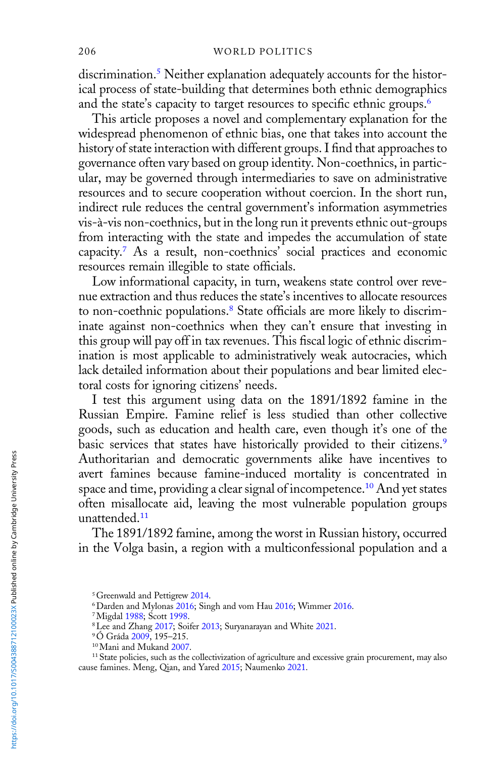discrimination.[5] Neither explanation adequately accounts for the historical process of state-building that determines both ethnic demographics and the state's capacity to target resources to specific ethnic groups.[6]

This article proposes a novel and complementary explanation for the widespread phenomenon of ethnic bias, one that takes into account the history of state interaction with different groups. I find that approaches to governance often vary based on group identity. Non-coethnics, in particular, may be governed through intermediaries to save on administrative resources and to secure cooperation without coercion. In the short run, indirect rule reduces the central government's information asymmetries vis-à-vis non-coethnics, but in the long run it prevents ethnic out-groups from interacting with the state and impedes the accumulation of state capacity.[7] As a result, non-coethnics' social practices and economic resources remain illegible to state officials.

Low informational capacity, in turn, weakens state control over revenue extraction and thus reduces the state's incentives to allocate resources to non-coethnic populations.[8] State officials are more likely to discriminate against non-coethnics when they can't ensure that investing in this group will pay off in tax revenues. This fiscal logic of ethnic discrimination is most applicable to administratively weak autocracies, which lack detailed information about their populations and bear limited electoral costs for ignoring citizens' needs.

I test this argument using data on the 1891/1892 famine in the Russian Empire. Famine relief is less studied than other collective goods, such as education and health care, even though it's one of the basic services that states have historically provided to their citizens.[9] Authoritarian and democratic governments alike have incentives to avert famines because famine-induced mortality is concentrated in space and time, providing a clear signal of incompetence.[10] And yet states often misallocate aid, leaving the most vulnerable population groups unattended.[11]

The 1891/1892 famine, among the worst in Russian history, occurred in the Volga basin, a region with a multiconfessional population and a

[5] Greenwald and Pettigrew 2014.

[6] Darden and Mylonas 2016; Singh and vom Hau 2016; Wimmer 2016.

[7] Migdal 1988; Scott 1998.

[8] Lee and Zhang 2017; Soifer 2013; Suryanarayan and White 2021.

[9] Ó Gráda 2009, 195–215.

[10] Mani and Mukand 2007.

[11] State policies, such as the collectivization of agriculture and excessive grain procurement, may also cause famines. Meng, Qian, and Yared 2015; Naumenko 2021.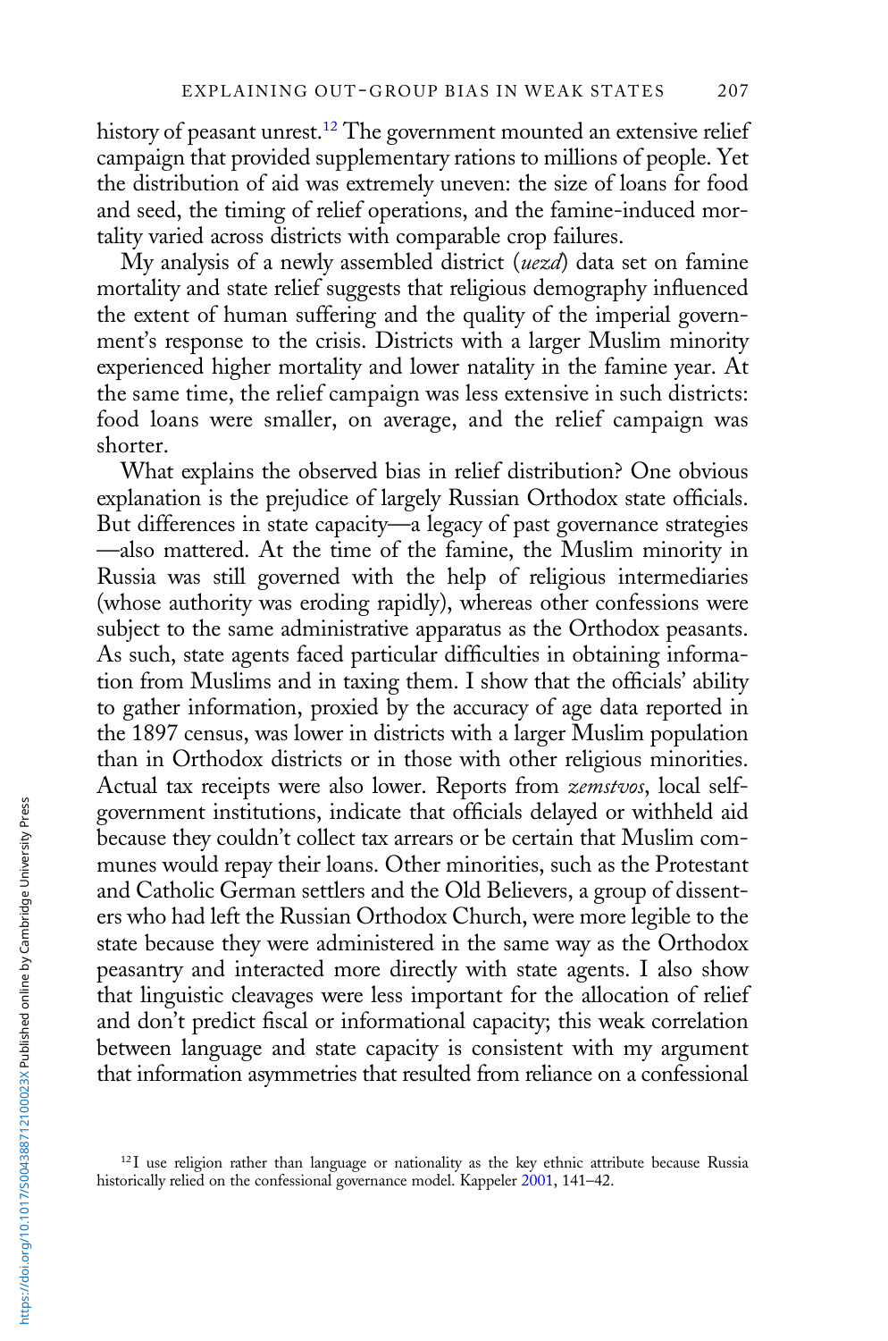history of peasant unrest.[12] The government mounted an extensive relief campaign that provided supplementary rations to millions of people. Yet the distribution of aid was extremely uneven: the size of loans for food and seed, the timing of relief operations, and the famine-induced mortality varied across districts with comparable crop failures.

My analysis of a newly assembled district (*uezd*) data set on famine mortality and state relief suggests that religious demography influenced the extent of human suffering and the quality of the imperial government's response to the crisis. Districts with a larger Muslim minority experienced higher mortality and lower natality in the famine year. At the same time, the relief campaign was less extensive in such districts: food loans were smaller, on average, and the relief campaign was shorter.

What explains the observed bias in relief distribution? One obvious explanation is the prejudice of largely Russian Orthodox state officials. But differences in state capacity—a legacy of past governance strategies—also mattered. At the time of the famine, the Muslim minority in Russia was still governed with the help of religious intermediaries (whose authority was eroding rapidly), whereas other confessions were subject to the same administrative apparatus as the Orthodox peasants. As such, state agents faced particular difficulties in obtaining information from Muslims and in taxing them. I show that the officials' ability to gather information, proxied by the accuracy of age data reported in the 1897 census, was lower in districts with a larger Muslim population than in Orthodox districts or in those with other religious minorities. Actual tax receipts were also lower. Reports from *zemstvos*, local self-government institutions, indicate that officials delayed or withheld aid because they couldn't collect tax arrears or be certain that Muslim communes would repay their loans. Other minorities, such as the Protestant and Catholic German settlers and the Old Believers, a group of dissenters who had left the Russian Orthodox Church, were more legible to the state because they were administered in the same way as the Orthodox peasantry and interacted more directly with state agents. I also show that linguistic cleavages were less important for the allocation of relief and don't predict fiscal or informational capacity; this weak correlation between language and state capacity is consistent with my argument that information asymmetries that resulted from reliance on a confessional

[12] I use religion rather than language or nationality as the key ethnic attribute because Russia historically relied on the confessional governance model. Kappeler 2001, 141–42.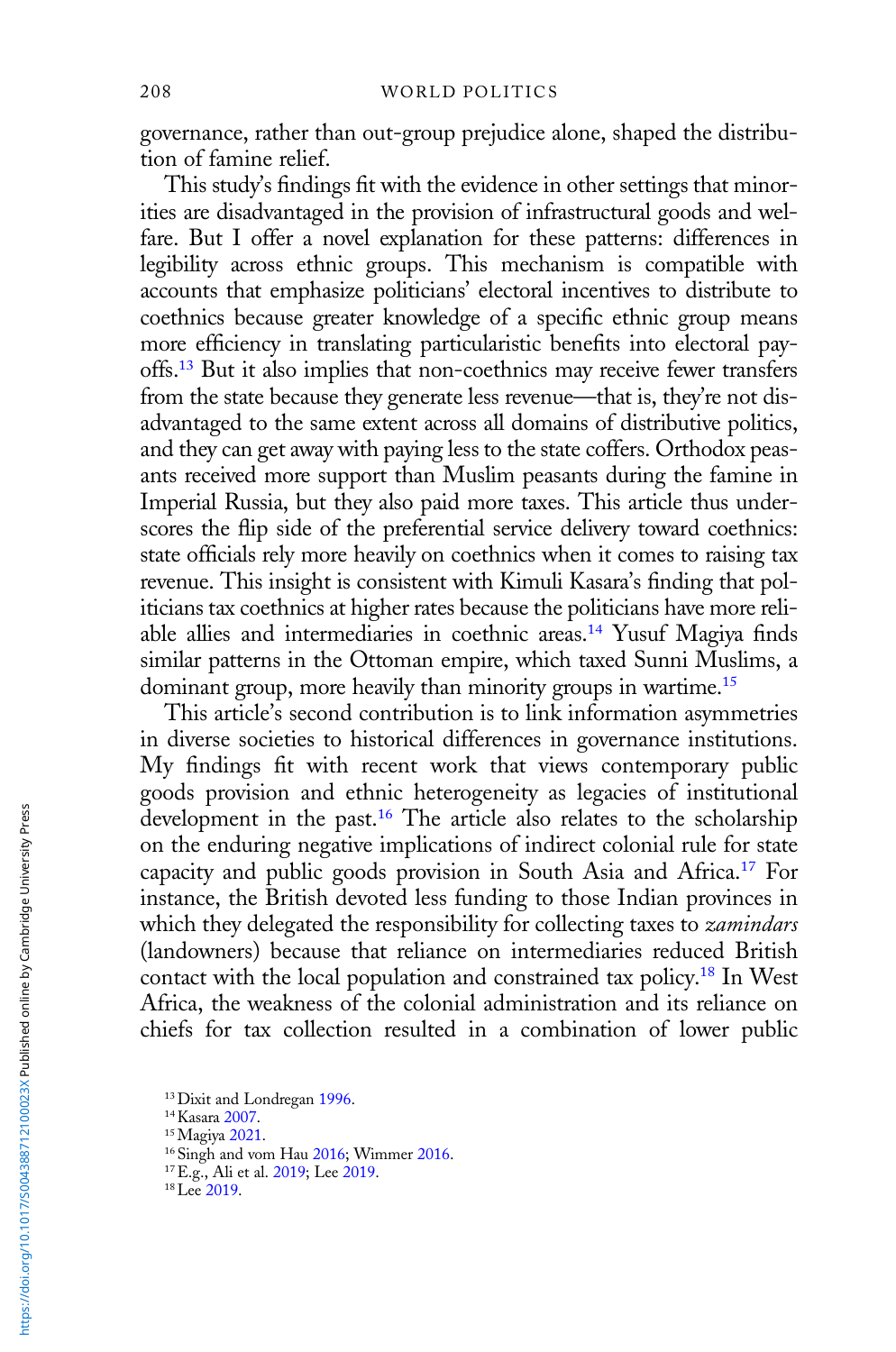governance, rather than out-group prejudice alone, shaped the distribution of famine relief.

This study's findings fit with the evidence in other settings that minorities are disadvantaged in the provision of infrastructural goods and welfare. But I offer a novel explanation for these patterns: differences in legibility across ethnic groups. This mechanism is compatible with accounts that emphasize politicians' electoral incentives to distribute to coethnics because greater knowledge of a specific ethnic group means more efficiency in translating particularistic benefits into electoral payoffs.[13] But it also implies that non-coethnics may receive fewer transfers from the state because they generate less revenue—that is, they're not disadvantaged to the same extent across all domains of distributive politics, and they can get away with paying less to the state coffers. Orthodox peasants received more support than Muslim peasants during the famine in Imperial Russia, but they also paid more taxes. This article thus underscores the flip side of the preferential service delivery toward coethnics: state officials rely more heavily on coethnics when it comes to raising tax revenue. This insight is consistent with Kimuli Kasara's finding that politicians tax coethnics at higher rates because the politicians have more reliable allies and intermediaries in coethnic areas.[14] Yusuf Magiya finds similar patterns in the Ottoman empire, which taxed Sunni Muslims, a dominant group, more heavily than minority groups in wartime.[15]

This article's second contribution is to link information asymmetries in diverse societies to historical differences in governance institutions. My findings fit with recent work that views contemporary public goods provision and ethnic heterogeneity as legacies of institutional development in the past.[16] The article also relates to the scholarship on the enduring negative implications of indirect colonial rule for state capacity and public goods provision in South Asia and Africa.[17] For instance, the British devoted less funding to those Indian provinces in which they delegated the responsibility for collecting taxes to *zamindars* (landowners) because that reliance on intermediaries reduced British contact with the local population and constrained tax policy.[18] In West Africa, the weakness of the colonial administration and its reliance on chiefs for tax collection resulted in a combination of lower public

[13] Dixit and Londregan 1996.
[14] Kasara 2007.
[15] Magiya 2021.
[16] Singh and vom Hau 2016; Wimmer 2016.
[17] E.g., Ali et al. 2019; Lee 2019.
[18] Lee 2019.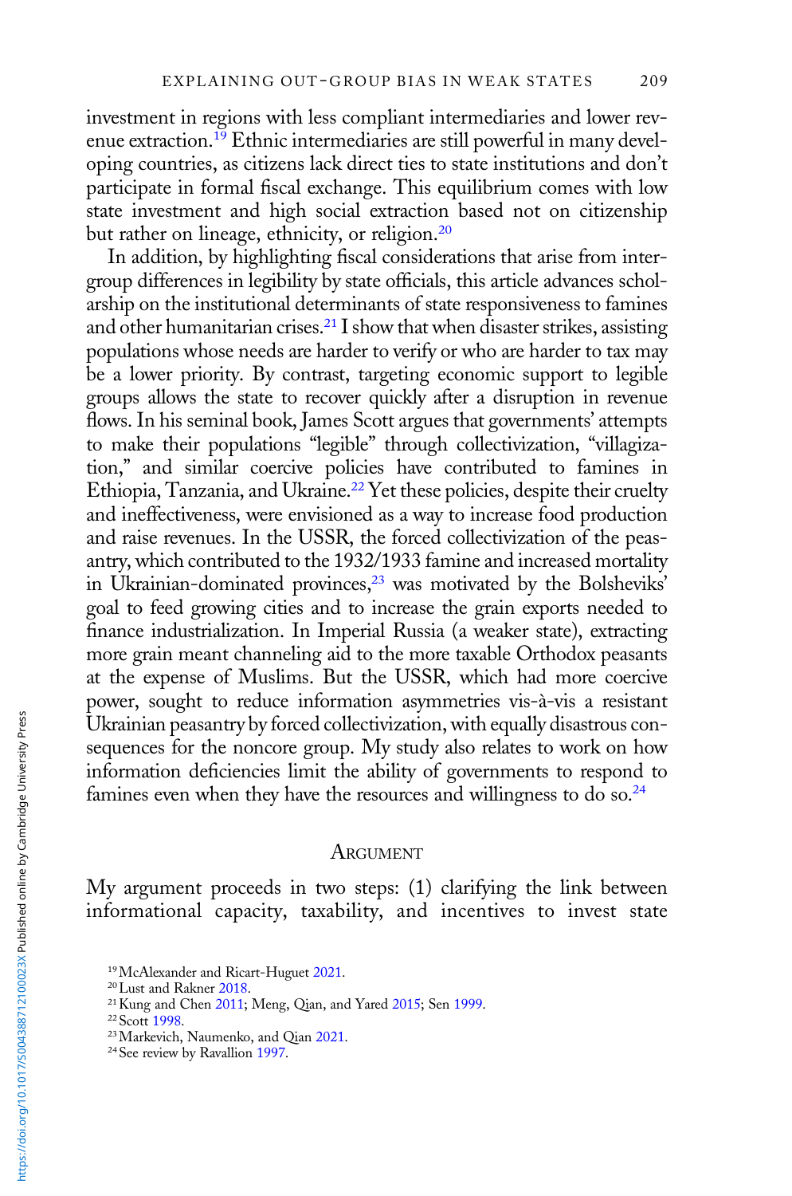investment in regions with less compliant intermediaries and lower revenue extraction.[19] Ethnic intermediaries are still powerful in many developing countries, as citizens lack direct ties to state institutions and don't participate in formal fiscal exchange. This equilibrium comes with low state investment and high social extraction based not on citizenship but rather on lineage, ethnicity, or religion.[20]

In addition, by highlighting fiscal considerations that arise from intergroup differences in legibility by state officials, this article advances scholarship on the institutional determinants of state responsiveness to famines and other humanitarian crises.[21] I show that when disaster strikes, assisting populations whose needs are harder to verify or who are harder to tax may be a lower priority. By contrast, targeting economic support to legible groups allows the state to recover quickly after a disruption in revenue flows. In his seminal book, James Scott argues that governments' attempts to make their populations "legible" through collectivization, "villagization," and similar coercive policies have contributed to famines in Ethiopia, Tanzania, and Ukraine.[22] Yet these policies, despite their cruelty and ineffectiveness, were envisioned as a way to increase food production and raise revenues. In the USSR, the forced collectivization of the peasantry, which contributed to the 1932/1933 famine and increased mortality in Ukrainian-dominated provinces,[23] was motivated by the Bolsheviks' goal to feed growing cities and to increase the grain exports needed to finance industrialization. In Imperial Russia (a weaker state), extracting more grain meant channeling aid to the more taxable Orthodox peasants at the expense of Muslims. But the USSR, which had more coercive power, sought to reduce information asymmetries vis-à-vis a resistant Ukrainian peasantry by forced collectivization, with equally disastrous consequences for the noncore group. My study also relates to work on how information deficiencies limit the ability of governments to respond to famines even when they have the resources and willingness to do so.[24]

## Argument

My argument proceeds in two steps: (1) clarifying the link between informational capacity, taxability, and incentives to invest state

[19] McAlexander and Ricart-Huguet 2021.
[20] Lust and Rakner 2018.
[21] Kung and Chen 2011; Meng, Qian, and Yared 2015; Sen 1999.
[22] Scott 1998.
[23] Markevich, Naumenko, and Qian 2021.
[24] See review by Ravallion 1997.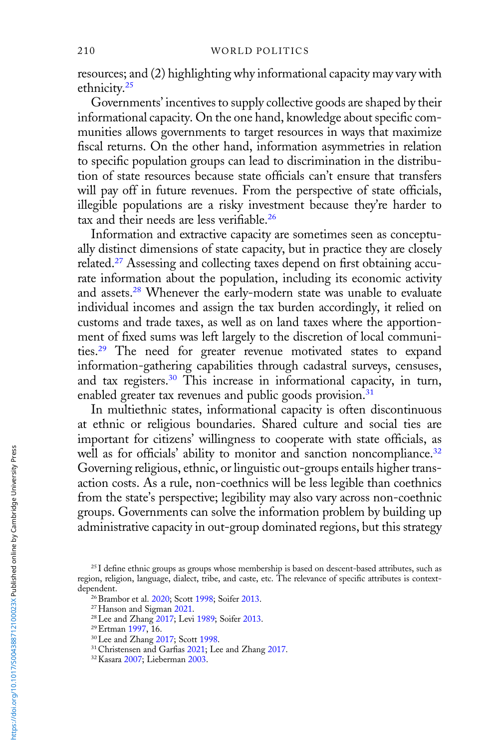resources; and (2) highlighting why informational capacity may vary with ethnicity.[25]

Governments' incentives to supply collective goods are shaped by their informational capacity. On the one hand, knowledge about specific communities allows governments to target resources in ways that maximize fiscal returns. On the other hand, information asymmetries in relation to specific population groups can lead to discrimination in the distribution of state resources because state officials can't ensure that transfers will pay off in future revenues. From the perspective of state officials, illegible populations are a risky investment because they're harder to tax and their needs are less verifiable.[26]

Information and extractive capacity are sometimes seen as conceptually distinct dimensions of state capacity, but in practice they are closely related.[27] Assessing and collecting taxes depend on first obtaining accurate information about the population, including its economic activity and assets.[28] Whenever the early-modern state was unable to evaluate individual incomes and assign the tax burden accordingly, it relied on customs and trade taxes, as well as on land taxes where the apportionment of fixed sums was left largely to the discretion of local communities.[29] The need for greater revenue motivated states to expand information-gathering capabilities through cadastral surveys, censuses, and tax registers.[30] This increase in informational capacity, in turn, enabled greater tax revenues and public goods provision.[31]

In multiethnic states, informational capacity is often discontinuous at ethnic or religious boundaries. Shared culture and social ties are important for citizens' willingness to cooperate with state officials, as well as for officials' ability to monitor and sanction noncompliance.[32] Governing religious, ethnic, or linguistic out-groups entails higher transaction costs. As a rule, non-coethnics will be less legible than coethnics from the state's perspective; legibility may also vary across non-coethnic groups. Governments can solve the information problem by building up administrative capacity in out-group dominated regions, but this strategy

[25] I define ethnic groups as groups whose membership is based on descent-based attributes, such as region, religion, language, dialect, tribe, and caste, etc. The relevance of specific attributes is context-dependent.

[26] Brambor et al. 2020; Scott 1998; Soifer 2013.

[27] Hanson and Sigman 2021.

[28] Lee and Zhang 2017; Levi 1989; Soifer 2013.

[29] Ertman 1997, 16.

[30] Lee and Zhang 2017; Scott 1998.

[31] Christensen and Garfias 2021; Lee and Zhang 2017.

[32] Kasara 2007; Lieberman 2003.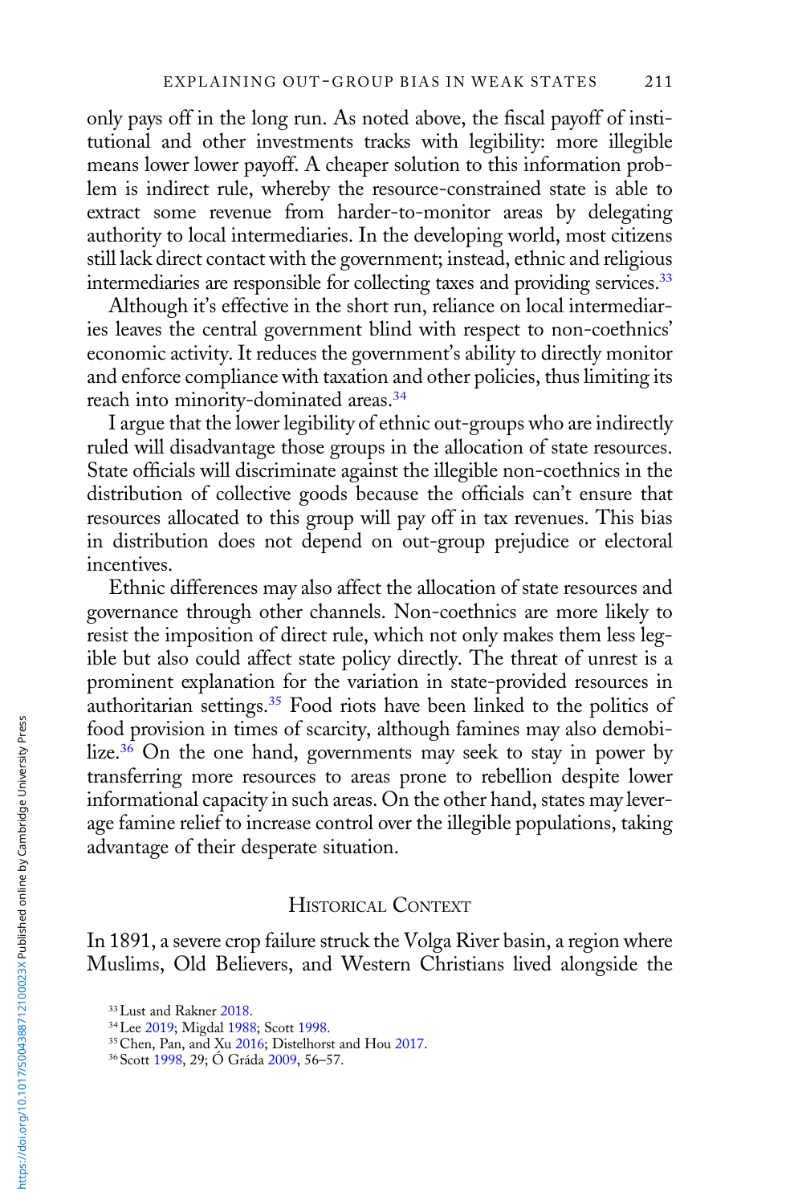only pays off in the long run. As noted above, the fiscal payoff of institutional and other investments tracks with legibility: more illegible means lower lower payoff. A cheaper solution to this information problem is indirect rule, whereby the resource-constrained state is able to extract some revenue from harder-to-monitor areas by delegating authority to local intermediaries. In the developing world, most citizens still lack direct contact with the government; instead, ethnic and religious intermediaries are responsible for collecting taxes and providing services.[33]

Although it's effective in the short run, reliance on local intermediaries leaves the central government blind with respect to non-coethnics' economic activity. It reduces the government's ability to directly monitor and enforce compliance with taxation and other policies, thus limiting its reach into minority-dominated areas.[34]

I argue that the lower legibility of ethnic out-groups who are indirectly ruled will disadvantage those groups in the allocation of state resources. State officials will discriminate against the illegible non-coethnics in the distribution of collective goods because the officials can't ensure that resources allocated to this group will pay off in tax revenues. This bias in distribution does not depend on out-group prejudice or electoral incentives.

Ethnic differences may also affect the allocation of state resources and governance through other channels. Non-coethnics are more likely to resist the imposition of direct rule, which not only makes them less legible but also could affect state policy directly. The threat of unrest is a prominent explanation for the variation in state-provided resources in authoritarian settings.[35] Food riots have been linked to the politics of food provision in times of scarcity, although famines may also demobilize.[36] On the one hand, governments may seek to stay in power by transferring more resources to areas prone to rebellion despite lower informational capacity in such areas. On the other hand, states may leverage famine relief to increase control over the illegible populations, taking advantage of their desperate situation.

## Historical Context

In 1891, a severe crop failure struck the Volga River basin, a region where Muslims, Old Believers, and Western Christians lived alongside the

[33] Lust and Rakner 2018.

[34] Lee 2019; Migdal 1988; Scott 1998.

[35] Chen, Pan, and Xu 2016; Distelhorst and Hou 2017.

[36] Scott 1998, 29; Ó Gráda 2009, 56–57.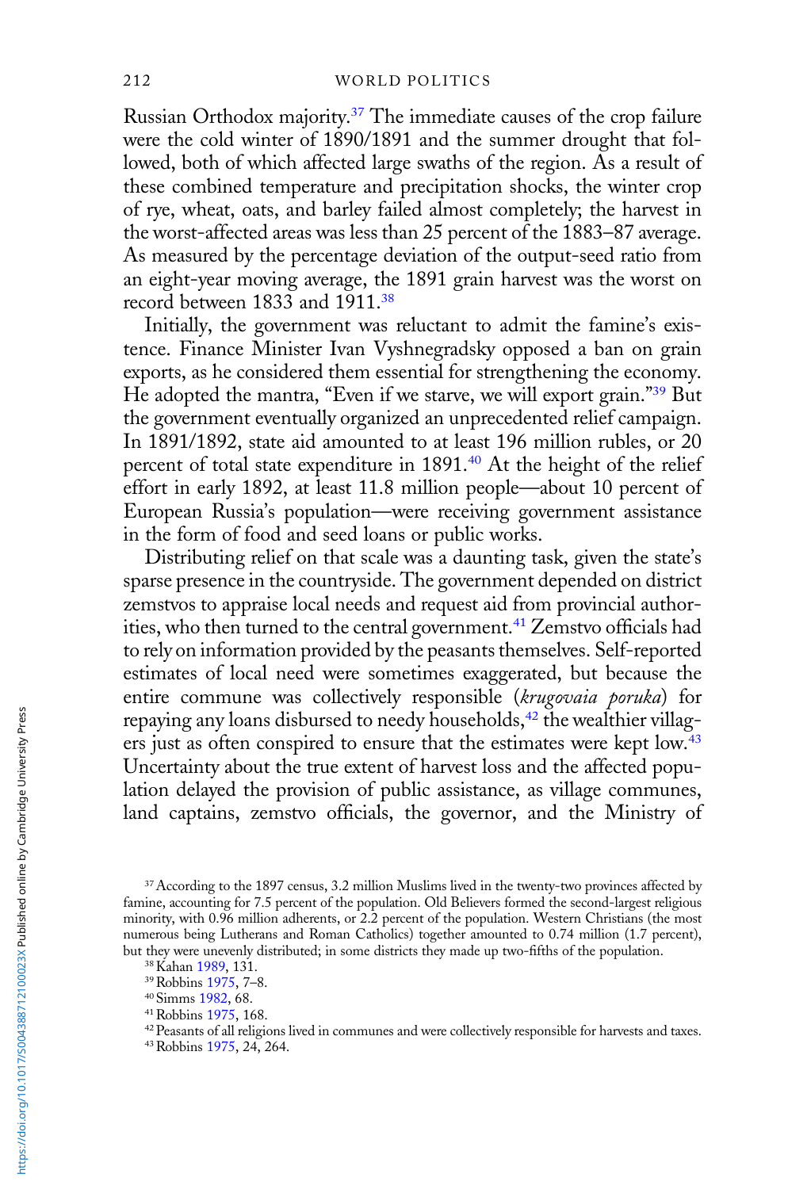Russian Orthodox majority.[37] The immediate causes of the crop failure were the cold winter of 1890/1891 and the summer drought that followed, both of which affected large swaths of the region. As a result of these combined temperature and precipitation shocks, the winter crop of rye, wheat, oats, and barley failed almost completely; the harvest in the worst-affected areas was less than 25 percent of the 1883–87 average. As measured by the percentage deviation of the output-seed ratio from an eight-year moving average, the 1891 grain harvest was the worst on record between 1833 and 1911.[38]

Initially, the government was reluctant to admit the famine's existence. Finance Minister Ivan Vyshnegradsky opposed a ban on grain exports, as he considered them essential for strengthening the economy. He adopted the mantra, "Even if we starve, we will export grain."[39] But the government eventually organized an unprecedented relief campaign. In 1891/1892, state aid amounted to at least 196 million rubles, or 20 percent of total state expenditure in 1891.[40] At the height of the relief effort in early 1892, at least 11.8 million people—about 10 percent of European Russia's population—were receiving government assistance in the form of food and seed loans or public works.

Distributing relief on that scale was a daunting task, given the state's sparse presence in the countryside. The government depended on district zemstvos to appraise local needs and request aid from provincial authorities, who then turned to the central government.[41] Zemstvo officials had to rely on information provided by the peasants themselves. Self-reported estimates of local need were sometimes exaggerated, but because the entire commune was collectively responsible (*krugovaia poruka*) for repaying any loans disbursed to needy households,[42] the wealthier villagers just as often conspired to ensure that the estimates were kept low.[43] Uncertainty about the true extent of harvest loss and the affected population delayed the provision of public assistance, as village communes, land captains, zemstvo officials, the governor, and the Ministry of

[37] According to the 1897 census, 3.2 million Muslims lived in the twenty-two provinces affected by famine, accounting for 7.5 percent of the population. Old Believers formed the second-largest religious minority, with 0.96 million adherents, or 2.2 percent of the population. Western Christians (the most numerous being Lutherans and Roman Catholics) together amounted to 0.74 million (1.7 percent), but they were unevenly distributed; in some districts they made up two-fifths of the population.

[38] Kahan 1989, 131.

[39] Robbins 1975, 7–8.

[40] Simms 1982, 68.

[41] Robbins 1975, 168.

[42] Peasants of all religions lived in communes and were collectively responsible for harvests and taxes.

[43] Robbins 1975, 24, 264.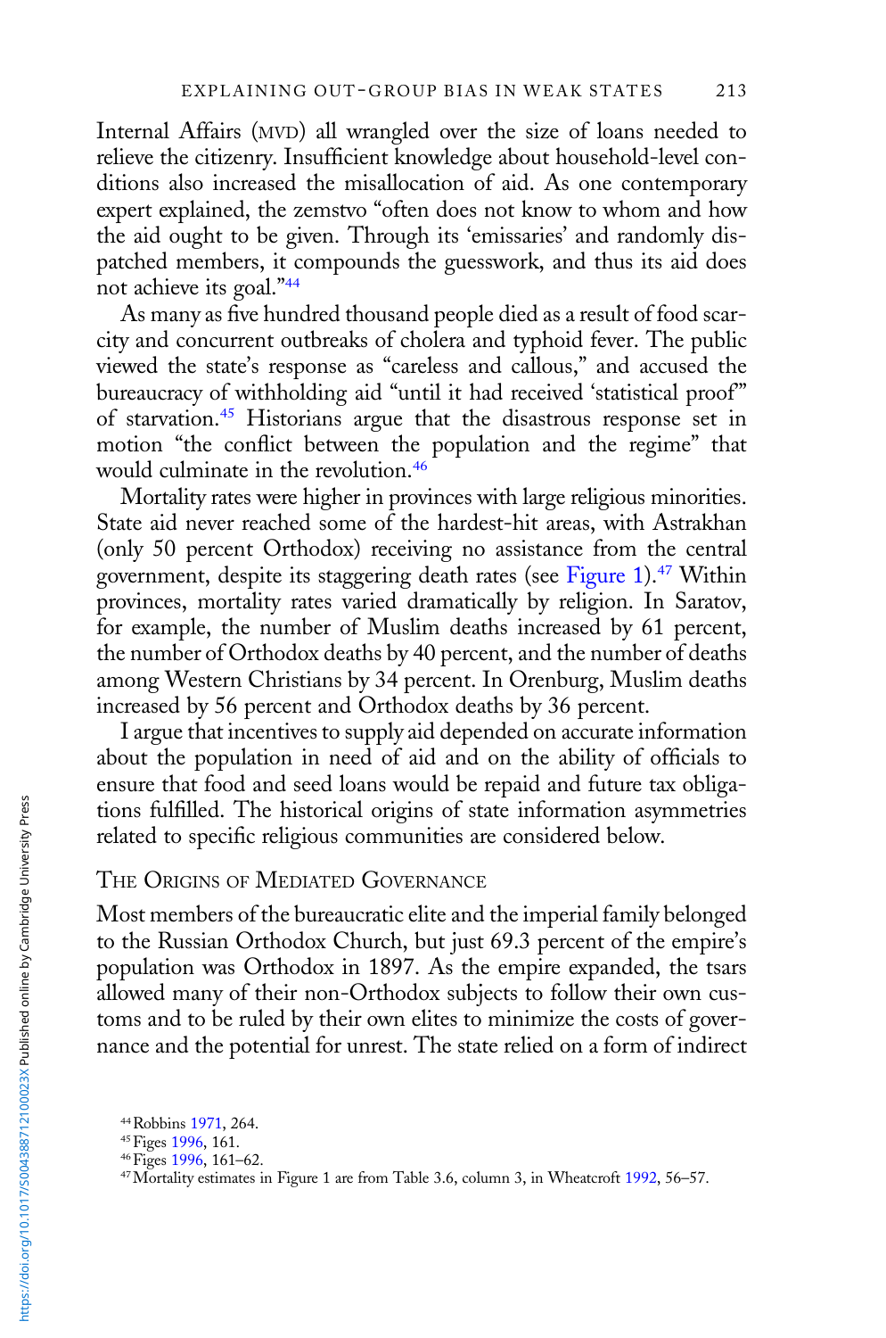Internal Affairs (MVD) all wrangled over the size of loans needed to relieve the citizenry. Insufficient knowledge about household-level conditions also increased the misallocation of aid. As one contemporary expert explained, the zemstvo "often does not know to whom and how the aid ought to be given. Through its 'emissaries' and randomly dispatched members, it compounds the guesswork, and thus its aid does not achieve its goal."[44]

As many as five hundred thousand people died as a result of food scarcity and concurrent outbreaks of cholera and typhoid fever. The public viewed the state's response as "careless and callous," and accused the bureaucracy of withholding aid "until it had received 'statistical proof'" of starvation.[45] Historians argue that the disastrous response set in motion "the conflict between the population and the regime" that would culminate in the revolution.[46]

Mortality rates were higher in provinces with large religious minorities. State aid never reached some of the hardest-hit areas, with Astrakhan (only 50 percent Orthodox) receiving no assistance from the central government, despite its staggering death rates (see Figure 1).[47] Within provinces, mortality rates varied dramatically by religion. In Saratov, for example, the number of Muslim deaths increased by 61 percent, the number of Orthodox deaths by 40 percent, and the number of deaths among Western Christians by 34 percent. In Orenburg, Muslim deaths increased by 56 percent and Orthodox deaths by 36 percent.

I argue that incentives to supply aid depended on accurate information about the population in need of aid and on the ability of officials to ensure that food and seed loans would be repaid and future tax obligations fulfilled. The historical origins of state information asymmetries related to specific religious communities are considered below.

## The Origins of Mediated Governance

Most members of the bureaucratic elite and the imperial family belonged to the Russian Orthodox Church, but just 69.3 percent of the empire's population was Orthodox in 1897. As the empire expanded, the tsars allowed many of their non-Orthodox subjects to follow their own customs and to be ruled by their own elites to minimize the costs of governance and the potential for unrest. The state relied on a form of indirect

[44] Robbins 1971, 264.
[45] Figes 1996, 161.
[46] Figes 1996, 161–62.
[47] Mortality estimates in Figure 1 are from Table 3.6, column 3, in Wheatcroft 1992, 56–57.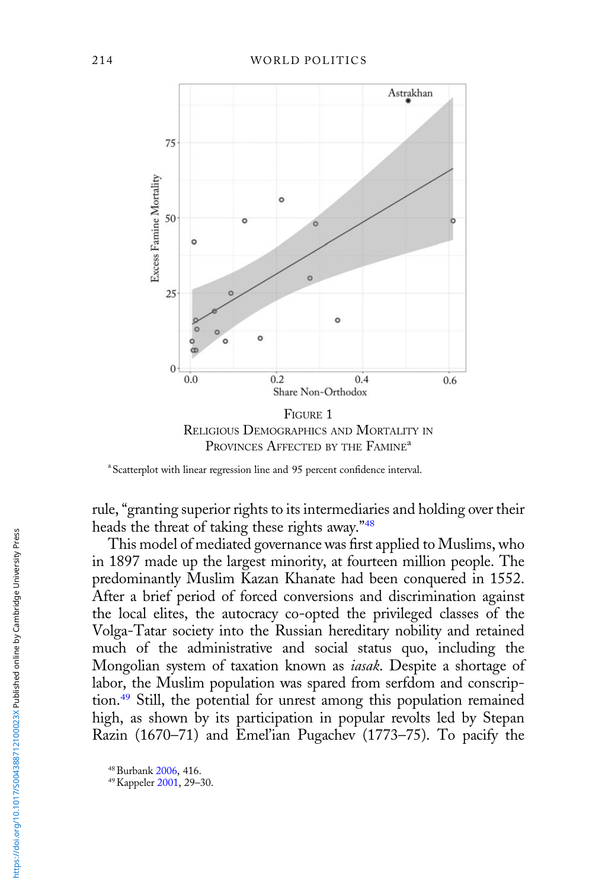FIGURE 1
RELIGIOUS DEMOGRAPHICS AND MORTALITY IN PROVINCES AFFECTED BY THE FAMINE[a]

[a] Scatterplot with linear regression line and 95 percent confidence interval.

rule, "granting superior rights to its intermediaries and holding over their heads the threat of taking these rights away."[48]

This model of mediated governance was first applied to Muslims, who in 1897 made up the largest minority, at fourteen million people. The predominantly Muslim Kazan Khanate had been conquered in 1552. After a brief period of forced conversions and discrimination against the local elites, the autocracy co-opted the privileged classes of the Volga-Tatar society into the Russian hereditary nobility and retained much of the administrative and social status quo, including the Mongolian system of taxation known as *iasak*. Despite a shortage of labor, the Muslim population was spared from serfdom and conscription.[49] Still, the potential for unrest among this population remained high, as shown by its participation in popular revolts led by Stepan Razin (1670–71) and Emel'ian Pugachev (1773–75). To pacify the

[48] Burbank 2006, 416.

[49] Kappeler 2001, 29–30.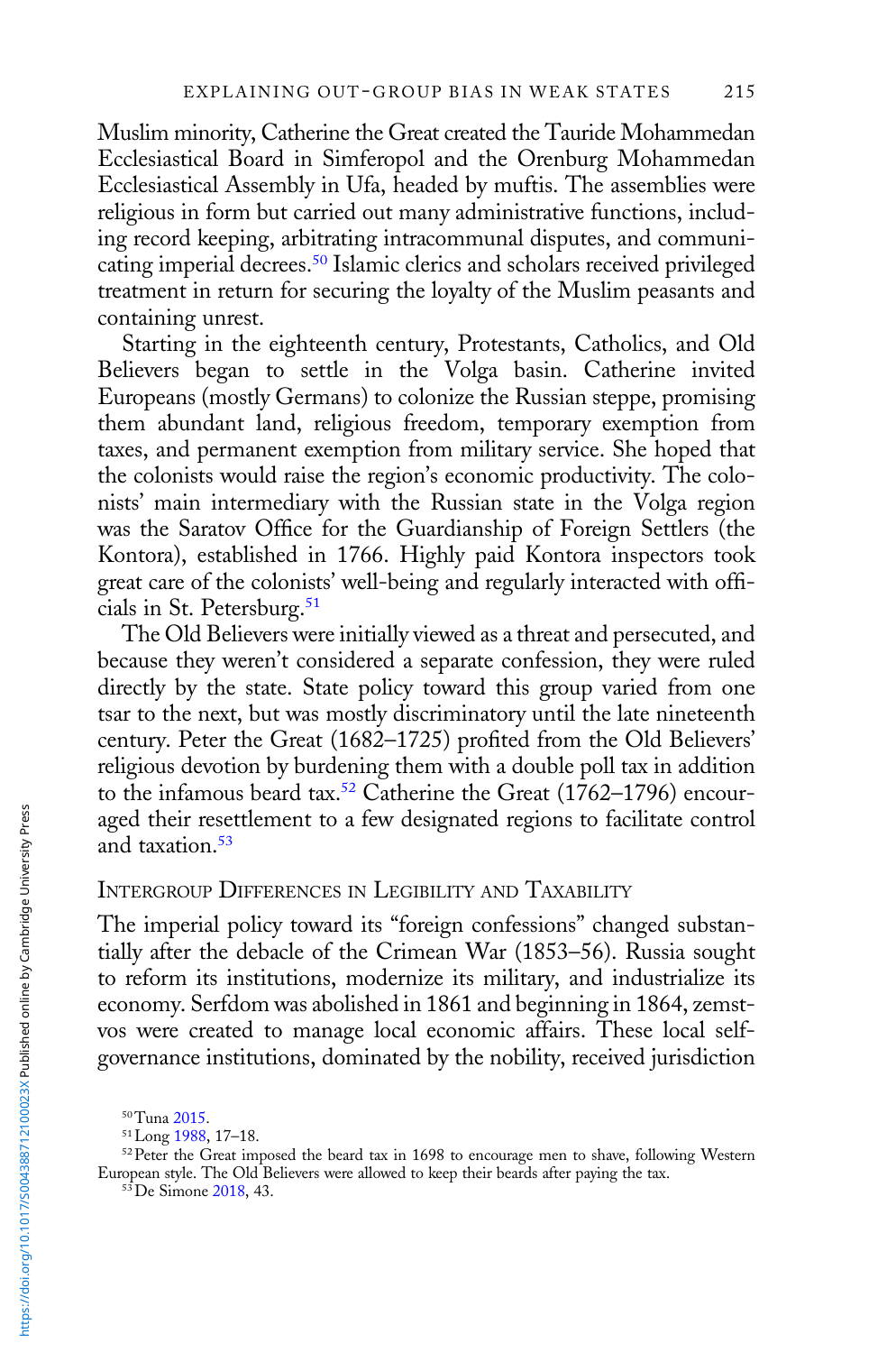Muslim minority, Catherine the Great created the Tauride Mohammedan Ecclesiastical Board in Simferopol and the Orenburg Mohammedan Ecclesiastical Assembly in Ufa, headed by muftis. The assemblies were religious in form but carried out many administrative functions, including record keeping, arbitrating intracommunal disputes, and communicating imperial decrees.[50] Islamic clerics and scholars received privileged treatment in return for securing the loyalty of the Muslim peasants and containing unrest.

Starting in the eighteenth century, Protestants, Catholics, and Old Believers began to settle in the Volga basin. Catherine invited Europeans (mostly Germans) to colonize the Russian steppe, promising them abundant land, religious freedom, temporary exemption from taxes, and permanent exemption from military service. She hoped that the colonists would raise the region's economic productivity. The colonists' main intermediary with the Russian state in the Volga region was the Saratov Office for the Guardianship of Foreign Settlers (the Kontora), established in 1766. Highly paid Kontora inspectors took great care of the colonists' well-being and regularly interacted with officials in St. Petersburg.[51]

The Old Believers were initially viewed as a threat and persecuted, and because they weren't considered a separate confession, they were ruled directly by the state. State policy toward this group varied from one tsar to the next, but was mostly discriminatory until the late nineteenth century. Peter the Great (1682–1725) profited from the Old Believers' religious devotion by burdening them with a double poll tax in addition to the infamous beard tax.[52] Catherine the Great (1762–1796) encouraged their resettlement to a few designated regions to facilitate control and taxation.[53]

## Intergroup Differences in Legibility and Taxability

The imperial policy toward its "foreign confessions" changed substantially after the debacle of the Crimean War (1853–56). Russia sought to reform its institutions, modernize its military, and industrialize its economy. Serfdom was abolished in 1861 and beginning in 1864, zemstvos were created to manage local economic affairs. These local self-governance institutions, dominated by the nobility, received jurisdiction

[50] Tuna 2015.

[51] Long 1988, 17–18.

[52] Peter the Great imposed the beard tax in 1698 to encourage men to shave, following Western European style. The Old Believers were allowed to keep their beards after paying the tax.

[53] De Simone 2018, 43.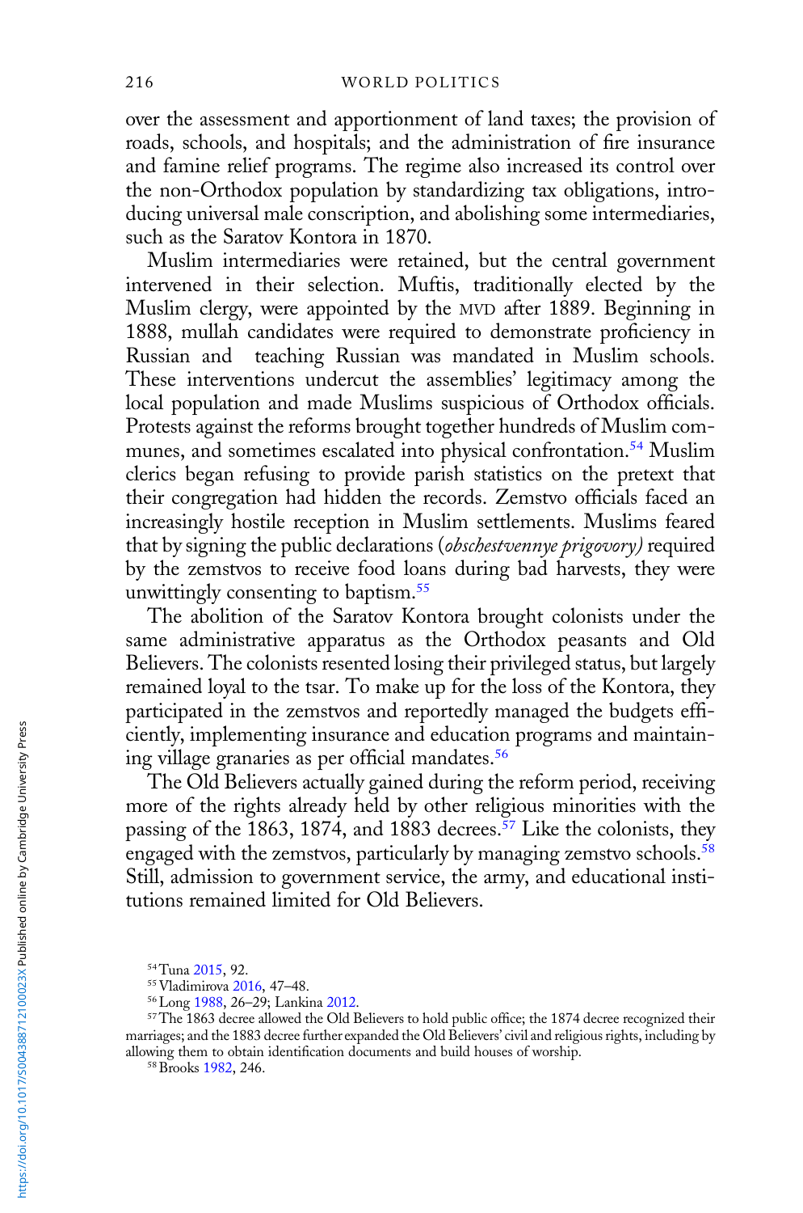over the assessment and apportionment of land taxes; the provision of roads, schools, and hospitals; and the administration of fire insurance and famine relief programs. The regime also increased its control over the non-Orthodox population by standardizing tax obligations, introducing universal male conscription, and abolishing some intermediaries, such as the Saratov Kontora in 1870.

Muslim intermediaries were retained, but the central government intervened in their selection. Muftis, traditionally elected by the Muslim clergy, were appointed by the MVD after 1889. Beginning in 1888, mullah candidates were required to demonstrate proficiency in Russian and teaching Russian was mandated in Muslim schools. These interventions undercut the assemblies' legitimacy among the local population and made Muslims suspicious of Orthodox officials. Protests against the reforms brought together hundreds of Muslim communes, and sometimes escalated into physical confrontation.[54] Muslim clerics began refusing to provide parish statistics on the pretext that their congregation had hidden the records. Zemstvo officials faced an increasingly hostile reception in Muslim settlements. Muslims feared that by signing the public declarations (*obschestvennye prigovory)* required by the zemstvos to receive food loans during bad harvests, they were unwittingly consenting to baptism.[55]

The abolition of the Saratov Kontora brought colonists under the same administrative apparatus as the Orthodox peasants and Old Believers. The colonists resented losing their privileged status, but largely remained loyal to the tsar. To make up for the loss of the Kontora, they participated in the zemstvos and reportedly managed the budgets efficiently, implementing insurance and education programs and maintaining village granaries as per official mandates.[56]

The Old Believers actually gained during the reform period, receiving more of the rights already held by other religious minorities with the passing of the 1863, 1874, and 1883 decrees.[57] Like the colonists, they engaged with the zemstvos, particularly by managing zemstvo schools.[58] Still, admission to government service, the army, and educational institutions remained limited for Old Believers.

[54] Tuna 2015, 92.

[55] Vladimirova 2016, 47–48.

[56] Long 1988, 26–29; Lankina 2012.

[57] The 1863 decree allowed the Old Believers to hold public office; the 1874 decree recognized their marriages; and the 1883 decree further expanded the Old Believers' civil and religious rights, including by allowing them to obtain identification documents and build houses of worship.

[58] Brooks 1982, 246.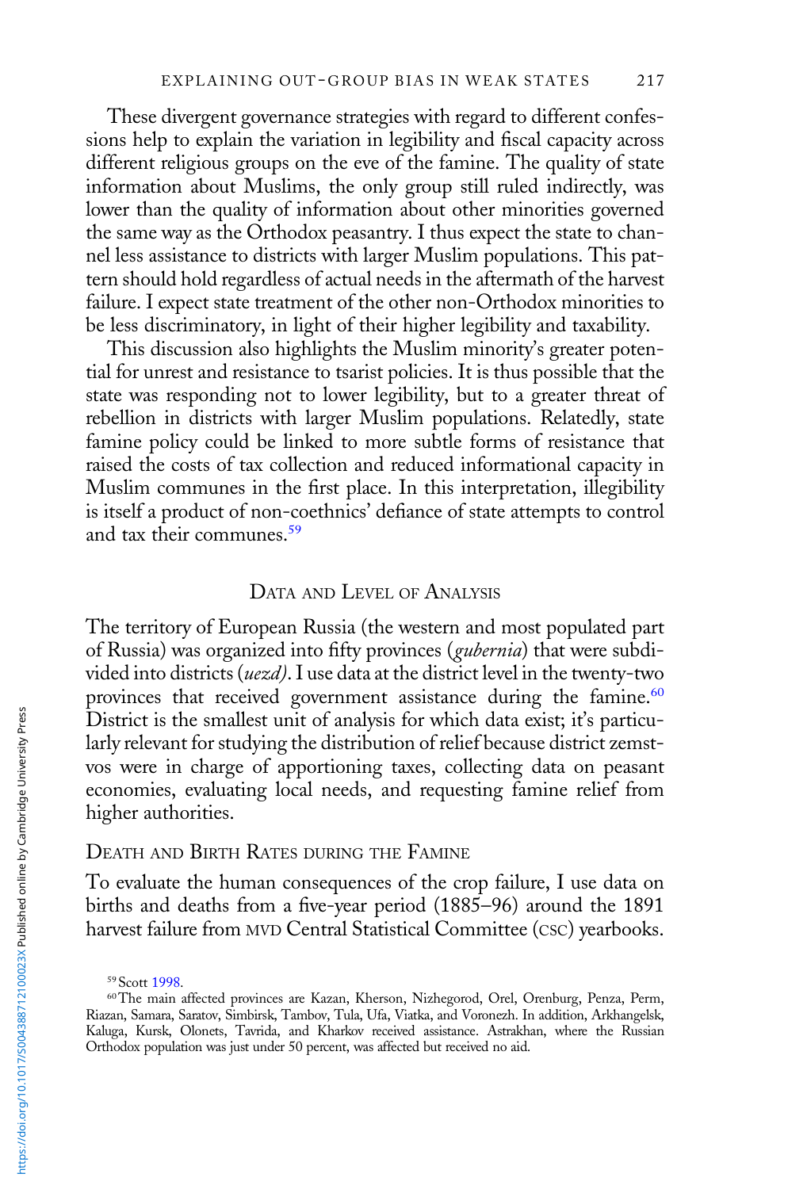These divergent governance strategies with regard to different confessions help to explain the variation in legibility and fiscal capacity across different religious groups on the eve of the famine. The quality of state information about Muslims, the only group still ruled indirectly, was lower than the quality of information about other minorities governed the same way as the Orthodox peasantry. I thus expect the state to channel less assistance to districts with larger Muslim populations. This pattern should hold regardless of actual needs in the aftermath of the harvest failure. I expect state treatment of the other non-Orthodox minorities to be less discriminatory, in light of their higher legibility and taxability.

This discussion also highlights the Muslim minority's greater potential for unrest and resistance to tsarist policies. It is thus possible that the state was responding not to lower legibility, but to a greater threat of rebellion in districts with larger Muslim populations. Relatedly, state famine policy could be linked to more subtle forms of resistance that raised the costs of tax collection and reduced informational capacity in Muslim communes in the first place. In this interpretation, illegibility is itself a product of non-coethnics' defiance of state attempts to control and tax their communes.[59]

## Data and Level of Analysis

The territory of European Russia (the western and most populated part of Russia) was organized into fifty provinces (*gubernia*) that were subdivided into districts (*uezd)*. I use data at the district level in the twenty-two provinces that received government assistance during the famine.[60] District is the smallest unit of analysis for which data exist; it's particularly relevant for studying the distribution of relief because district zemstvos were in charge of apportioning taxes, collecting data on peasant economies, evaluating local needs, and requesting famine relief from higher authorities.

### Death and Birth Rates during the Famine

To evaluate the human consequences of the crop failure, I use data on births and deaths from a five-year period (1885–96) around the 1891 harvest failure from MVD Central Statistical Committee (CSC) yearbooks.

[59] Scott 1998.

[60] The main affected provinces are Kazan, Kherson, Nizhegorod, Orel, Orenburg, Penza, Perm, Riazan, Samara, Saratov, Simbirsk, Tambov, Tula, Ufa, Viatka, and Voronezh. In addition, Arkhangelsk, Kaluga, Kursk, Olonets, Tavrida, and Kharkov received assistance. Astrakhan, where the Russian Orthodox population was just under 50 percent, was affected but received no aid.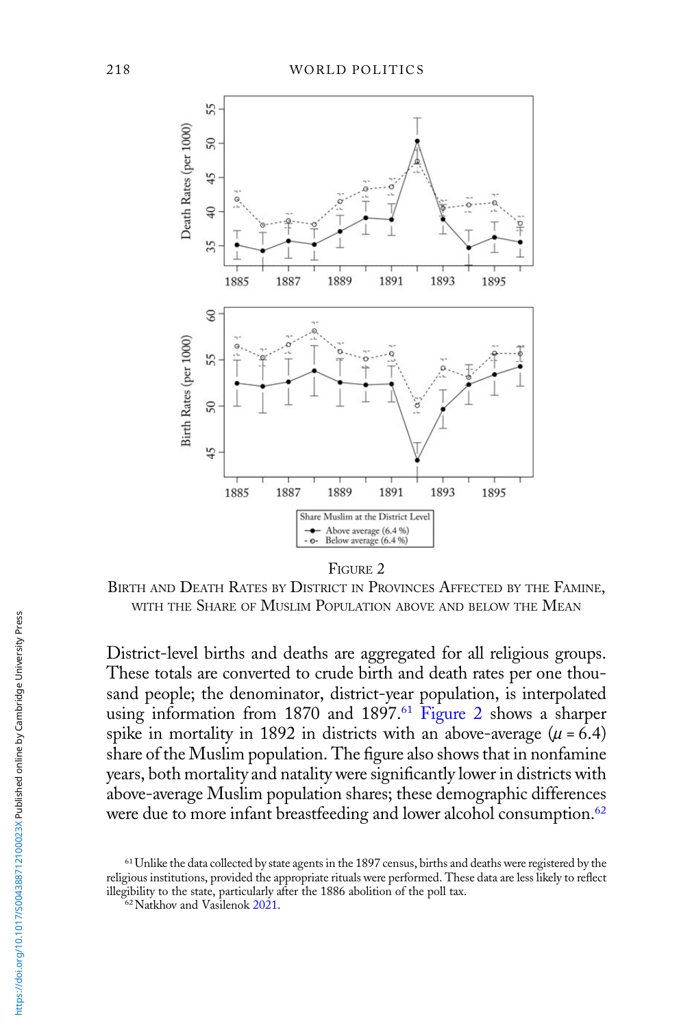FIGURE 2

BIRTH AND DEATH RATES BY DISTRICT IN PROVINCES AFFECTED BY THE FAMINE, WITH THE SHARE OF MUSLIM POPULATION ABOVE AND BELOW THE MEAN

District-level births and deaths are aggregated for all religious groups. These totals are converted to crude birth and death rates per one thousand people; the denominator, district-year population, is interpolated using information from 1870 and 1897.[61] Figure 2 shows a sharper spike in mortality in 1892 in districts with an above-average ($\mu = 6.4$) share of the Muslim population. The figure also shows that in nonfamine years, both mortality and natality were significantly lower in districts with above-average Muslim population shares; these demographic differences were due to more infant breastfeeding and lower alcohol consumption.[62]

[61] Unlike the data collected by state agents in the 1897 census, births and deaths were registered by the religious institutions, provided the appropriate rituals were performed. These data are less likely to reflect illegibility to the state, particularly after the 1886 abolition of the poll tax.

[62] Natkhov and Vasilenok 2021.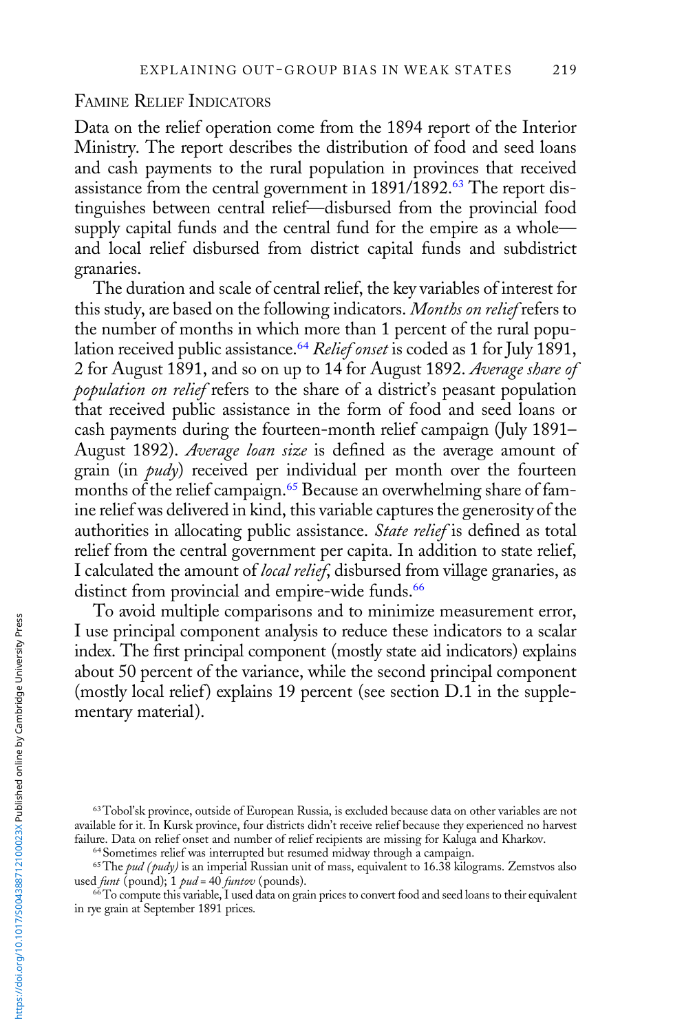### Famine Relief Indicators

Data on the relief operation come from the 1894 report of the Interior Ministry. The report describes the distribution of food and seed loans and cash payments to the rural population in provinces that received assistance from the central government in 1891/1892.[63] The report distinguishes between central relief—disbursed from the provincial food supply capital funds and the central fund for the empire as a whole—and local relief disbursed from district capital funds and subdistrict granaries.

The duration and scale of central relief, the key variables of interest for this study, are based on the following indicators. *Months on relief* refers to the number of months in which more than 1 percent of the rural population received public assistance.[64] *Relief onset* is coded as 1 for July 1891, 2 for August 1891, and so on up to 14 for August 1892. *Average share of population on relief* refers to the share of a district's peasant population that received public assistance in the form of food and seed loans or cash payments during the fourteen-month relief campaign (July 1891–August 1892). *Average loan size* is defined as the average amount of grain (in *pudy*) received per individual per month over the fourteen months of the relief campaign.[65] Because an overwhelming share of famine relief was delivered in kind, this variable captures the generosity of the authorities in allocating public assistance. *State relief* is defined as total relief from the central government per capita. In addition to state relief, I calculated the amount of *local relief*, disbursed from village granaries, as distinct from provincial and empire-wide funds.[66]

To avoid multiple comparisons and to minimize measurement error, I use principal component analysis to reduce these indicators to a scalar index. The first principal component (mostly state aid indicators) explains about 50 percent of the variance, while the second principal component (mostly local relief) explains 19 percent (see section D.1 in the supplementary material).

---

[63] Tobol'sk province, outside of European Russia, is excluded because data on other variables are not available for it. In Kursk province, four districts didn't receive relief because they experienced no harvest failure. Data on relief onset and number of relief recipients are missing for Kaluga and Kharkov.

[64] Sometimes relief was interrupted but resumed midway through a campaign.

[65] The *pud (pudy)* is an imperial Russian unit of mass, equivalent to 16.38 kilograms. Zemstvos also used *funt* (pound); 1 *pud* = 40 *funtov* (pounds).

[66] To compute this variable, I used data on grain prices to convert food and seed loans to their equivalent in rye grain at September 1891 prices.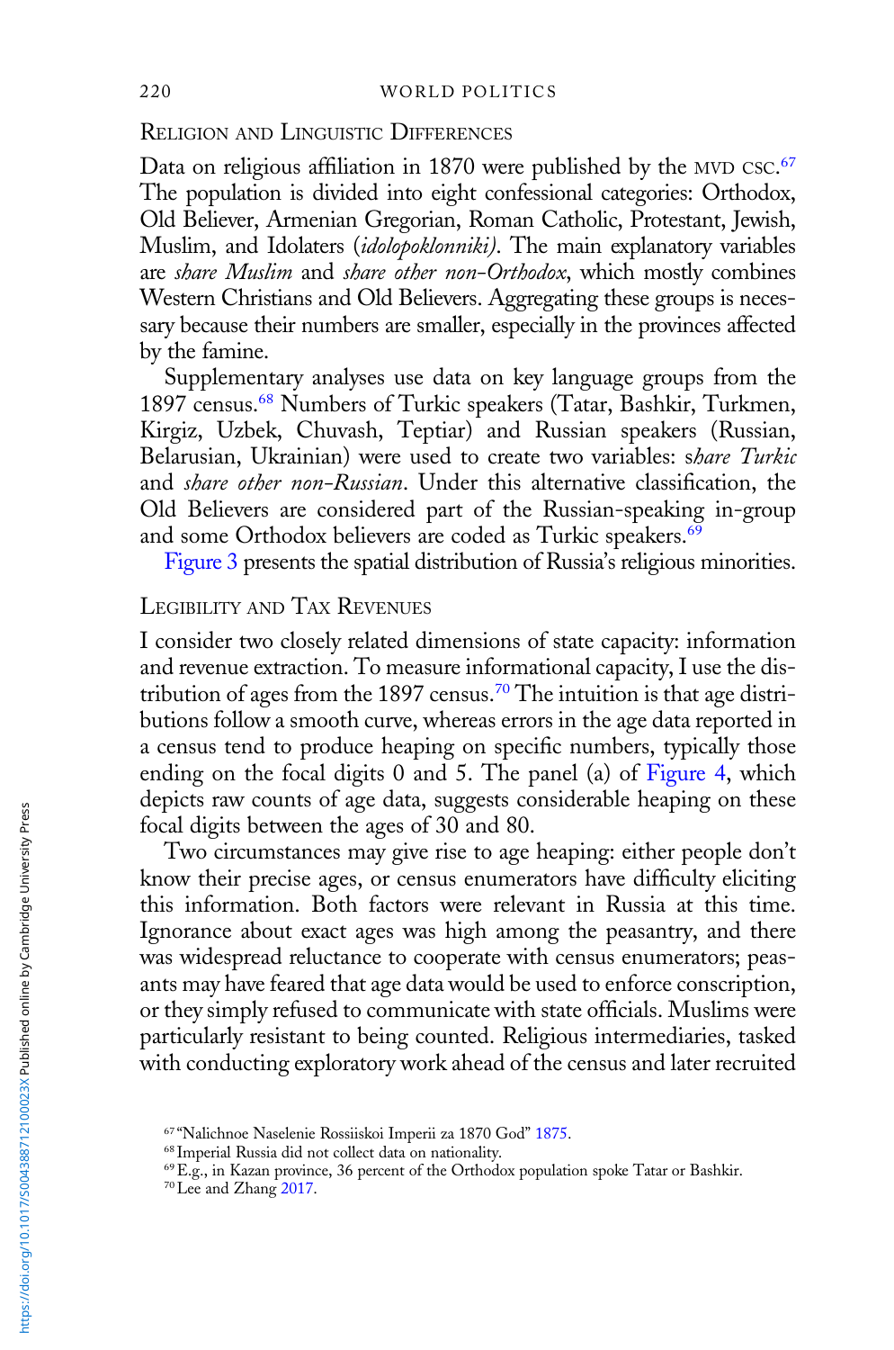### Religion and Linguistic Differences

Data on religious affiliation in 1870 were published by the MVD CSC.[67] The population is divided into eight confessional categories: Orthodox, Old Believer, Armenian Gregorian, Roman Catholic, Protestant, Jewish, Muslim, and Idolaters (*idolopoklonniki)*. The main explanatory variables are *share Muslim* and *share other non-Orthodox*, which mostly combines Western Christians and Old Believers. Aggregating these groups is necessary because their numbers are smaller, especially in the provinces affected by the famine.

Supplementary analyses use data on key language groups from the 1897 census.[68] Numbers of Turkic speakers (Tatar, Bashkir, Turkmen, Kirgiz, Uzbek, Chuvash, Teptiar) and Russian speakers (Russian, Belarusian, Ukrainian) were used to create two variables: s*hare Turkic* and *share other non-Russian*. Under this alternative classification, the Old Believers are considered part of the Russian-speaking in-group and some Orthodox believers are coded as Turkic speakers.[69]

Figure 3 presents the spatial distribution of Russia's religious minorities.

### Legibility and Tax Revenues

I consider two closely related dimensions of state capacity: information and revenue extraction. To measure informational capacity, I use the distribution of ages from the 1897 census.[70] The intuition is that age distributions follow a smooth curve, whereas errors in the age data reported in a census tend to produce heaping on specific numbers, typically those ending on the focal digits 0 and 5. The panel (a) of Figure 4, which depicts raw counts of age data, suggests considerable heaping on these focal digits between the ages of 30 and 80.

Two circumstances may give rise to age heaping: either people don't know their precise ages, or census enumerators have difficulty eliciting this information. Both factors were relevant in Russia at this time. Ignorance about exact ages was high among the peasantry, and there was widespread reluctance to cooperate with census enumerators; peasants may have feared that age data would be used to enforce conscription, or they simply refused to communicate with state officials. Muslims were particularly resistant to being counted. Religious intermediaries, tasked with conducting exploratory work ahead of the census and later recruited

[67] "Nalichnoe Naselenie Rossiiskoi Imperii za 1870 God" 1875.

[68] Imperial Russia did not collect data on nationality.

[69] E.g., in Kazan province, 36 percent of the Orthodox population spoke Tatar or Bashkir.

[70] Lee and Zhang 2017.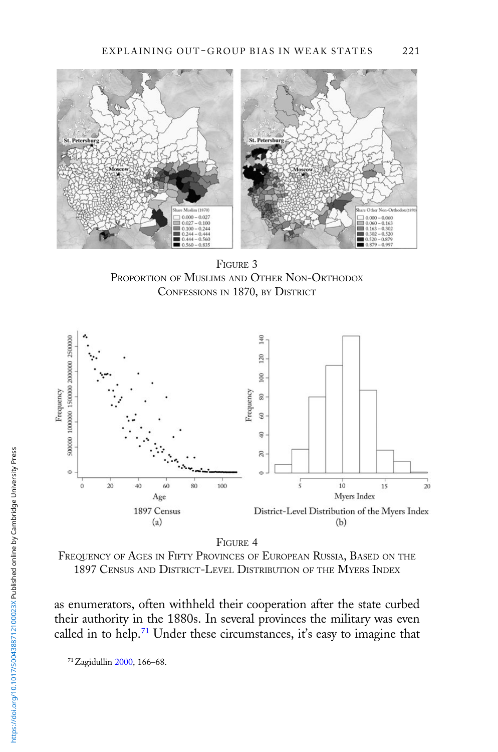FIGURE 3
PROPORTION OF MUSLIMS AND OTHER NON-ORTHODOX CONFESSIONS IN 1870, BY DISTRICT

FIGURE 4
FREQUENCY OF AGES IN FIFTY PROVINCES OF EUROPEAN RUSSIA, BASED ON THE 1897 CENSUS AND DISTRICT-LEVEL DISTRIBUTION OF THE MYERS INDEX

as enumerators, often withheld their cooperation after the state curbed their authority in the 1880s. In several provinces the military was even called in to help.[71] Under these circumstances, it's easy to imagine that

[71] Zagidullin 2000, 166–68.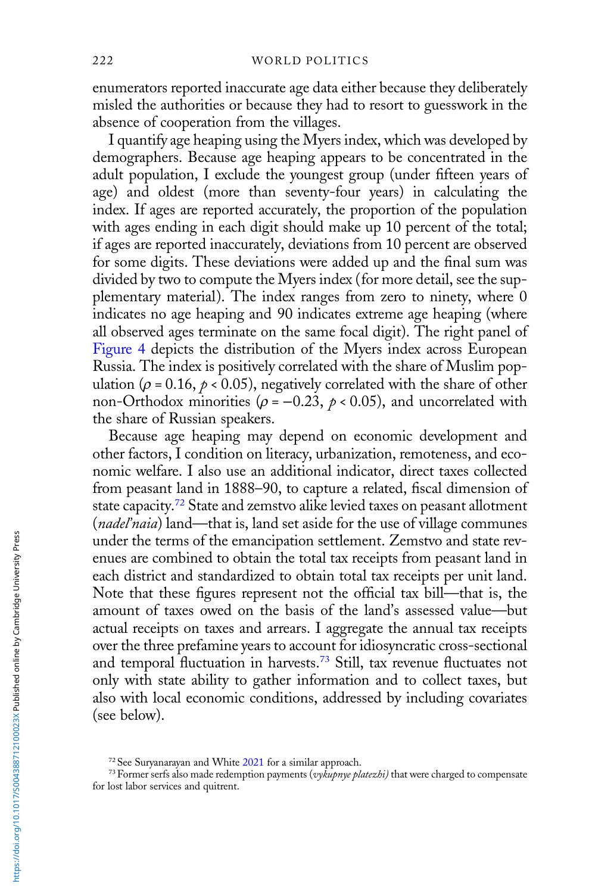enumerators reported inaccurate age data either because they deliberately misled the authorities or because they had to resort to guesswork in the absence of cooperation from the villages.

I quantify age heaping using the Myers index, which was developed by demographers. Because age heaping appears to be concentrated in the adult population, I exclude the youngest group (under fifteen years of age) and oldest (more than seventy-four years) in calculating the index. If ages are reported accurately, the proportion of the population with ages ending in each digit should make up 10 percent of the total; if ages are reported inaccurately, deviations from 10 percent are observed for some digits. These deviations were added up and the final sum was divided by two to compute the Myers index (for more detail, see the supplementary material). The index ranges from zero to ninety, where 0 indicates no age heaping and 90 indicates extreme age heaping (where all observed ages terminate on the same focal digit). The right panel of Figure 4 depicts the distribution of the Myers index across European Russia. The index is positively correlated with the share of Muslim population ($\rho = 0.16$, $p < 0.05$), negatively correlated with the share of other non-Orthodox minorities ($\rho = -0.23$, $p < 0.05$), and uncorrelated with the share of Russian speakers.

Because age heaping may depend on economic development and other factors, I condition on literacy, urbanization, remoteness, and economic welfare. I also use an additional indicator, direct taxes collected from peasant land in 1888–90, to capture a related, fiscal dimension of state capacity.[72] State and zemstvo alike levied taxes on peasant allotment (*nadel'naia*) land—that is, land set aside for the use of village communes under the terms of the emancipation settlement. Zemstvo and state revenues are combined to obtain the total tax receipts from peasant land in each district and standardized to obtain total tax receipts per unit land. Note that these figures represent not the official tax bill—that is, the amount of taxes owed on the basis of the land's assessed value—but actual receipts on taxes and arrears. I aggregate the annual tax receipts over the three prefamine years to account for idiosyncratic cross-sectional and temporal fluctuation in harvests.[73] Still, tax revenue fluctuates not only with state ability to gather information and to collect taxes, but also with local economic conditions, addressed by including covariates (see below).

[72] See Suryanarayan and White 2021 for a similar approach.

[73] Former serfs also made redemption payments (*vykupnye platezhi)* that were charged to compensate for lost labor services and quitrent.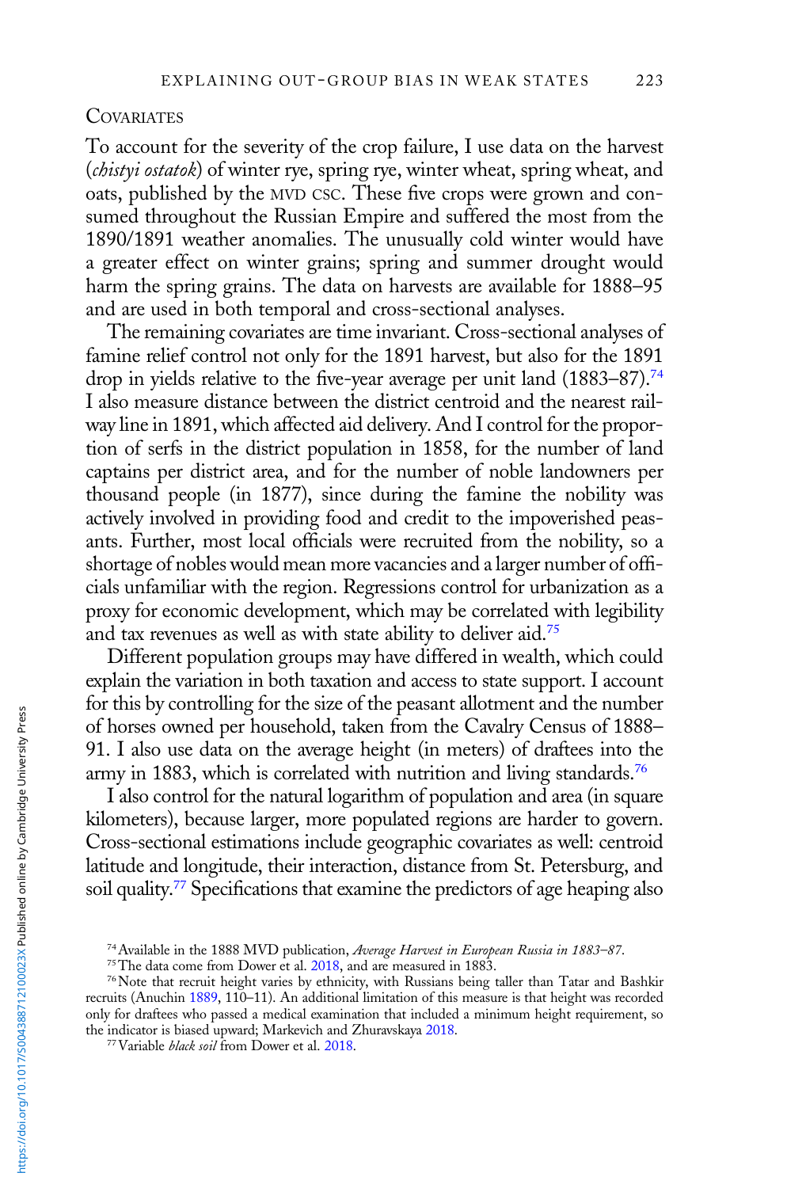### Covariates

To account for the severity of the crop failure, I use data on the harvest (*chistyi ostatok*) of winter rye, spring rye, winter wheat, spring wheat, and oats, published by the MVD CSC. These five crops were grown and consumed throughout the Russian Empire and suffered the most from the 1890/1891 weather anomalies. The unusually cold winter would have a greater effect on winter grains; spring and summer drought would harm the spring grains. The data on harvests are available for 1888–95 and are used in both temporal and cross-sectional analyses.

The remaining covariates are time invariant. Cross-sectional analyses of famine relief control not only for the 1891 harvest, but also for the 1891 drop in yields relative to the five-year average per unit land (1883–87).[74] I also measure distance between the district centroid and the nearest railway line in 1891, which affected aid delivery. And I control for the proportion of serfs in the district population in 1858, for the number of land captains per district area, and for the number of noble landowners per thousand people (in 1877), since during the famine the nobility was actively involved in providing food and credit to the impoverished peasants. Further, most local officials were recruited from the nobility, so a shortage of nobles would mean more vacancies and a larger number of officials unfamiliar with the region. Regressions control for urbanization as a proxy for economic development, which may be correlated with legibility and tax revenues as well as with state ability to deliver aid.[75]

Different population groups may have differed in wealth, which could explain the variation in both taxation and access to state support. I account for this by controlling for the size of the peasant allotment and the number of horses owned per household, taken from the Cavalry Census of 1888–91. I also use data on the average height (in meters) of draftees into the army in 1883, which is correlated with nutrition and living standards.[76]

I also control for the natural logarithm of population and area (in square kilometers), because larger, more populated regions are harder to govern. Cross-sectional estimations include geographic covariates as well: centroid latitude and longitude, their interaction, distance from St. Petersburg, and soil quality.[77] Specifications that examine the predictors of age heaping also

[74] Available in the 1888 MVD publication, *Average Harvest in European Russia in 1883–87*.

[75] The data come from Dower et al. 2018, and are measured in 1883.

[76] Note that recruit height varies by ethnicity, with Russians being taller than Tatar and Bashkir recruits (Anuchin 1889, 110–11). An additional limitation of this measure is that height was recorded only for draftees who passed a medical examination that included a minimum height requirement, so the indicator is biased upward; Markevich and Zhuravskaya 2018.

[77] Variable *black soil* from Dower et al. 2018.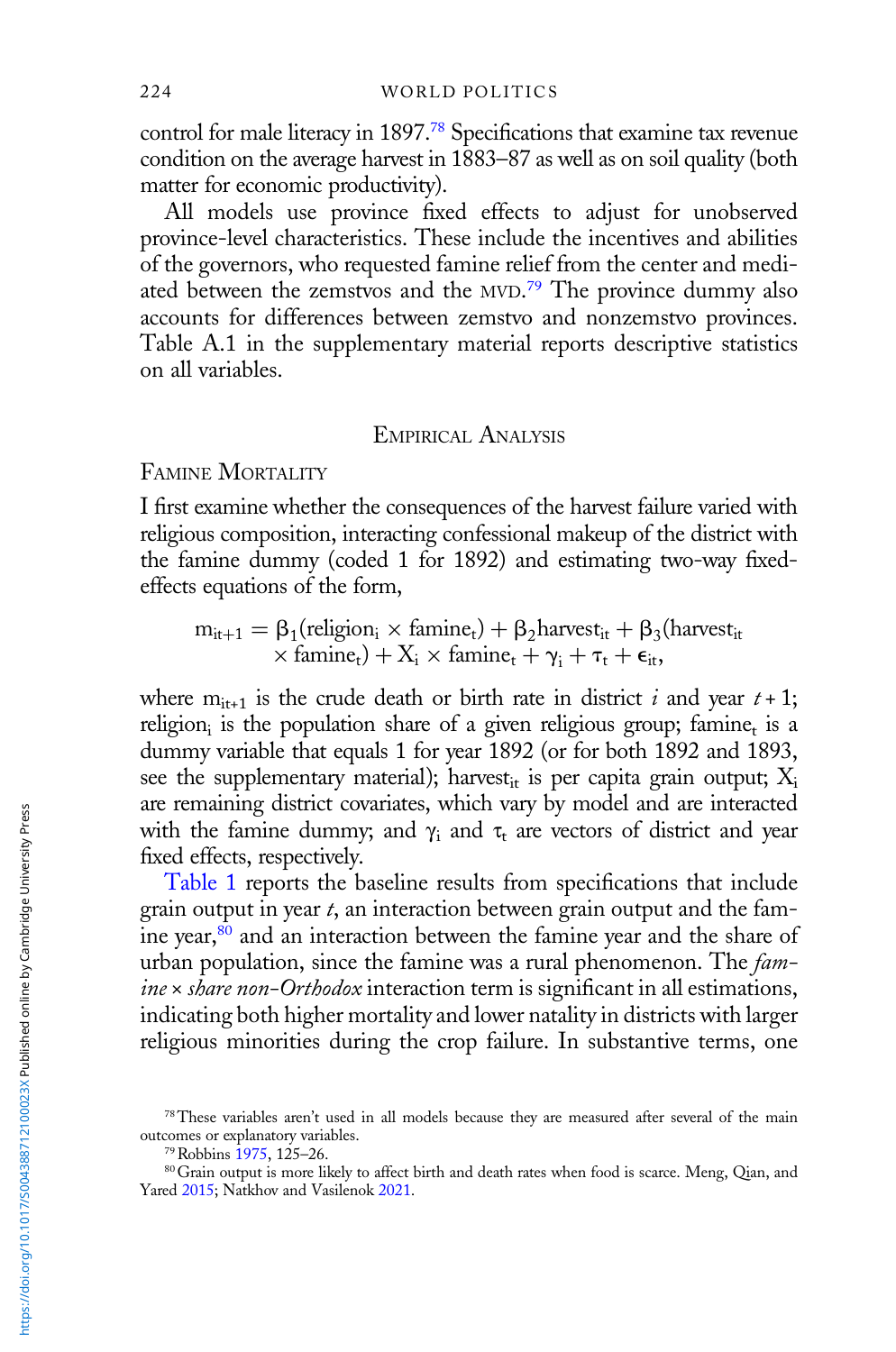control for male literacy in 1897.[78] Specifications that examine tax revenue condition on the average harvest in 1883–87 as well as on soil quality (both matter for economic productivity).

All models use province fixed effects to adjust for unobserved province-level characteristics. These include the incentives and abilities of the governors, who requested famine relief from the center and mediated between the zemstvos and the MVD.[79] The province dummy also accounts for differences between zemstvo and nonzemstvo provinces. Table A.1 in the supplementary material reports descriptive statistics on all variables.

## Empirical Analysis

### Famine Mortality

I first examine whether the consequences of the harvest failure varied with religious composition, interacting confessional makeup of the district with the famine dummy (coded 1 for 1892) and estimating two-way fixed-effects equations of the form,

$$m_{it+1} = \beta_1(\text{religion}_i \times \text{famine}_t) + \beta_2 \text{harvest}_{it} + \beta_3(\text{harvest}_{it} \times \text{famine}_t) + X_i \times \text{famine}_t + \gamma_i + \tau_t + \epsilon_{it},$$

where $m_{it+1}$ is the crude death or birth rate in district $i$ and year $t+1$; $\text{religion}_i$ is the population share of a given religious group; $\text{famine}_t$ is a dummy variable that equals 1 for year 1892 (or for both 1892 and 1893, see the supplementary material); $\text{harvest}_{it}$ is per capita grain output; $X_i$ are remaining district covariates, which vary by model and are interacted with the famine dummy; and $\gamma_i$ and $\tau_t$ are vectors of district and year fixed effects, respectively.

Table 1 reports the baseline results from specifications that include grain output in year $t$, an interaction between grain output and the famine year,[80] and an interaction between the famine year and the share of urban population, since the famine was a rural phenomenon. The *famine × share non-Orthodox* interaction term is significant in all estimations, indicating both higher mortality and lower natality in districts with larger religious minorities during the crop failure. In substantive terms, one

[78] These variables aren't used in all models because they are measured after several of the main outcomes or explanatory variables.

[79] Robbins 1975, 125–26.

[80] Grain output is more likely to affect birth and death rates when food is scarce. Meng, Qian, and Yared 2015; Natkhov and Vasilenok 2021.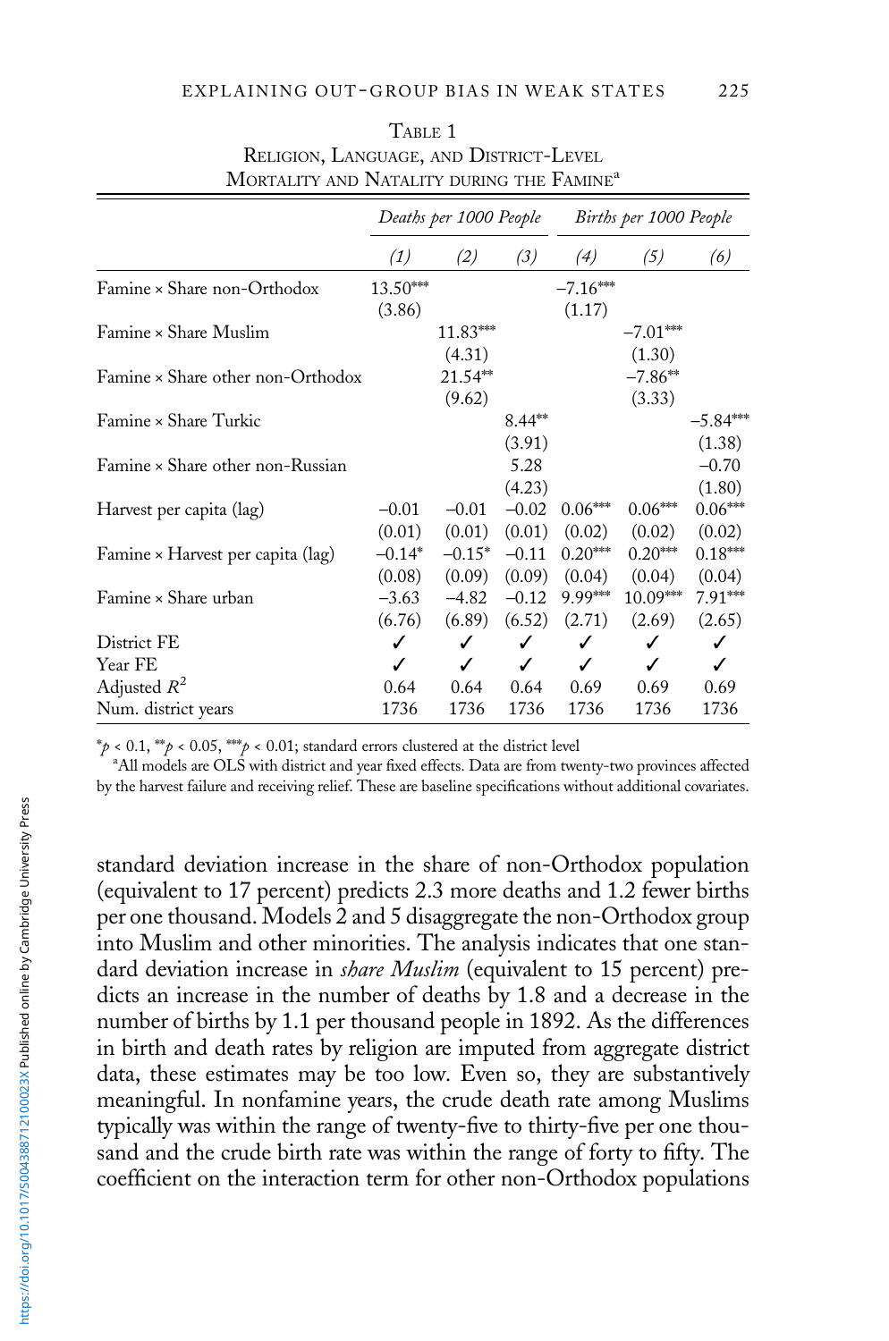Table 1
Religion, Language, and District-Level Mortality and Natality during the Famine[a]

| | Deaths per 1000 People | | | Births per 1000 People | | |
|---|---|---|---|---|---|---|
| | *(1)* | *(2)* | *(3)* | *(4)* | *(5)* | *(6)* |
| Famine × Share non-Orthodox | 13.50*** | | | −7.16*** | | |
| | (3.86) | | | (1.17) | | |
| Famine × Share Muslim | | 11.83*** | | | −7.01*** | |
| | | (4.31) | | | (1.30) | |
| Famine × Share other non-Orthodox | | 21.54** | | | −7.86** | |
| | | (9.62) | | | (3.33) | |
| Famine × Share Turkic | | | 8.44** | | | −5.84*** |
| | | | (3.91) | | | (1.38) |
| Famine × Share other non-Russian | | | 5.28 | | | −0.70 |
| | | | (4.23) | | | (1.80) |
| Harvest per capita (lag) | −0.01 | −0.01 | −0.02 | 0.06*** | 0.06*** | 0.06*** |
| | (0.01) | (0.01) | (0.01) | (0.02) | (0.02) | (0.02) |
| Famine × Harvest per capita (lag) | −0.14* | −0.15* | −0.11 | 0.20*** | 0.20*** | 0.18*** |
| | (0.08) | (0.09) | (0.09) | (0.04) | (0.04) | (0.04) |
| Famine × Share urban | −3.63 | −4.82 | −0.12 | 9.99*** | 10.09*** | 7.91*** |
| | (6.76) | (6.89) | (6.52) | (2.71) | (2.69) | (2.65) |
| District FE | ✓ | ✓ | ✓ | ✓ | ✓ | ✓ |
| Year FE | ✓ | ✓ | ✓ | ✓ | ✓ | ✓ |
| Adjusted $R^2$ | 0.64 | 0.64 | 0.64 | 0.69 | 0.69 | 0.69 |
| Num. district years | 1736 | 1736 | 1736 | 1736 | 1736 | 1736 |

*$p < 0.1$, **$p < 0.05$, ***$p < 0.01$; standard errors clustered at the district level

[a] All models are OLS with district and year fixed effects. Data are from twenty-two provinces affected by the harvest failure and receiving relief. These are baseline specifications without additional covariates.

standard deviation increase in the share of non-Orthodox population (equivalent to 17 percent) predicts 2.3 more deaths and 1.2 fewer births per one thousand. Models 2 and 5 disaggregate the non-Orthodox group into Muslim and other minorities. The analysis indicates that one standard deviation increase in *share Muslim* (equivalent to 15 percent) predicts an increase in the number of deaths by 1.8 and a decrease in the number of births by 1.1 per thousand people in 1892. As the differences in birth and death rates by religion are imputed from aggregate district data, these estimates may be too low. Even so, they are substantively meaningful. In nonfamine years, the crude death rate among Muslims typically was within the range of twenty-five to thirty-five per one thousand and the crude birth rate was within the range of forty to fifty. The coefficient on the interaction term for other non-Orthodox populations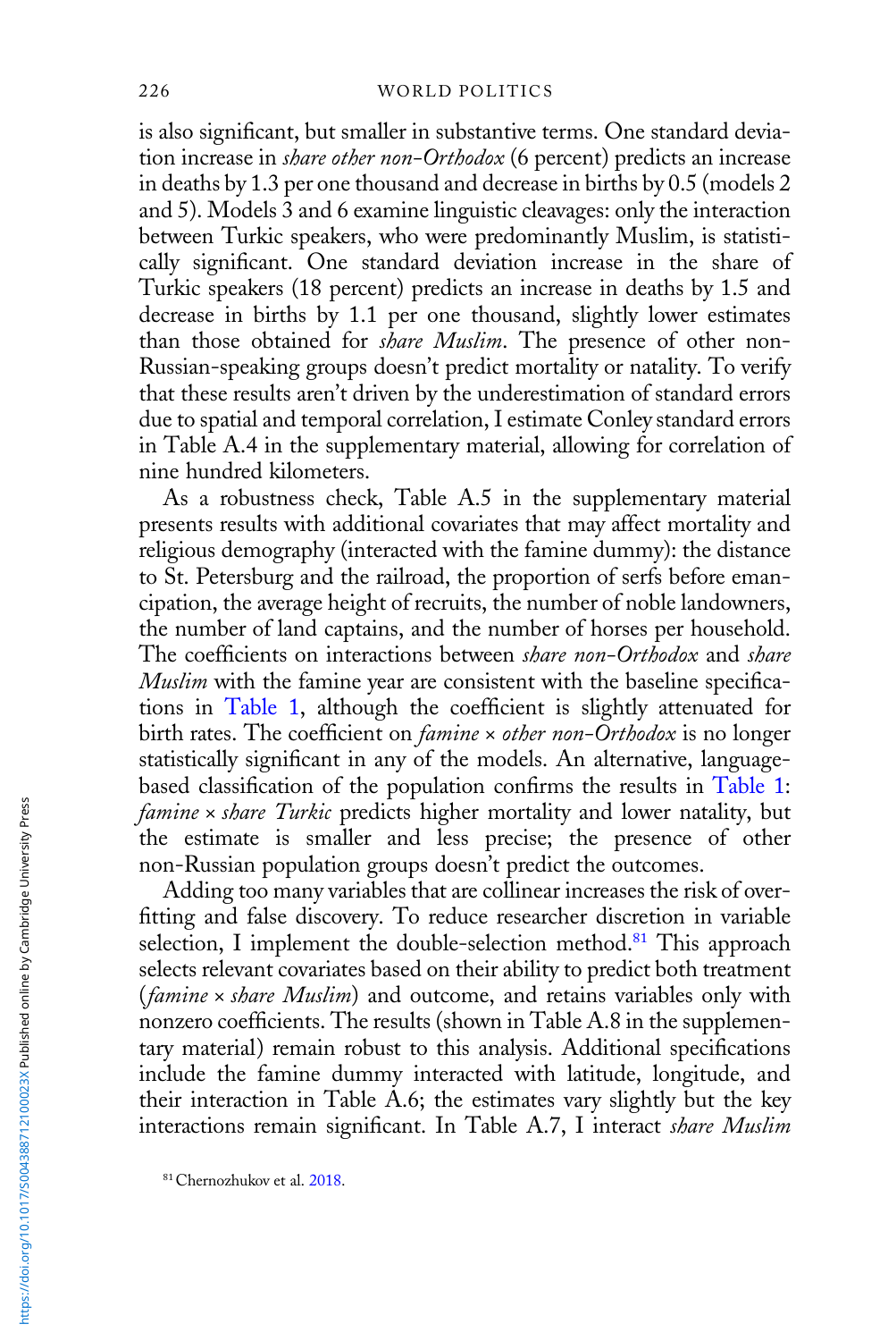is also significant, but smaller in substantive terms. One standard deviation increase in *share other non-Orthodox* (6 percent) predicts an increase in deaths by 1.3 per one thousand and decrease in births by 0.5 (models 2 and 5). Models 3 and 6 examine linguistic cleavages: only the interaction between Turkic speakers, who were predominantly Muslim, is statistically significant. One standard deviation increase in the share of Turkic speakers (18 percent) predicts an increase in deaths by 1.5 and decrease in births by 1.1 per one thousand, slightly lower estimates than those obtained for *share Muslim*. The presence of other non-Russian-speaking groups doesn't predict mortality or natality. To verify that these results aren't driven by the underestimation of standard errors due to spatial and temporal correlation, I estimate Conley standard errors in Table A.4 in the supplementary material, allowing for correlation of nine hundred kilometers.

As a robustness check, Table A.5 in the supplementary material presents results with additional covariates that may affect mortality and religious demography (interacted with the famine dummy): the distance to St. Petersburg and the railroad, the proportion of serfs before emancipation, the average height of recruits, the number of noble landowners, the number of land captains, and the number of horses per household. The coefficients on interactions between *share non-Orthodox* and *share Muslim* with the famine year are consistent with the baseline specifications in Table 1, although the coefficient is slightly attenuated for birth rates. The coefficient on *famine × other non-Orthodox* is no longer statistically significant in any of the models. An alternative, language-based classification of the population confirms the results in Table 1: *famine × share Turkic* predicts higher mortality and lower natality, but the estimate is smaller and less precise; the presence of other non-Russian population groups doesn't predict the outcomes.

Adding too many variables that are collinear increases the risk of overfitting and false discovery. To reduce researcher discretion in variable selection, I implement the double-selection method.[81] This approach selects relevant covariates based on their ability to predict both treatment (*famine × share Muslim*) and outcome, and retains variables only with nonzero coefficients. The results (shown in Table A.8 in the supplementary material) remain robust to this analysis. Additional specifications include the famine dummy interacted with latitude, longitude, and their interaction in Table A.6; the estimates vary slightly but the key interactions remain significant. In Table A.7, I interact *share Muslim*

[81] Chernozhukov et al. 2018.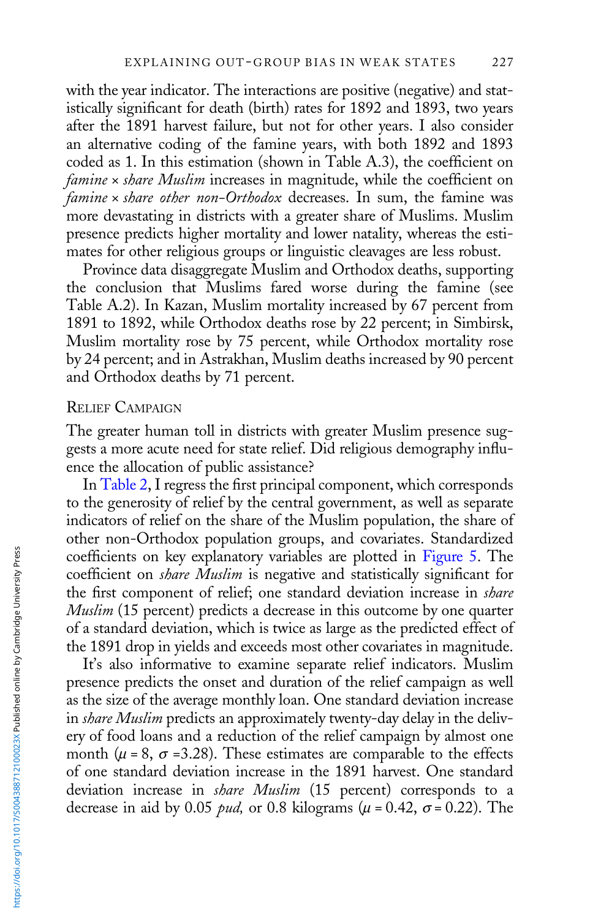with the year indicator. The interactions are positive (negative) and statistically significant for death (birth) rates for 1892 and 1893, two years after the 1891 harvest failure, but not for other years. I also consider an alternative coding of the famine years, with both 1892 and 1893 coded as 1. In this estimation (shown in Table A.3), the coefficient on *famine × share Muslim* increases in magnitude, while the coefficient on *famine × share other non-Orthodox* decreases. In sum, the famine was more devastating in districts with a greater share of Muslims. Muslim presence predicts higher mortality and lower natality, whereas the estimates for other religious groups or linguistic cleavages are less robust.

Province data disaggregate Muslim and Orthodox deaths, supporting the conclusion that Muslims fared worse during the famine (see Table A.2). In Kazan, Muslim mortality increased by 67 percent from 1891 to 1892, while Orthodox deaths rose by 22 percent; in Simbirsk, Muslim mortality rose by 75 percent, while Orthodox mortality rose by 24 percent; and in Astrakhan, Muslim deaths increased by 90 percent and Orthodox deaths by 71 percent.

## Relief Campaign

The greater human toll in districts with greater Muslim presence suggests a more acute need for state relief. Did religious demography influence the allocation of public assistance?

In Table 2, I regress the first principal component, which corresponds to the generosity of relief by the central government, as well as separate indicators of relief on the share of the Muslim population, the share of other non-Orthodox population groups, and covariates. Standardized coefficients on key explanatory variables are plotted in Figure 5. The coefficient on *share Muslim* is negative and statistically significant for the first component of relief; one standard deviation increase in *share Muslim* (15 percent) predicts a decrease in this outcome by one quarter of a standard deviation, which is twice as large as the predicted effect of the 1891 drop in yields and exceeds most other covariates in magnitude.

It's also informative to examine separate relief indicators. Muslim presence predicts the onset and duration of the relief campaign as well as the size of the average monthly loan. One standard deviation increase in *share Muslim* predicts an approximately twenty-day delay in the delivery of food loans and a reduction of the relief campaign by almost one month ($\mu = 8$, $\sigma = 3.28$). These estimates are comparable to the effects of one standard deviation increase in the 1891 harvest. One standard deviation increase in *share Muslim* (15 percent) corresponds to a decrease in aid by 0.05 *pud,* or 0.8 kilograms ($\mu = 0.42$, $\sigma = 0.22$). The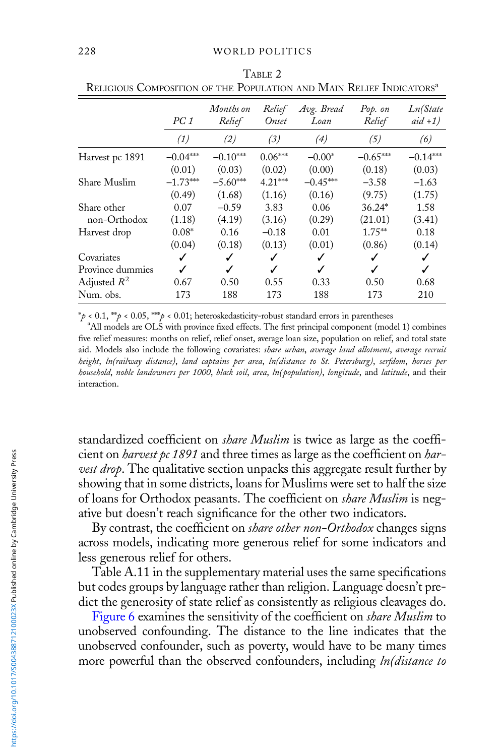Table 2
Religious Composition of the Population and Main Relief Indicators[a]

| | *PC 1* | *Months on Relief* | *Relief Onset* | *Avg. Bread Loan* | *Pop. on Relief* | *Ln(State aid +1)* |
|---|---|---|---|---|---|---|
| | *(1)* | *(2)* | *(3)* | *(4)* | *(5)* | *(6)* |
| Harvest pc 1891 | −0.04*** | −0.10*** | 0.06*** | −0.00* | −0.65*** | −0.14*** |
| | (0.01) | (0.03) | (0.02) | (0.00) | (0.18) | (0.03) |
| Share Muslim | −1.73*** | −5.60*** | 4.21*** | −0.45*** | −3.58 | −1.63 |
| | (0.49) | (1.68) | (1.16) | (0.16) | (9.75) | (1.75) |
| Share other non-Orthodox | 0.07 | −0.59 | 3.83 | 0.06 | 36.24* | 1.58 |
| | (1.18) | (4.19) | (3.16) | (0.29) | (21.01) | (3.41) |
| Harvest drop | 0.08* | 0.16 | −0.18 | 0.01 | 1.75** | 0.18 |
| | (0.04) | (0.18) | (0.13) | (0.01) | (0.86) | (0.14) |
| Covariates | ✓ | ✓ | ✓ | ✓ | ✓ | ✓ |
| Province dummies | ✓ | ✓ | ✓ | ✓ | ✓ | ✓ |
| Adjusted $R^2$ | 0.67 | 0.50 | 0.55 | 0.33 | 0.50 | 0.68 |
| Num. obs. | 173 | 188 | 173 | 188 | 173 | 210 |

*$p < 0.1$, **$p < 0.05$, ***$p < 0.01$; heteroskedasticity-robust standard errors in parentheses

[a]All models are OLS with province fixed effects. The first principal component (model 1) combines five relief measures: months on relief, relief onset, average loan size, population on relief, and total state aid. Models also include the following covariates: *share urban*, *average land allotment*, *average recruit height*, *ln(railway distance)*, *land captains per area*, *ln(distance to St. Petersburg)*, *serfdom*, *horses per household*, *noble landowners per 1000*, *black soil*, *area*, *ln(population)*, *longitude*, and *latitude*, and their interaction.

standardized coefficient on *share Muslim* is twice as large as the coefficient on *harvest pc 1891* and three times as large as the coefficient on *harvest drop*. The qualitative section unpacks this aggregate result further by showing that in some districts, loans for Muslims were set to half the size of loans for Orthodox peasants. The coefficient on *share Muslim* is negative but doesn't reach significance for the other two indicators.

By contrast, the coefficient on *share other non-Orthodox* changes signs across models, indicating more generous relief for some indicators and less generous relief for others.

Table A.11 in the supplementary material uses the same specifications but codes groups by language rather than religion. Language doesn't predict the generosity of state relief as consistently as religious cleavages do.

Figure 6 examines the sensitivity of the coefficient on *share Muslim* to unobserved confounding. The distance to the line indicates that the unobserved confounder, such as poverty, would have to be many times more powerful than the observed confounders, including *ln(distance to*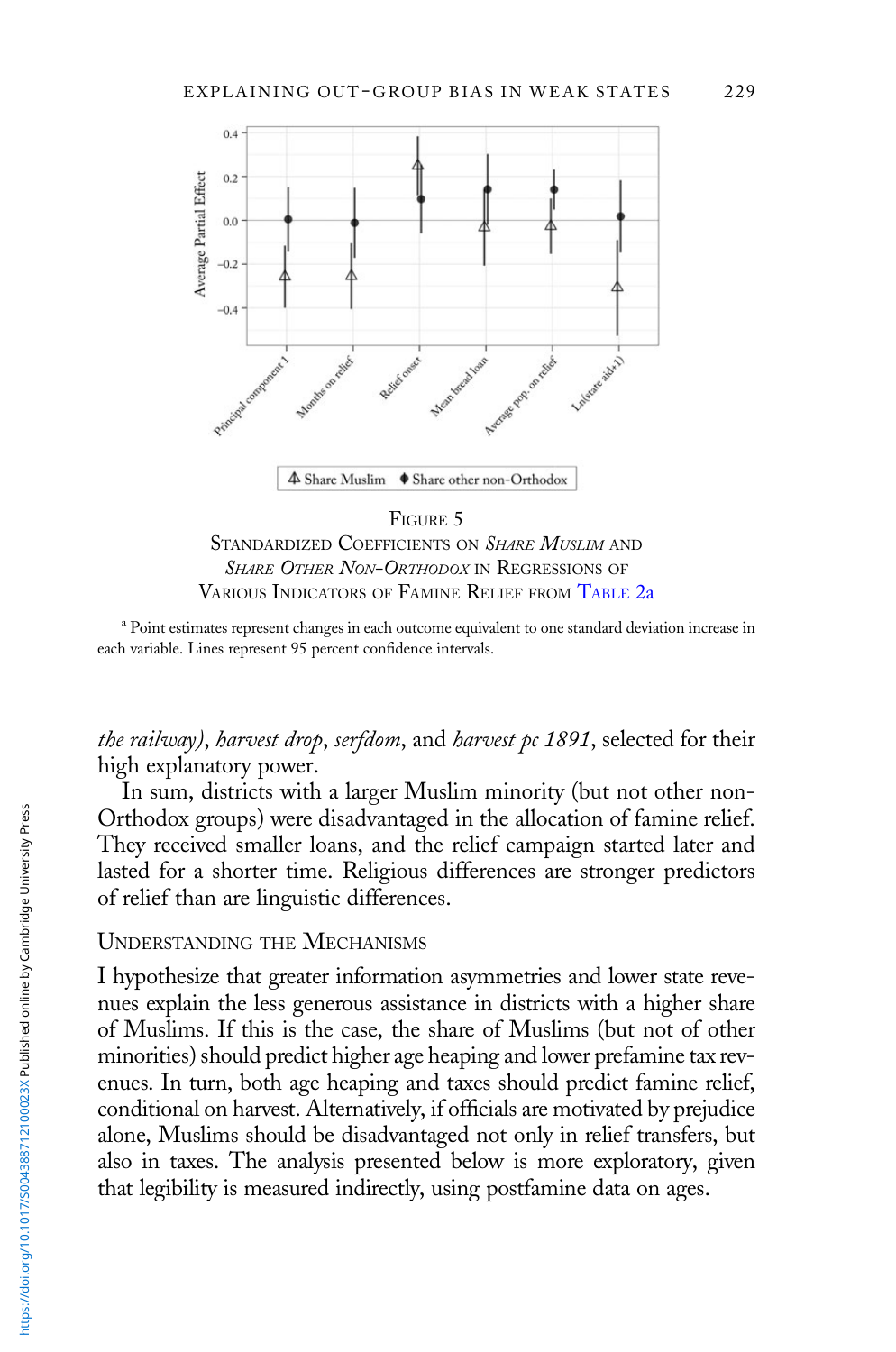FIGURE 5
STANDARDIZED COEFFICIENTS ON *SHARE MUSLIM* AND *SHARE OTHER NON-ORTHODOX* IN REGRESSIONS OF VARIOUS INDICATORS OF FAMINE RELIEF FROM TABLE 2a

[a] Point estimates represent changes in each outcome equivalent to one standard deviation increase in each variable. Lines represent 95 percent confidence intervals.

*the railway)*, *harvest drop*, *serfdom*, and *harvest pc 1891*, selected for their high explanatory power.

In sum, districts with a larger Muslim minority (but not other non-Orthodox groups) were disadvantaged in the allocation of famine relief. They received smaller loans, and the relief campaign started later and lasted for a shorter time. Religious differences are stronger predictors of relief than are linguistic differences.

## UNDERSTANDING THE MECHANISMS

I hypothesize that greater information asymmetries and lower state revenues explain the less generous assistance in districts with a higher share of Muslims. If this is the case, the share of Muslims (but not of other minorities) should predict higher age heaping and lower prefamine tax revenues. In turn, both age heaping and taxes should predict famine relief, conditional on harvest. Alternatively, if officials are motivated by prejudice alone, Muslims should be disadvantaged not only in relief transfers, but also in taxes. The analysis presented below is more exploratory, given that legibility is measured indirectly, using postfamine data on ages.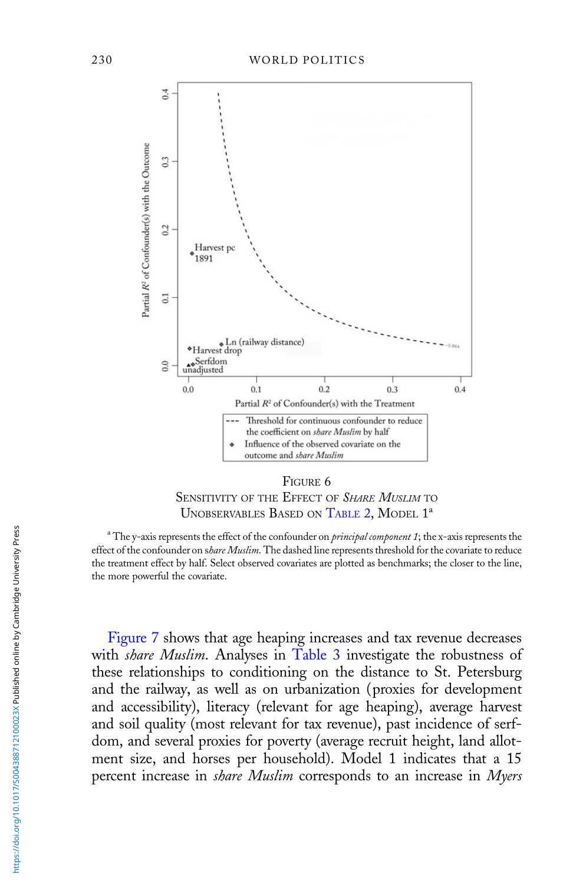FIGURE 6

SENSITIVITY OF THE EFFECT OF *SHARE MUSLIM* TO UNOBSERVABLES BASED ON TABLE 2, MODEL 1[a]

[a] The y-axis represents the effect of the confounder on *principal component 1*; the x-axis represents the effect of the confounder on *share Muslim*. The dashed line represents threshold for the covariate to reduce the treatment effect by half. Select observed covariates are plotted as benchmarks; the closer to the line, the more powerful the covariate.

Figure 7 shows that age heaping increases and tax revenue decreases with *share Muslim*. Analyses in Table 3 investigate the robustness of these relationships to conditioning on the distance to St. Petersburg and the railway, as well as on urbanization (proxies for development and accessibility), literacy (relevant for age heaping), average harvest and soil quality (most relevant for tax revenue), past incidence of serfdom, and several proxies for poverty (average recruit height, land allotment size, and horses per household). Model 1 indicates that a 15 percent increase in *share Muslim* corresponds to an increase in *Myers*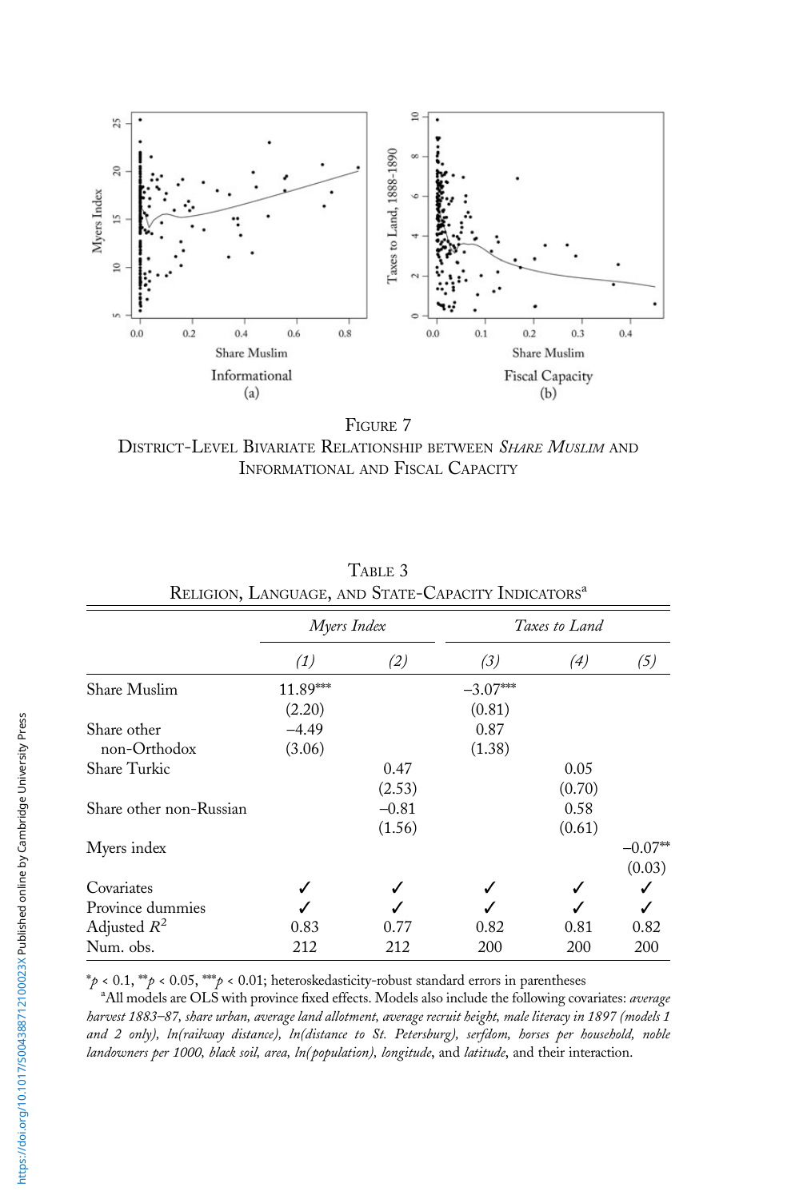FIGURE 7

DISTRICT-LEVEL BIVARIATE RELATIONSHIP BETWEEN *SHARE MUSLIM* AND INFORMATIONAL AND FISCAL CAPACITY

TABLE 3

RELIGION, LANGUAGE, AND STATE-CAPACITY INDICATORS[a]

| | *Myers Index* | | *Taxes to Land* | | |
|---|---|---|---|---|---|
| | *(1)* | *(2)* | *(3)* | *(4)* | *(5)* |
| Share Muslim | 11.89*** | | −3.07*** | | |
| | (2.20) | | (0.81) | | |
| Share other non-Orthodox | −4.49 | | 0.87 | | |
| | (3.06) | | (1.38) | | |
| Share Turkic | | 0.47 | | 0.05 | |
| | | (2.53) | | (0.70) | |
| Share other non-Russian | | −0.81 | | 0.58 | |
| | | (1.56) | | (0.61) | |
| Myers index | | | | | −0.07** |
| | | | | | (0.03) |
| Covariates | ✓ | ✓ | ✓ | ✓ | ✓ |
| Province dummies | ✓ | ✓ | ✓ | ✓ | ✓ |
| Adjusted $R^2$ | 0.83 | 0.77 | 0.82 | 0.81 | 0.82 |
| Num. obs. | 212 | 212 | 200 | 200 | 200 |

*$p$ < 0.1, **$p$ < 0.05, ***$p$ < 0.01; heteroskedasticity-robust standard errors in parentheses

[a]All models are OLS with province fixed effects. Models also include the following covariates: *average harvest 1883–87, share urban, average land allotment, average recruit height, male literacy in 1897 (models 1 and 2 only), ln(railway distance), ln(distance to St. Petersburg), serfdom, horses per household, noble landowners per 1000, black soil, area, ln(population), longitude*, and *latitude*, and their interaction.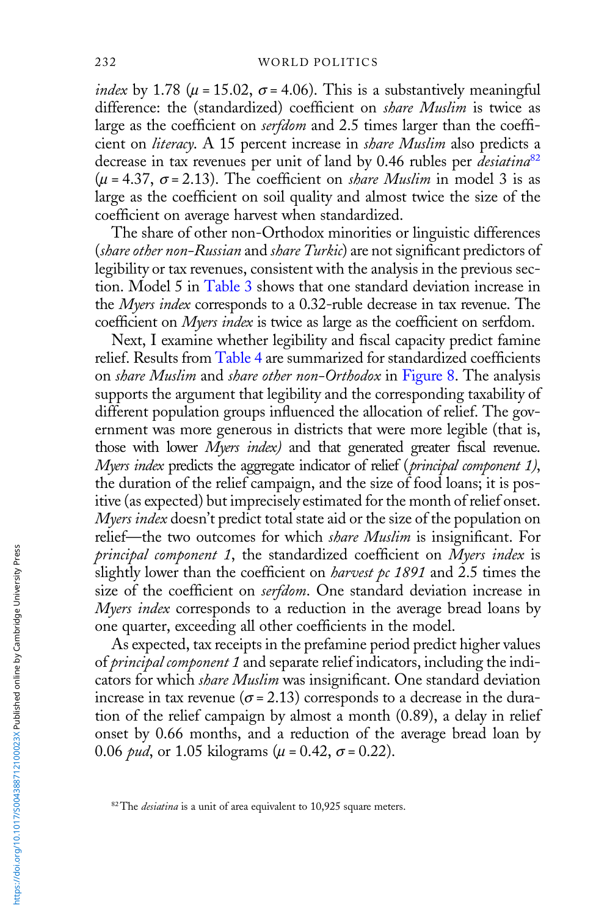*index* by 1.78 ($\mu = 15.02$, $\sigma = 4.06$). This is a substantively meaningful difference: the (standardized) coefficient on *share Muslim* is twice as large as the coefficient on *serfdom* and 2.5 times larger than the coefficient on *literacy*. A 15 percent increase in *share Muslim* also predicts a decrease in tax revenues per unit of land by 0.46 rubles per *desiatina*[82] ($\mu = 4.37$, $\sigma = 2.13$). The coefficient on *share Muslim* in model 3 is as large as the coefficient on soil quality and almost twice the size of the coefficient on average harvest when standardized.

The share of other non-Orthodox minorities or linguistic differences (*share other non-Russian* and *share Turkic*) are not significant predictors of legibility or tax revenues, consistent with the analysis in the previous section. Model 5 in Table 3 shows that one standard deviation increase in the *Myers index* corresponds to a 0.32-ruble decrease in tax revenue. The coefficient on *Myers index* is twice as large as the coefficient on serfdom.

Next, I examine whether legibility and fiscal capacity predict famine relief. Results from Table 4 are summarized for standardized coefficients on *share Muslim* and *share other non-Orthodox* in Figure 8. The analysis supports the argument that legibility and the corresponding taxability of different population groups influenced the allocation of relief. The government was more generous in districts that were more legible (that is, those with lower *Myers index)* and that generated greater fiscal revenue. *Myers index* predicts the aggregate indicator of relief (*principal component 1)*, the duration of the relief campaign, and the size of food loans; it is positive (as expected) but imprecisely estimated for the month of relief onset. *Myers index* doesn't predict total state aid or the size of the population on relief—the two outcomes for which *share Muslim* is insignificant. For *principal component 1*, the standardized coefficient on *Myers index* is slightly lower than the coefficient on *harvest pc 1891* and 2.5 times the size of the coefficient on *serfdom*. One standard deviation increase in *Myers index* corresponds to a reduction in the average bread loans by one quarter, exceeding all other coefficients in the model.

As expected, tax receipts in the prefamine period predict higher values of *principal component 1* and separate relief indicators, including the indicators for which *share Muslim* was insignificant. One standard deviation increase in tax revenue ($\sigma = 2.13$) corresponds to a decrease in the duration of the relief campaign by almost a month (0.89), a delay in relief onset by 0.66 months, and a reduction of the average bread loan by 0.06 *pud*, or 1.05 kilograms ($\mu = 0.42$, $\sigma = 0.22$).

[82] The *desiatina* is a unit of area equivalent to 10,925 square meters.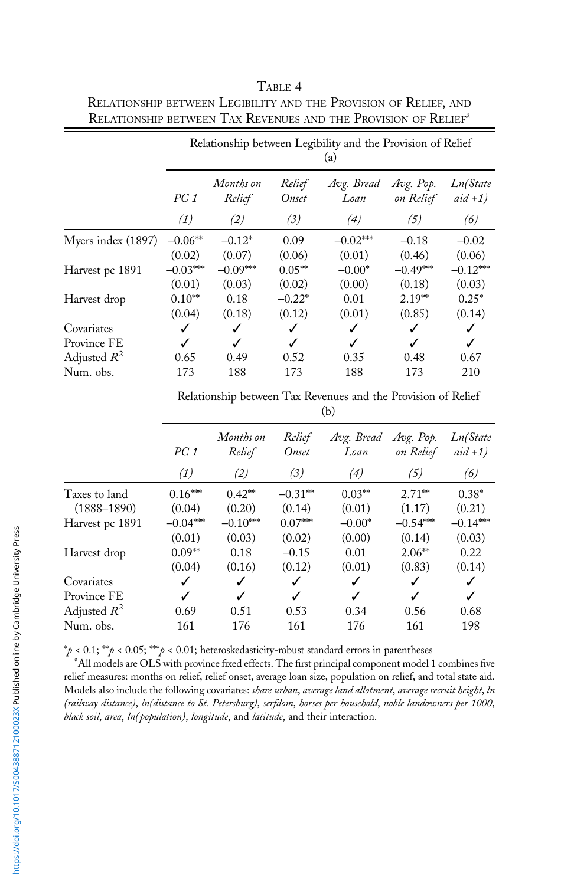TABLE 4
RELATIONSHIP BETWEEN LEGIBILITY AND THE PROVISION OF RELIEF, AND RELATIONSHIP BETWEEN TAX REVENUES AND THE PROVISION OF RELIEF[a]

| | Relationship between Legibility and the Provision of Relief (a) | | | | | |
|---|---|---|---|---|---|---|
| | *PC 1* | *Months on Relief* | *Relief Onset* | *Avg. Bread Loan* | *Avg. Pop. on Relief* | *Ln(State aid +1)* |
| | *(1)* | *(2)* | *(3)* | *(4)* | *(5)* | *(6)* |
| Myers index (1897) | −0.06** | −0.12* | 0.09 | −0.02*** | −0.18 | −0.02 |
| | (0.02) | (0.07) | (0.06) | (0.01) | (0.46) | (0.06) |
| Harvest pc 1891 | −0.03*** | −0.09*** | 0.05** | −0.00* | −0.49*** | −0.12*** |
| | (0.01) | (0.03) | (0.02) | (0.00) | (0.18) | (0.03) |
| Harvest drop | 0.10** | 0.18 | −0.22* | 0.01 | 2.19** | 0.25* |
| | (0.04) | (0.18) | (0.12) | (0.01) | (0.85) | (0.14) |
| Covariates | ✓ | ✓ | ✓ | ✓ | ✓ | ✓ |
| Province FE | ✓ | ✓ | ✓ | ✓ | ✓ | ✓ |
| Adjusted $R^2$ | 0.65 | 0.49 | 0.52 | 0.35 | 0.48 | 0.67 |
| Num. obs. | 173 | 188 | 173 | 188 | 173 | 210 |

| | Relationship between Tax Revenues and the Provision of Relief (b) | | | | | |
|---|---|---|---|---|---|---|
| | *PC 1* | *Months on Relief* | *Relief Onset* | *Avg. Bread Loan* | *Avg. Pop. on Relief* | *Ln(State aid +1)* |
| | *(1)* | *(2)* | *(3)* | *(4)* | *(5)* | *(6)* |
| Taxes to land | 0.16*** | 0.42** | −0.31** | 0.03** | 2.71** | 0.38* |
| (1888–1890) | (0.04) | (0.20) | (0.14) | (0.01) | (1.17) | (0.21) |
| Harvest pc 1891 | −0.04*** | −0.10*** | 0.07*** | −0.00* | −0.54*** | −0.14*** |
| | (0.01) | (0.03) | (0.02) | (0.00) | (0.14) | (0.03) |
| Harvest drop | 0.09** | 0.18 | −0.15 | 0.01 | 2.06** | 0.22 |
| | (0.04) | (0.16) | (0.12) | (0.01) | (0.83) | (0.14) |
| Covariates | ✓ | ✓ | ✓ | ✓ | ✓ | ✓ |
| Province FE | ✓ | ✓ | ✓ | ✓ | ✓ | ✓ |
| Adjusted $R^2$ | 0.69 | 0.51 | 0.53 | 0.34 | 0.56 | 0.68 |
| Num. obs. | 161 | 176 | 161 | 176 | 161 | 198 |

*$p < 0.1$; **$p < 0.05$; ***$p < 0.01$; heteroskedasticity-robust standard errors in parentheses

[a]All models are OLS with province fixed effects. The first principal component model 1 combines five relief measures: months on relief, relief onset, average loan size, population on relief, and total state aid. Models also include the following covariates: *share urban*, *average land allotment*, *average recruit height*, *ln (railway distance)*, *ln(distance to St. Petersburg)*, *serfdom*, *horses per household*, *noble landowners per 1000*, *black soil*, *area*, *ln(population)*, *longitude*, and *latitude*, and their interaction.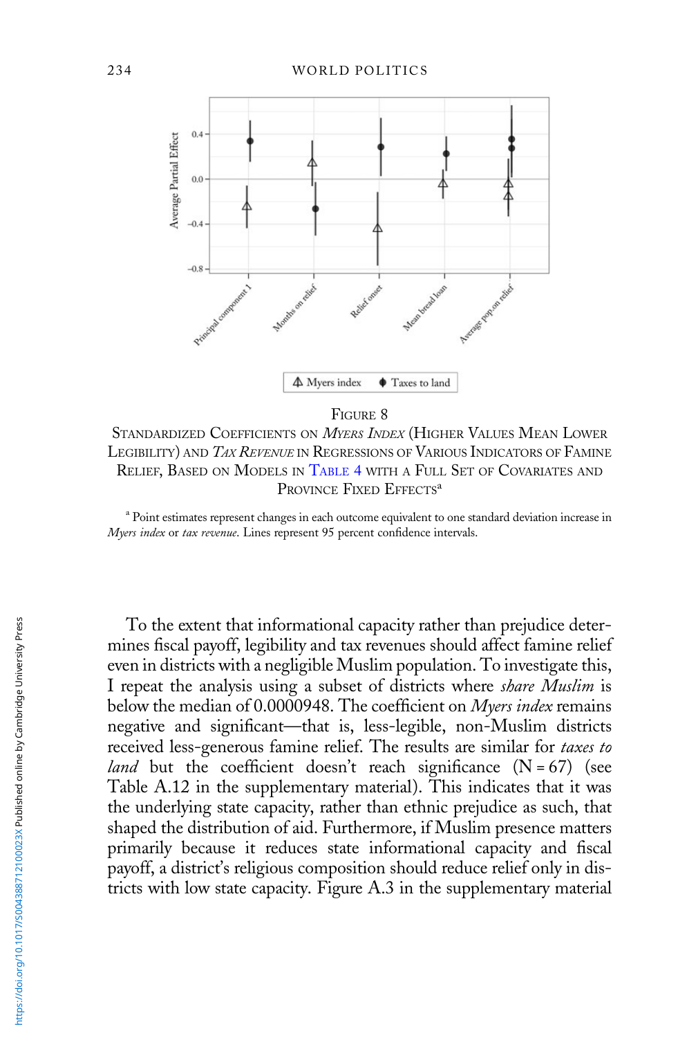FIGURE 8

STANDARDIZED COEFFICIENTS ON *MYERS INDEX* (HIGHER VALUES MEAN LOWER LEGIBILITY) AND *TAX REVENUE* IN REGRESSIONS OF VARIOUS INDICATORS OF FAMINE RELIEF, BASED ON MODELS IN TABLE 4 WITH A FULL SET OF COVARIATES AND PROVINCE FIXED EFFECTS[a]

[a] Point estimates represent changes in each outcome equivalent to one standard deviation increase in *Myers index* or *tax revenue*. Lines represent 95 percent confidence intervals.

To the extent that informational capacity rather than prejudice determines fiscal payoff, legibility and tax revenues should affect famine relief even in districts with a negligible Muslim population. To investigate this, I repeat the analysis using a subset of districts where *share Muslim* is below the median of 0.0000948. The coefficient on *Myers index* remains negative and significant—that is, less-legible, non-Muslim districts received less-generous famine relief. The results are similar for *taxes to land* but the coefficient doesn't reach significance (N = 67) (see Table A.12 in the supplementary material). This indicates that it was the underlying state capacity, rather than ethnic prejudice as such, that shaped the distribution of aid. Furthermore, if Muslim presence matters primarily because it reduces state informational capacity and fiscal payoff, a district's religious composition should reduce relief only in districts with low state capacity. Figure A.3 in the supplementary material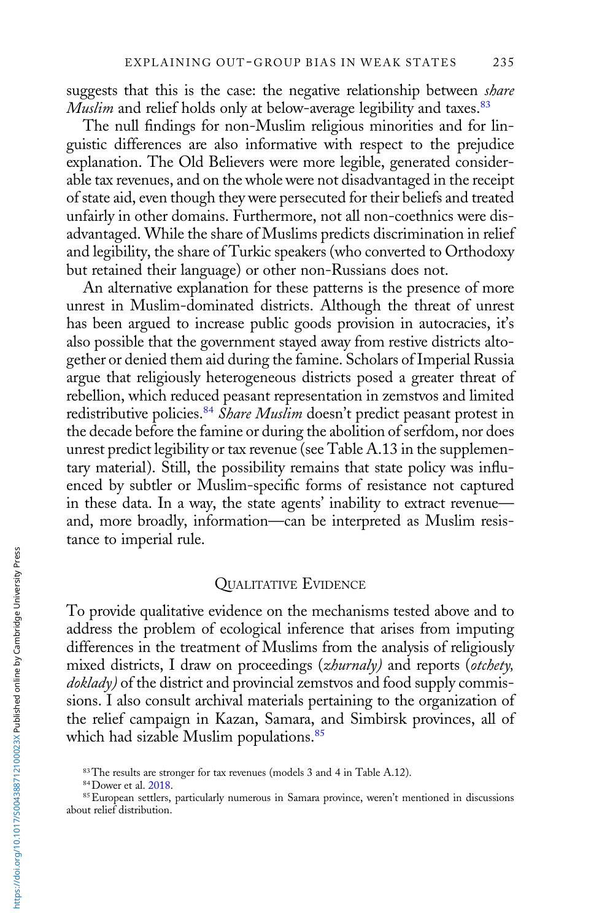suggests that this is the case: the negative relationship between *share Muslim* and relief holds only at below-average legibility and taxes.[83]

The null findings for non-Muslim religious minorities and for linguistic differences are also informative with respect to the prejudice explanation. The Old Believers were more legible, generated considerable tax revenues, and on the whole were not disadvantaged in the receipt of state aid, even though they were persecuted for their beliefs and treated unfairly in other domains. Furthermore, not all non-coethnics were disadvantaged. While the share of Muslims predicts discrimination in relief and legibility, the share of Turkic speakers (who converted to Orthodoxy but retained their language) or other non-Russians does not.

An alternative explanation for these patterns is the presence of more unrest in Muslim-dominated districts. Although the threat of unrest has been argued to increase public goods provision in autocracies, it's also possible that the government stayed away from restive districts altogether or denied them aid during the famine. Scholars of Imperial Russia argue that religiously heterogeneous districts posed a greater threat of rebellion, which reduced peasant representation in zemstvos and limited redistributive policies.[84] *Share Muslim* doesn't predict peasant protest in the decade before the famine or during the abolition of serfdom, nor does unrest predict legibility or tax revenue (see Table A.13 in the supplementary material). Still, the possibility remains that state policy was influenced by subtler or Muslim-specific forms of resistance not captured in these data. In a way, the state agents' inability to extract revenue—and, more broadly, information—can be interpreted as Muslim resistance to imperial rule.

## Qualitative Evidence

To provide qualitative evidence on the mechanisms tested above and to address the problem of ecological inference that arises from imputing differences in the treatment of Muslims from the analysis of religiously mixed districts, I draw on proceedings (*zhurnaly)* and reports (*otchety, doklady)* of the district and provincial zemstvos and food supply commissions. I also consult archival materials pertaining to the organization of the relief campaign in Kazan, Samara, and Simbirsk provinces, all of which had sizable Muslim populations.[85]

[83] The results are stronger for tax revenues (models 3 and 4 in Table A.12).

[84] Dower et al. 2018.

[85] European settlers, particularly numerous in Samara province, weren't mentioned in discussions about relief distribution.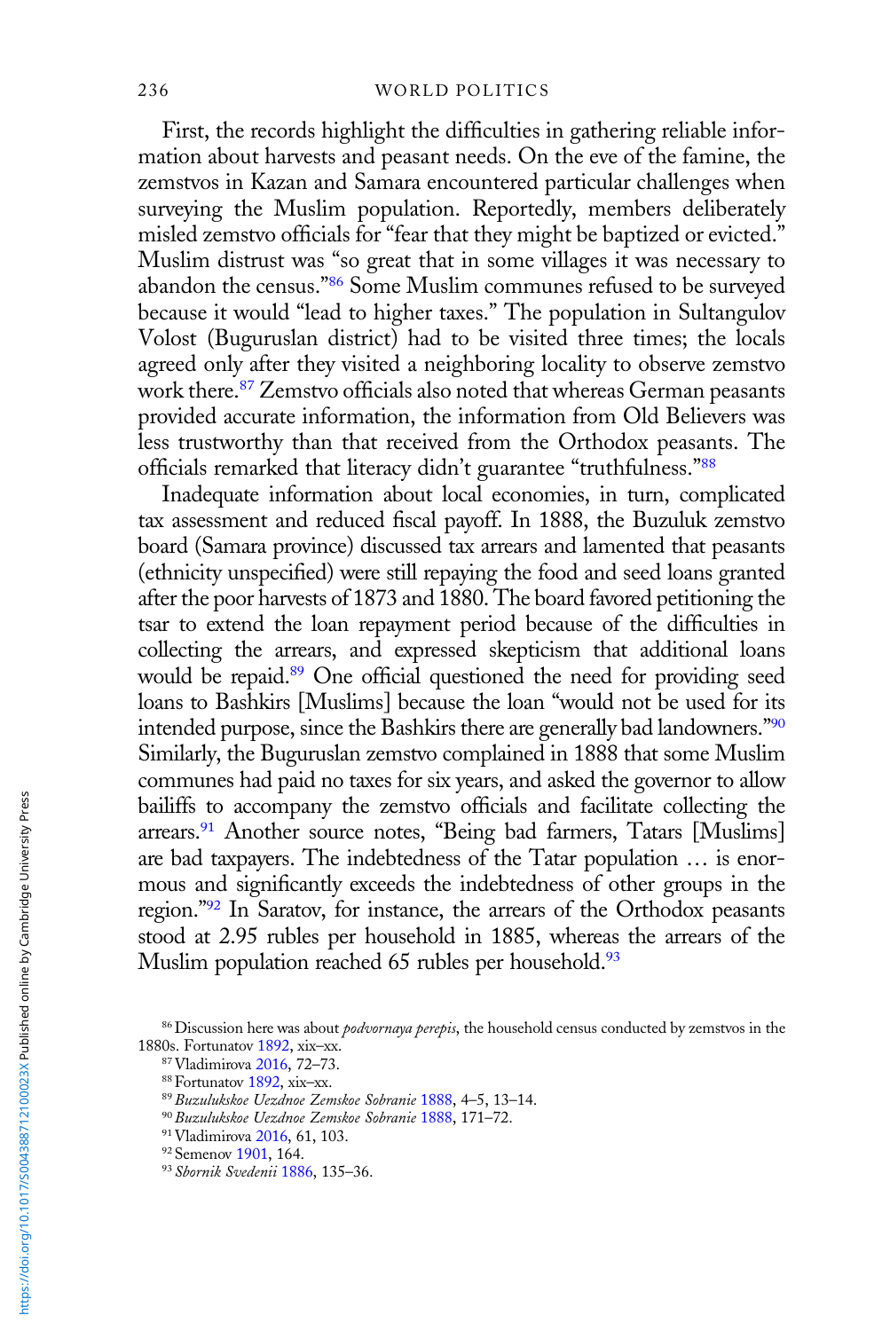First, the records highlight the difficulties in gathering reliable information about harvests and peasant needs. On the eve of the famine, the zemstvos in Kazan and Samara encountered particular challenges when surveying the Muslim population. Reportedly, members deliberately misled zemstvo officials for "fear that they might be baptized or evicted." Muslim distrust was "so great that in some villages it was necessary to abandon the census."[86] Some Muslim communes refused to be surveyed because it would "lead to higher taxes." The population in Sultangulov Volost (Buguruslan district) had to be visited three times; the locals agreed only after they visited a neighboring locality to observe zemstvo work there.[87] Zemstvo officials also noted that whereas German peasants provided accurate information, the information from Old Believers was less trustworthy than that received from the Orthodox peasants. The officials remarked that literacy didn't guarantee "truthfulness."[88]

Inadequate information about local economies, in turn, complicated tax assessment and reduced fiscal payoff. In 1888, the Buzuluk zemstvo board (Samara province) discussed tax arrears and lamented that peasants (ethnicity unspecified) were still repaying the food and seed loans granted after the poor harvests of 1873 and 1880. The board favored petitioning the tsar to extend the loan repayment period because of the difficulties in collecting the arrears, and expressed skepticism that additional loans would be repaid.[89] One official questioned the need for providing seed loans to Bashkirs [Muslims] because the loan "would not be used for its intended purpose, since the Bashkirs there are generally bad landowners."[90] Similarly, the Buguruslan zemstvo complained in 1888 that some Muslim communes had paid no taxes for six years, and asked the governor to allow bailiffs to accompany the zemstvo officials and facilitate collecting the arrears.[91] Another source notes, "Being bad farmers, Tatars [Muslims] are bad taxpayers. The indebtedness of the Tatar population … is enormous and significantly exceeds the indebtedness of other groups in the region."[92] In Saratov, for instance, the arrears of the Orthodox peasants stood at 2.95 rubles per household in 1885, whereas the arrears of the Muslim population reached 65 rubles per household.[93]

[86] Discussion here was about *podvornaya perepis*, the household census conducted by zemstvos in the 1880s. Fortunatov 1892, xix–xx.

[87] Vladimirova 2016, 72–73.

[88] Fortunatov 1892, xix–xx.

[89] *Buzulukskoe Uezdnoe Zemskoe Sobranie* 1888, 4–5, 13–14.

[90] *Buzulukskoe Uezdnoe Zemskoe Sobranie* 1888, 171–72.

[91] Vladimirova 2016, 61, 103.

[92] Semenov 1901, 164.

[93] *Sbornik Svedenii* 1886, 135–36.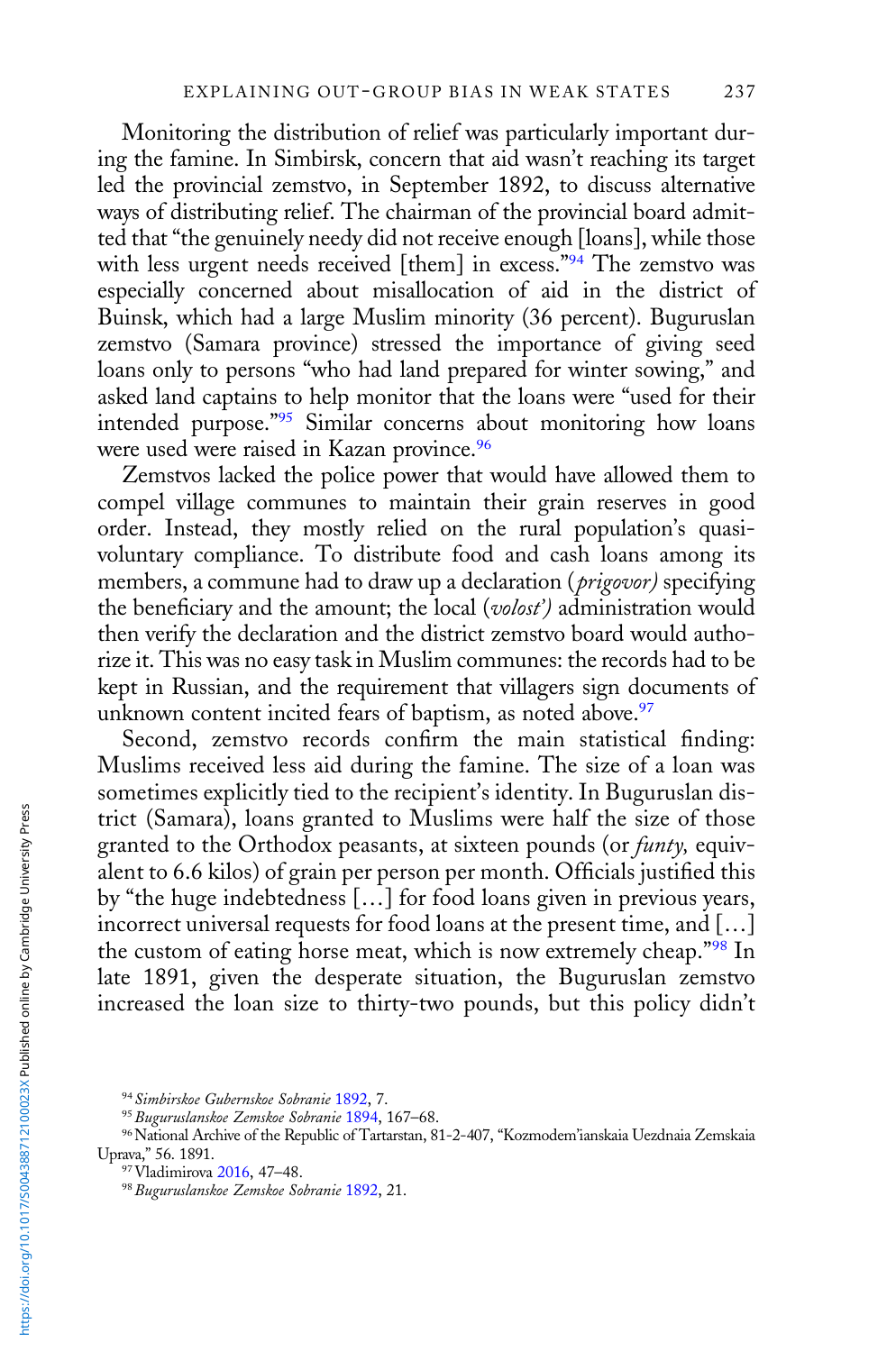Monitoring the distribution of relief was particularly important during the famine. In Simbirsk, concern that aid wasn't reaching its target led the provincial zemstvo, in September 1892, to discuss alternative ways of distributing relief. The chairman of the provincial board admitted that "the genuinely needy did not receive enough [loans], while those with less urgent needs received [them] in excess."[94] The zemstvo was especially concerned about misallocation of aid in the district of Buinsk, which had a large Muslim minority (36 percent). Buguruslan zemstvo (Samara province) stressed the importance of giving seed loans only to persons "who had land prepared for winter sowing," and asked land captains to help monitor that the loans were "used for their intended purpose."[95] Similar concerns about monitoring how loans were used were raised in Kazan province.[96]

Zemstvos lacked the police power that would have allowed them to compel village communes to maintain their grain reserves in good order. Instead, they mostly relied on the rural population's quasi-voluntary compliance. To distribute food and cash loans among its members, a commune had to draw up a declaration (*prigovor)* specifying the beneficiary and the amount; the local (*volost')* administration would then verify the declaration and the district zemstvo board would authorize it. This was no easy task in Muslim communes: the records had to be kept in Russian, and the requirement that villagers sign documents of unknown content incited fears of baptism, as noted above.[97]

Second, zemstvo records confirm the main statistical finding: Muslims received less aid during the famine. The size of a loan was sometimes explicitly tied to the recipient's identity. In Buguruslan district (Samara), loans granted to Muslims were half the size of those granted to the Orthodox peasants, at sixteen pounds (or *funty,* equivalent to 6.6 kilos) of grain per person per month. Officials justified this by "the huge indebtedness [...] for food loans given in previous years, incorrect universal requests for food loans at the present time, and [...] the custom of eating horse meat, which is now extremely cheap."[98] In late 1891, given the desperate situation, the Buguruslan zemstvo increased the loan size to thirty-two pounds, but this policy didn't

[94] *Simbirskoe Gubernskoe Sobranie* 1892, 7.

[95] *Buguruslanskoe Zemskoe Sobranie* 1894, 167–68.

[96] National Archive of the Republic of Tartarstan, 81-2-407, "Kozmodem'ianskaia Uezdnaia Zemskaia Uprava," 56. 1891.

[97] Vladimirova 2016, 47–48.

[98] *Buguruslanskoe Zemskoe Sobranie* 1892, 21.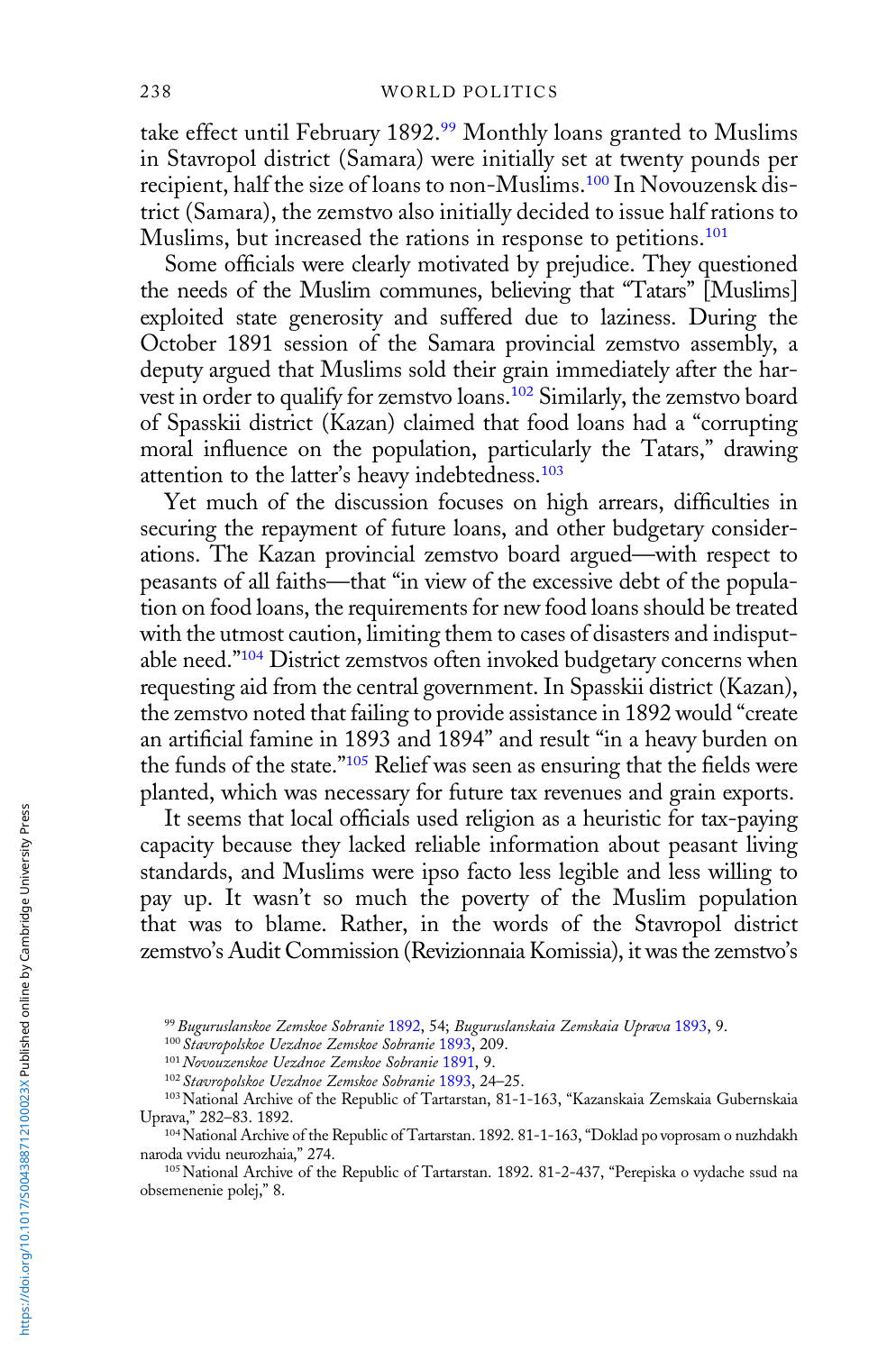take effect until February 1892.[99] Monthly loans granted to Muslims in Stavropol district (Samara) were initially set at twenty pounds per recipient, half the size of loans to non-Muslims.[100] In Novouzensk district (Samara), the zemstvo also initially decided to issue half rations to Muslims, but increased the rations in response to petitions.[101]

Some officials were clearly motivated by prejudice. They questioned the needs of the Muslim communes, believing that "Tatars" [Muslims] exploited state generosity and suffered due to laziness. During the October 1891 session of the Samara provincial zemstvo assembly, a deputy argued that Muslims sold their grain immediately after the harvest in order to qualify for zemstvo loans.[102] Similarly, the zemstvo board of Spasskii district (Kazan) claimed that food loans had a "corrupting moral influence on the population, particularly the Tatars," drawing attention to the latter's heavy indebtedness.[103]

Yet much of the discussion focuses on high arrears, difficulties in securing the repayment of future loans, and other budgetary considerations. The Kazan provincial zemstvo board argued—with respect to peasants of all faiths—that "in view of the excessive debt of the population on food loans, the requirements for new food loans should be treated with the utmost caution, limiting them to cases of disasters and indisputable need."[104] District zemstvos often invoked budgetary concerns when requesting aid from the central government. In Spasskii district (Kazan), the zemstvo noted that failing to provide assistance in 1892 would "create an artificial famine in 1893 and 1894" and result "in a heavy burden on the funds of the state."[105] Relief was seen as ensuring that the fields were planted, which was necessary for future tax revenues and grain exports.

It seems that local officials used religion as a heuristic for tax-paying capacity because they lacked reliable information about peasant living standards, and Muslims were ipso facto less legible and less willing to pay up. It wasn't so much the poverty of the Muslim population that was to blame. Rather, in the words of the Stavropol district zemstvo's Audit Commission (Revizionnaia Komissia), it was the zemstvo's

---

[99] *Buguruslanskoe Zemskoe Sobranie* 1892, 54; *Buguruslanskaia Zemskaia Uprava* 1893, 9.

[100] *Stavropolskoe Uezdnoe Zemskoe Sobranie* 1893, 209.

[101] *Novouzenskoe Uezdnoe Zemskoe Sobranie* 1891, 9.

[102] *Stavropolskoe Uezdnoe Zemskoe Sobranie* 1893, 24–25.

[103] National Archive of the Republic of Tartarstan, 81-1-163, "Kazanskaia Zemskaia Gubernskaia Uprava," 282–83. 1892.

[104] National Archive of the Republic of Tartarstan. 1892. 81-1-163, "Doklad po voprosam o nuzhdakh naroda vvidu neurozhaia," 274.

[105] National Archive of the Republic of Tartarstan. 1892. 81-2-437, "Perepiska o vydache ssud na obsemenenie polej," 8.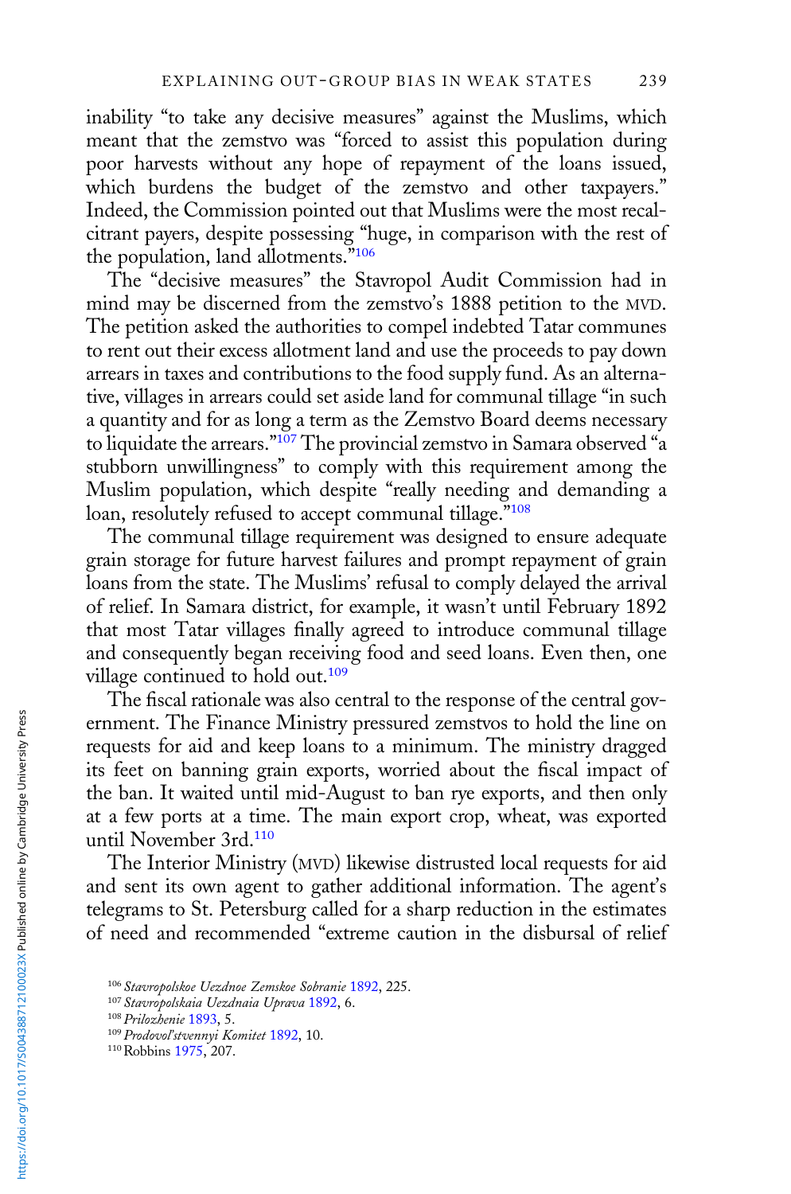inability "to take any decisive measures" against the Muslims, which meant that the zemstvo was "forced to assist this population during poor harvests without any hope of repayment of the loans issued, which burdens the budget of the zemstvo and other taxpayers." Indeed, the Commission pointed out that Muslims were the most recalcitrant payers, despite possessing "huge, in comparison with the rest of the population, land allotments."[106]

The "decisive measures" the Stavropol Audit Commission had in mind may be discerned from the zemstvo's 1888 petition to the MVD. The petition asked the authorities to compel indebted Tatar communes to rent out their excess allotment land and use the proceeds to pay down arrears in taxes and contributions to the food supply fund. As an alternative, villages in arrears could set aside land for communal tillage "in such a quantity and for as long a term as the Zemstvo Board deems necessary to liquidate the arrears."[107] The provincial zemstvo in Samara observed "a stubborn unwillingness" to comply with this requirement among the Muslim population, which despite "really needing and demanding a loan, resolutely refused to accept communal tillage."[108]

The communal tillage requirement was designed to ensure adequate grain storage for future harvest failures and prompt repayment of grain loans from the state. The Muslims' refusal to comply delayed the arrival of relief. In Samara district, for example, it wasn't until February 1892 that most Tatar villages finally agreed to introduce communal tillage and consequently began receiving food and seed loans. Even then, one village continued to hold out.[109]

The fiscal rationale was also central to the response of the central government. The Finance Ministry pressured zemstvos to hold the line on requests for aid and keep loans to a minimum. The ministry dragged its feet on banning grain exports, worried about the fiscal impact of the ban. It waited until mid-August to ban rye exports, and then only at a few ports at a time. The main export crop, wheat, was exported until November 3rd.[110]

The Interior Ministry (MVD) likewise distrusted local requests for aid and sent its own agent to gather additional information. The agent's telegrams to St. Petersburg called for a sharp reduction in the estimates of need and recommended "extreme caution in the disbursal of relief

[106] *Stavropolskoe Uezdnoe Zemskoe Sobranie* 1892, 225.

[107] *Stavropolskaia Uezdnaia Uprava* 1892, 6.

[108] *Prilozhenie* 1893, 5.

[109] *Prodovol'stvennyi Komitet* 1892, 10.

[110] Robbins 1975, 207.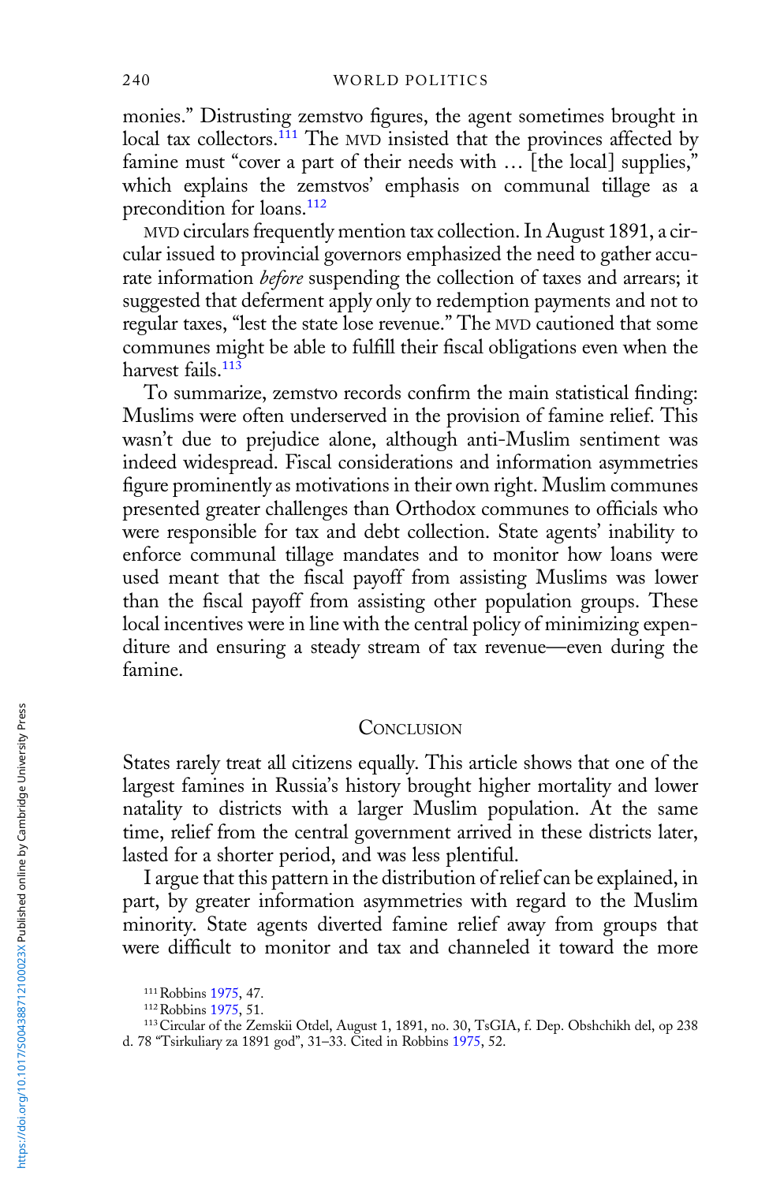monies." Distrusting zemstvo figures, the agent sometimes brought in local tax collectors.[111] The MVD insisted that the provinces affected by famine must "cover a part of their needs with … [the local] supplies," which explains the zemstvos' emphasis on communal tillage as a precondition for loans.[112]

MVD circulars frequently mention tax collection. In August 1891, a circular issued to provincial governors emphasized the need to gather accurate information *before* suspending the collection of taxes and arrears; it suggested that deferment apply only to redemption payments and not to regular taxes, "lest the state lose revenue." The MVD cautioned that some communes might be able to fulfill their fiscal obligations even when the harvest fails.[113]

To summarize, zemstvo records confirm the main statistical finding: Muslims were often underserved in the provision of famine relief. This wasn't due to prejudice alone, although anti-Muslim sentiment was indeed widespread. Fiscal considerations and information asymmetries figure prominently as motivations in their own right. Muslim communes presented greater challenges than Orthodox communes to officials who were responsible for tax and debt collection. State agents' inability to enforce communal tillage mandates and to monitor how loans were used meant that the fiscal payoff from assisting Muslims was lower than the fiscal payoff from assisting other population groups. These local incentives were in line with the central policy of minimizing expenditure and ensuring a steady stream of tax revenue—even during the famine.

## Conclusion

States rarely treat all citizens equally. This article shows that one of the largest famines in Russia's history brought higher mortality and lower natality to districts with a larger Muslim population. At the same time, relief from the central government arrived in these districts later, lasted for a shorter period, and was less plentiful.

I argue that this pattern in the distribution of relief can be explained, in part, by greater information asymmetries with regard to the Muslim minority. State agents diverted famine relief away from groups that were difficult to monitor and tax and channeled it toward the more

[111] Robbins 1975, 47.

[112] Robbins 1975, 51.

[113] Circular of the Zemskii Otdel, August 1, 1891, no. 30, TsGIA, f. Dep. Obshchikh del, op 238 d. 78 "Tsirkuliary za 1891 god", 31–33. Cited in Robbins 1975, 52.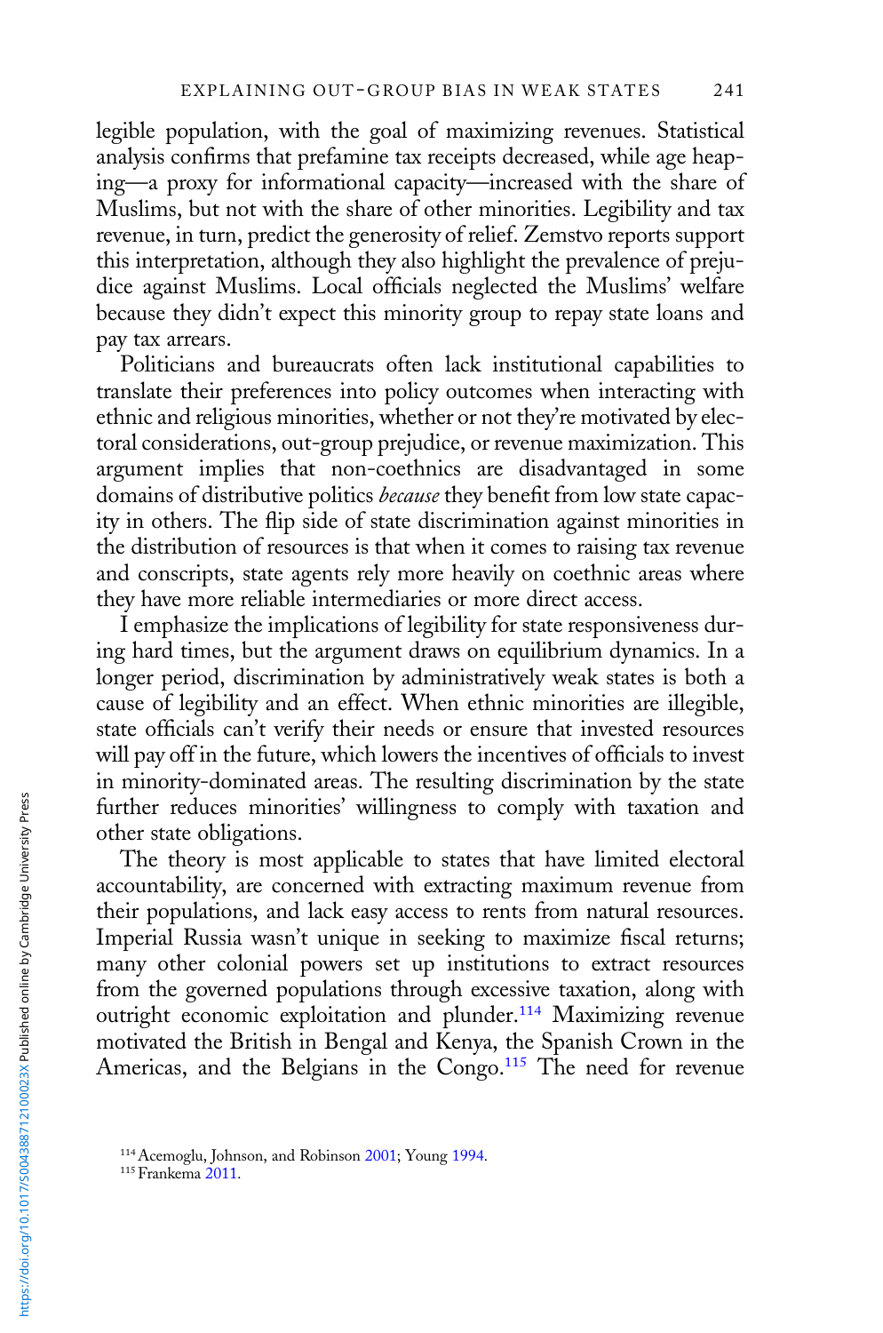legible population, with the goal of maximizing revenues. Statistical analysis confirms that prefamine tax receipts decreased, while age heaping—a proxy for informational capacity—increased with the share of Muslims, but not with the share of other minorities. Legibility and tax revenue, in turn, predict the generosity of relief. Zemstvo reports support this interpretation, although they also highlight the prevalence of prejudice against Muslims. Local officials neglected the Muslims' welfare because they didn't expect this minority group to repay state loans and pay tax arrears.

Politicians and bureaucrats often lack institutional capabilities to translate their preferences into policy outcomes when interacting with ethnic and religious minorities, whether or not they're motivated by electoral considerations, out-group prejudice, or revenue maximization. This argument implies that non-coethnics are disadvantaged in some domains of distributive politics *because* they benefit from low state capacity in others. The flip side of state discrimination against minorities in the distribution of resources is that when it comes to raising tax revenue and conscripts, state agents rely more heavily on coethnic areas where they have more reliable intermediaries or more direct access.

I emphasize the implications of legibility for state responsiveness during hard times, but the argument draws on equilibrium dynamics. In a longer period, discrimination by administratively weak states is both a cause of legibility and an effect. When ethnic minorities are illegible, state officials can't verify their needs or ensure that invested resources will pay off in the future, which lowers the incentives of officials to invest in minority-dominated areas. The resulting discrimination by the state further reduces minorities' willingness to comply with taxation and other state obligations.

The theory is most applicable to states that have limited electoral accountability, are concerned with extracting maximum revenue from their populations, and lack easy access to rents from natural resources. Imperial Russia wasn't unique in seeking to maximize fiscal returns; many other colonial powers set up institutions to extract resources from the governed populations through excessive taxation, along with outright economic exploitation and plunder.[114] Maximizing revenue motivated the British in Bengal and Kenya, the Spanish Crown in the Americas, and the Belgians in the Congo.[115] The need for revenue

[114] Acemoglu, Johnson, and Robinson 2001; Young 1994.

[115] Frankema 2011.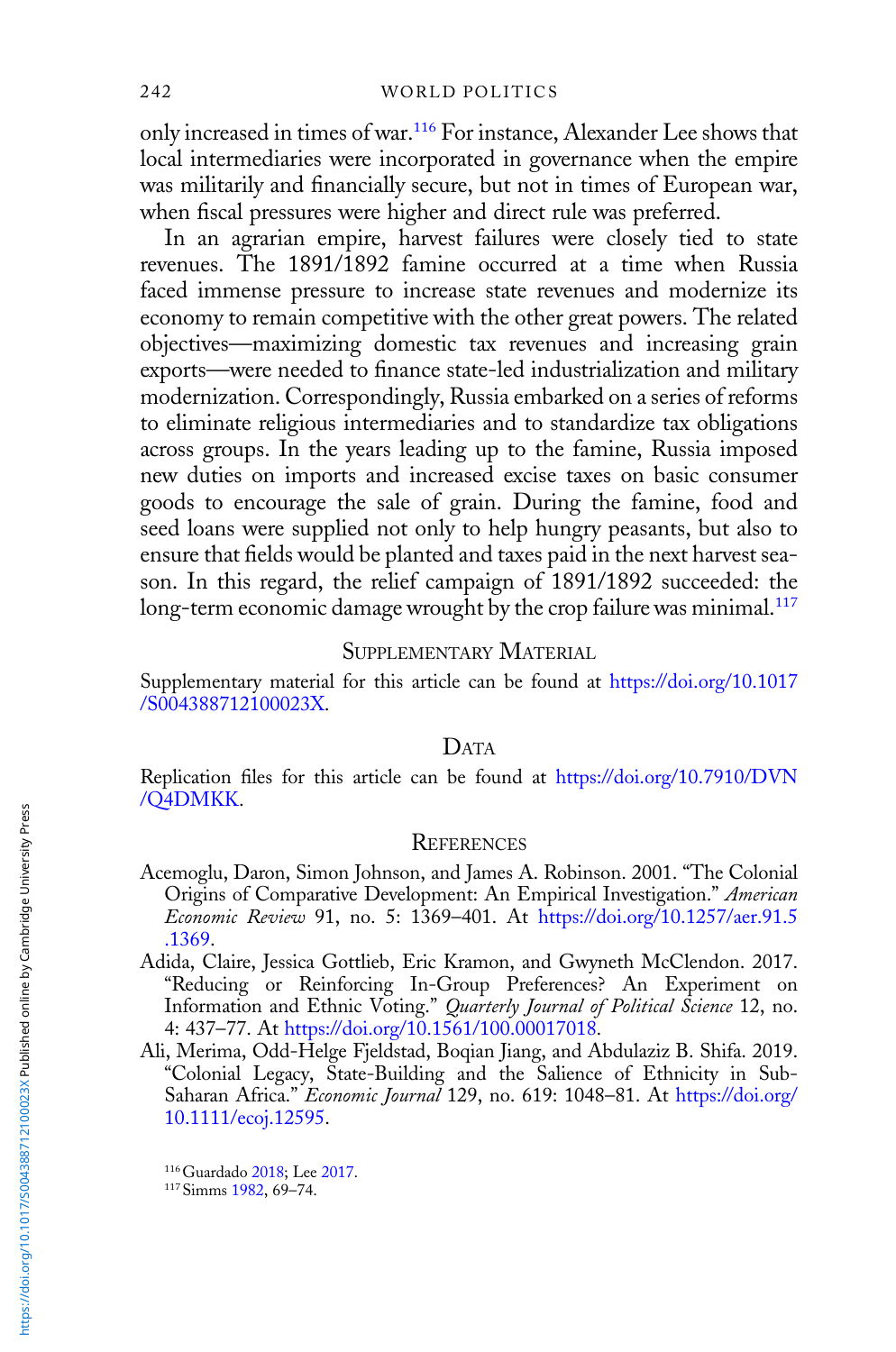only increased in times of war.[116] For instance, Alexander Lee shows that local intermediaries were incorporated in governance when the empire was militarily and financially secure, but not in times of European war, when fiscal pressures were higher and direct rule was preferred.

In an agrarian empire, harvest failures were closely tied to state revenues. The 1891/1892 famine occurred at a time when Russia faced immense pressure to increase state revenues and modernize its economy to remain competitive with the other great powers. The related objectives—maximizing domestic tax revenues and increasing grain exports—were needed to finance state-led industrialization and military modernization. Correspondingly, Russia embarked on a series of reforms to eliminate religious intermediaries and to standardize tax obligations across groups. In the years leading up to the famine, Russia imposed new duties on imports and increased excise taxes on basic consumer goods to encourage the sale of grain. During the famine, food and seed loans were supplied not only to help hungry peasants, but also to ensure that fields would be planted and taxes paid in the next harvest season. In this regard, the relief campaign of 1891/1892 succeeded: the long-term economic damage wrought by the crop failure was minimal.[117]

## Supplementary Material

Supplementary material for this article can be found at https://doi.org/10.1017/S004388712100023X.

## Data

Replication files for this article can be found at https://doi.org/10.7910/DVN/Q4DMKK.

## References

Acemoglu, Daron, Simon Johnson, and James A. Robinson. 2001. "The Colonial Origins of Comparative Development: An Empirical Investigation." *American Economic Review* 91, no. 5: 1369–401. At https://doi.org/10.1257/aer.91.5.1369.

Adida, Claire, Jessica Gottlieb, Eric Kramon, and Gwyneth McClendon. 2017. "Reducing or Reinforcing In-Group Preferences? An Experiment on Information and Ethnic Voting." *Quarterly Journal of Political Science* 12, no. 4: 437–77. At https://doi.org/10.1561/100.00017018.

Ali, Merima, Odd-Helge Fjeldstad, Boqian Jiang, and Abdulaziz B. Shifa. 2019. "Colonial Legacy, State-Building and the Salience of Ethnicity in Sub-Saharan Africa." *Economic Journal* 129, no. 619: 1048–81. At https://doi.org/10.1111/ecoj.12595.

[116] Guardado 2018; Lee 2017.

[117] Simms 1982, 69–74.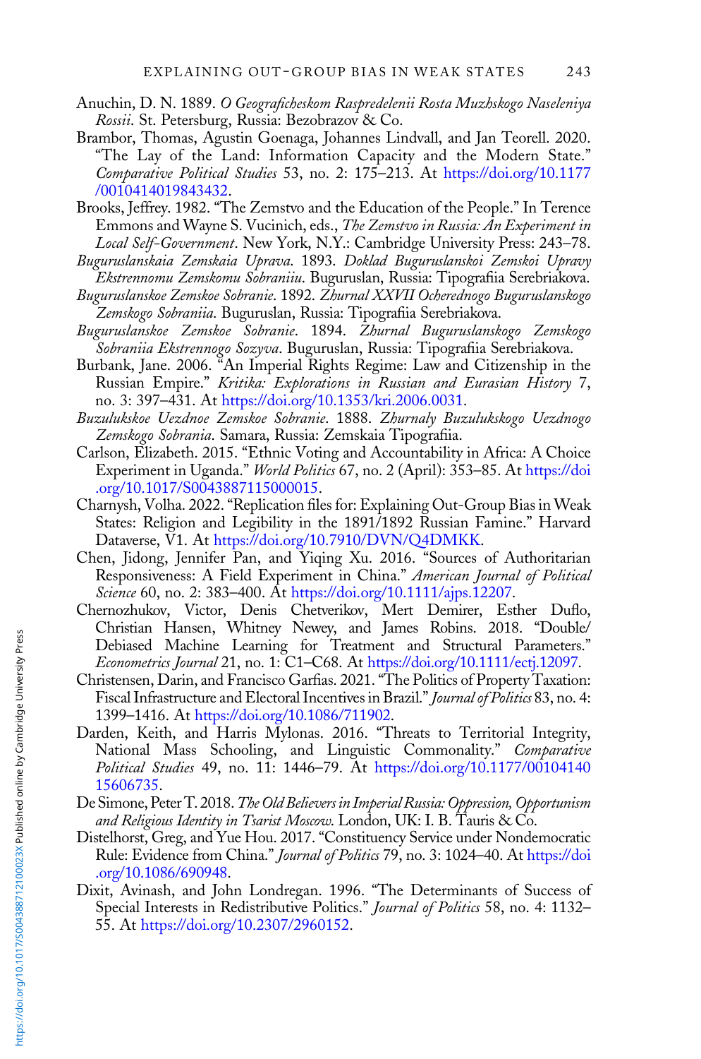Anuchin, D. N. 1889. *O Geograficheskom Raspredelenii Rosta Muzhskogo Naseleniya Rossii*. St. Petersburg, Russia: Bezobrazov & Co.

Brambor, Thomas, Agustin Goenaga, Johannes Lindvall, and Jan Teorell. 2020. "The Lay of the Land: Information Capacity and the Modern State." *Comparative Political Studies* 53, no. 2: 175–213. At https://doi.org/10.1177/0010414019843432.

Brooks, Jeffrey. 1982. "The Zemstvo and the Education of the People." In Terence Emmons and Wayne S. Vucinich, eds., *The Zemstvo in Russia: An Experiment in Local Self-Government*. New York, N.Y.: Cambridge University Press: 243–78.

*Buguruslanskaia Zemskaia Uprava*. 1893. *Doklad Buguruslanskoi Zemskoi Upravy Ekstrennomu Zemskomu Sobraniiu*. Buguruslan, Russia: Tipografiia Serebriakova.

*Buguruslanskoe Zemskoe Sobranie*. 1892. *Zhurnal XXVII Ocherednogo Buguruslanskogo Zemskogo Sobraniia*. Buguruslan, Russia: Tipografiia Serebriakova.

*Buguruslanskoe Zemskoe Sobranie*. 1894. *Zhurnal Buguruslanskogo Zemskogo Sobraniia Ekstrennogo Sozyva*. Buguruslan, Russia: Tipografiia Serebriakova.

Burbank, Jane. 2006. "An Imperial Rights Regime: Law and Citizenship in the Russian Empire." *Kritika: Explorations in Russian and Eurasian History* 7, no. 3: 397–431. At https://doi.org/10.1353/kri.2006.0031.

*Buzulukskoe Uezdnoe Zemskoe Sobranie*. 1888. *Zhurnaly Buzulukskogo Uezdnogo Zemskogo Sobrania*. Samara, Russia: Zemskaia Tipografiia.

Carlson, Elizabeth. 2015. "Ethnic Voting and Accountability in Africa: A Choice Experiment in Uganda." *World Politics* 67, no. 2 (April): 353–85. At https://doi.org/10.1017/S0043887115000015.

Charnysh, Volha. 2022. "Replication files for: Explaining Out-Group Bias in Weak States: Religion and Legibility in the 1891/1892 Russian Famine." Harvard Dataverse, V1. At https://doi.org/10.7910/DVN/Q4DMKK.

Chen, Jidong, Jennifer Pan, and Yiqing Xu. 2016. "Sources of Authoritarian Responsiveness: A Field Experiment in China." *American Journal of Political Science* 60, no. 2: 383–400. At https://doi.org/10.1111/ajps.12207.

Chernozhukov, Victor, Denis Chetverikov, Mert Demirer, Esther Duflo, Christian Hansen, Whitney Newey, and James Robins. 2018. "Double/Debiased Machine Learning for Treatment and Structural Parameters." *Econometrics Journal* 21, no. 1: C1–C68. At https://doi.org/10.1111/ectj.12097.

Christensen, Darin, and Francisco Garfias. 2021. "The Politics of Property Taxation: Fiscal Infrastructure and Electoral Incentives in Brazil." *Journal of Politics* 83, no. 4: 1399–1416. At https://doi.org/10.1086/711902.

Darden, Keith, and Harris Mylonas. 2016. "Threats to Territorial Integrity, National Mass Schooling, and Linguistic Commonality." *Comparative Political Studies* 49, no. 11: 1446–79. At https://doi.org/10.1177/0010414015606735.

De Simone, Peter T. 2018. *The Old Believers in Imperial Russia: Oppression, Opportunism and Religious Identity in Tsarist Moscow*. London, UK: I. B. Tauris & Co.

Distelhorst, Greg, and Yue Hou. 2017. "Constituency Service under Nondemocratic Rule: Evidence from China." *Journal of Politics* 79, no. 3: 1024–40. At https://doi.org/10.1086/690948.

Dixit, Avinash, and John Londregan. 1996. "The Determinants of Success of Special Interests in Redistributive Politics." *Journal of Politics* 58, no. 4: 1132–55. At https://doi.org/10.2307/2960152.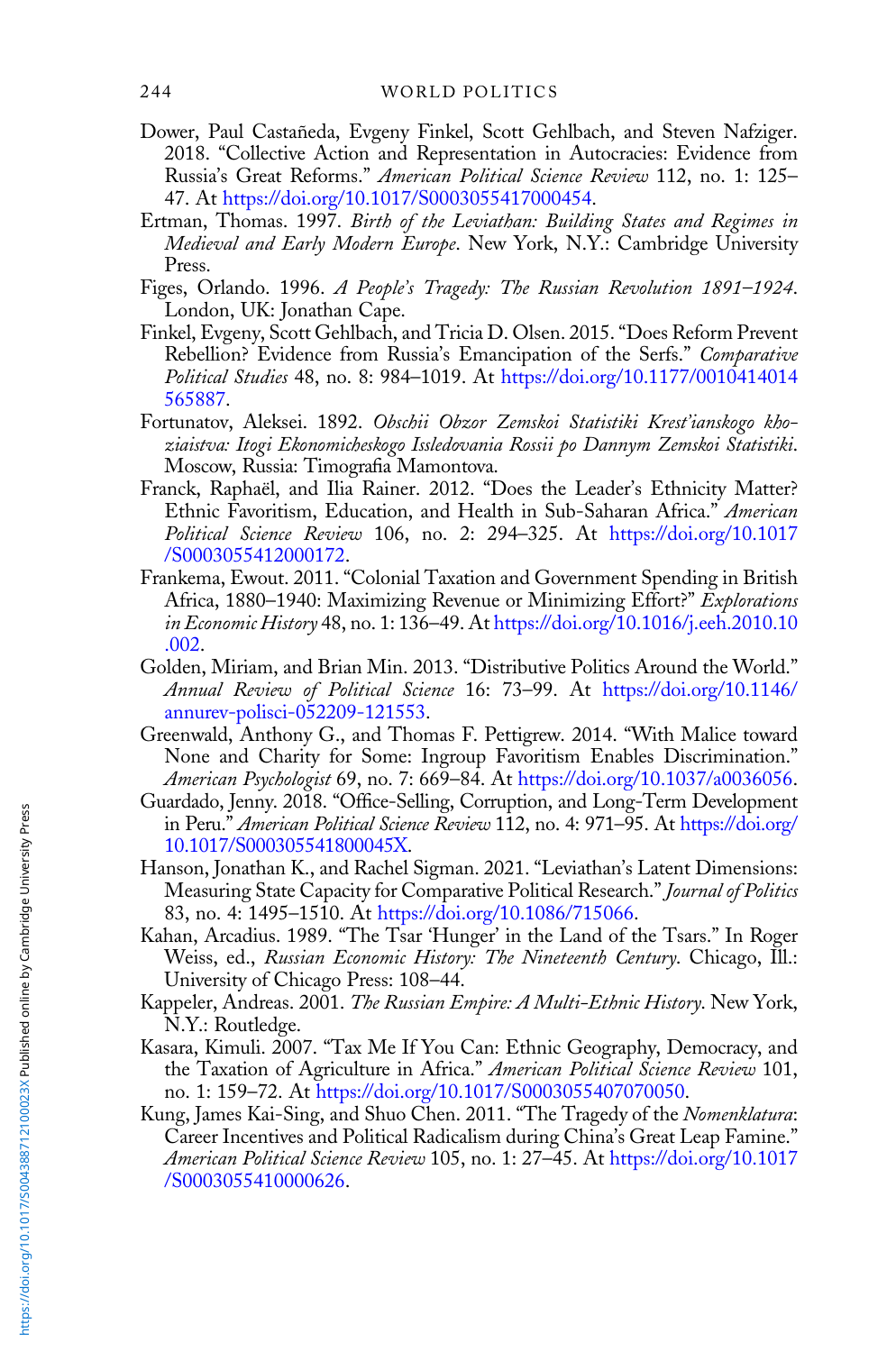Dower, Paul Castañeda, Evgeny Finkel, Scott Gehlbach, and Steven Nafziger. 2018. "Collective Action and Representation in Autocracies: Evidence from Russia's Great Reforms." *American Political Science Review* 112, no. 1: 125–47. At https://doi.org/10.1017/S0003055417000454.

Ertman, Thomas. 1997. *Birth of the Leviathan: Building States and Regimes in Medieval and Early Modern Europe*. New York, N.Y.: Cambridge University Press.

Figes, Orlando. 1996. *A People's Tragedy: The Russian Revolution 1891–1924*. London, UK: Jonathan Cape.

Finkel, Evgeny, Scott Gehlbach, and Tricia D. Olsen. 2015. "Does Reform Prevent Rebellion? Evidence from Russia's Emancipation of the Serfs." *Comparative Political Studies* 48, no. 8: 984–1019. At https://doi.org/10.1177/0010414014565887.

Fortunatov, Aleksei. 1892. *Obschii Obzor Zemskoi Statistiki Krest'ianskogo khoziaistva: Itogi Ekonomicheskogo Issledovania Rossii po Dannym Zemskoi Statistiki*. Moscow, Russia: Timografia Mamontova.

Franck, Raphaël, and Ilia Rainer. 2012. "Does the Leader's Ethnicity Matter? Ethnic Favoritism, Education, and Health in Sub-Saharan Africa." *American Political Science Review* 106, no. 2: 294–325. At https://doi.org/10.1017/S0003055412000172.

Frankema, Ewout. 2011. "Colonial Taxation and Government Spending in British Africa, 1880–1940: Maximizing Revenue or Minimizing Effort?" *Explorations in Economic History* 48, no. 1: 136–49. At https://doi.org/10.1016/j.eeh.2010.10.002.

Golden, Miriam, and Brian Min. 2013. "Distributive Politics Around the World." *Annual Review of Political Science* 16: 73–99. At https://doi.org/10.1146/annurev-polisci-052209-121553.

Greenwald, Anthony G., and Thomas F. Pettigrew. 2014. "With Malice toward None and Charity for Some: Ingroup Favoritism Enables Discrimination." *American Psychologist* 69, no. 7: 669–84. At https://doi.org/10.1037/a0036056.

Guardado, Jenny. 2018. "Office-Selling, Corruption, and Long-Term Development in Peru." *American Political Science Review* 112, no. 4: 971–95. At https://doi.org/10.1017/S000305541800045X.

Hanson, Jonathan K., and Rachel Sigman. 2021. "Leviathan's Latent Dimensions: Measuring State Capacity for Comparative Political Research." *Journal of Politics* 83, no. 4: 1495–1510. At https://doi.org/10.1086/715066.

Kahan, Arcadius. 1989. "The Tsar 'Hunger' in the Land of the Tsars." In Roger Weiss, ed., *Russian Economic History: The Nineteenth Century*. Chicago, Ill.: University of Chicago Press: 108–44.

Kappeler, Andreas. 2001. *The Russian Empire: A Multi-Ethnic History*. New York, N.Y.: Routledge.

Kasara, Kimuli. 2007. "Tax Me If You Can: Ethnic Geography, Democracy, and the Taxation of Agriculture in Africa." *American Political Science Review* 101, no. 1: 159–72. At https://doi.org/10.1017/S0003055407070050.

Kung, James Kai-Sing, and Shuo Chen. 2011. "The Tragedy of the *Nomenklatura*: Career Incentives and Political Radicalism during China's Great Leap Famine." *American Political Science Review* 105, no. 1: 27–45. At https://doi.org/10.1017/S0003055410000626.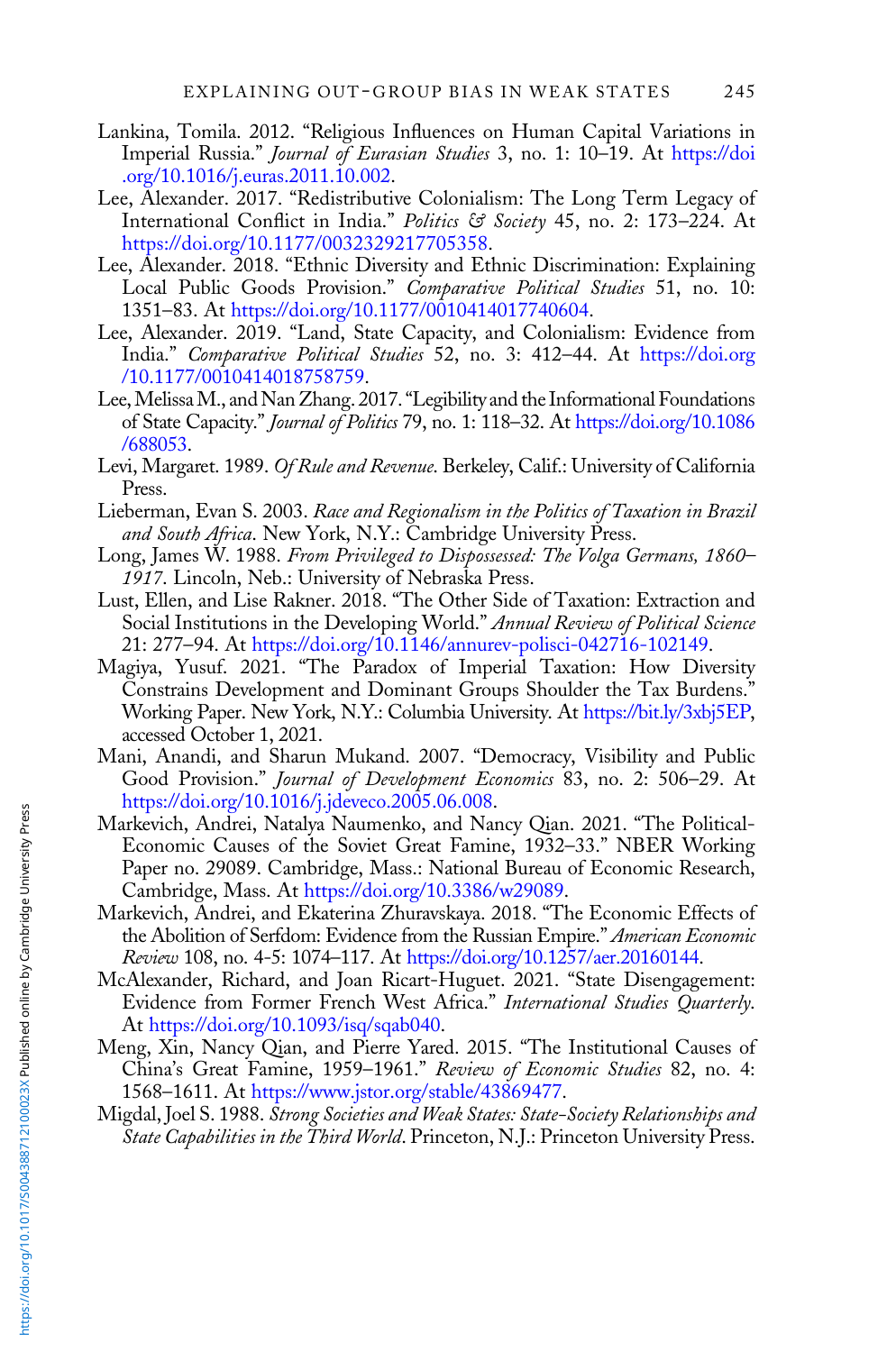Lankina, Tomila. 2012. "Religious Influences on Human Capital Variations in Imperial Russia." *Journal of Eurasian Studies* 3, no. 1: 10–19. At https://doi.org/10.1016/j.euras.2011.10.002.

Lee, Alexander. 2017. "Redistributive Colonialism: The Long Term Legacy of International Conflict in India." *Politics & Society* 45, no. 2: 173–224. At https://doi.org/10.1177/0032329217705358.

Lee, Alexander. 2018. "Ethnic Diversity and Ethnic Discrimination: Explaining Local Public Goods Provision." *Comparative Political Studies* 51, no. 10: 1351–83. At https://doi.org/10.1177/0010414017740604.

Lee, Alexander. 2019. "Land, State Capacity, and Colonialism: Evidence from India." *Comparative Political Studies* 52, no. 3: 412–44. At https://doi.org/10.1177/0010414018758759.

Lee, Melissa M., and Nan Zhang. 2017. "Legibility and the Informational Foundations of State Capacity." *Journal of Politics* 79, no. 1: 118–32. At https://doi.org/10.1086/688053.

Levi, Margaret. 1989. *Of Rule and Revenue*. Berkeley, Calif.: University of California Press.

Lieberman, Evan S. 2003. *Race and Regionalism in the Politics of Taxation in Brazil and South Africa*. New York, N.Y.: Cambridge University Press.

Long, James W. 1988. *From Privileged to Dispossessed: The Volga Germans, 1860–1917*. Lincoln, Neb.: University of Nebraska Press.

Lust, Ellen, and Lise Rakner. 2018. "The Other Side of Taxation: Extraction and Social Institutions in the Developing World." *Annual Review of Political Science* 21: 277–94. At https://doi.org/10.1146/annurev-polisci-042716-102149.

Magiya, Yusuf. 2021. "The Paradox of Imperial Taxation: How Diversity Constrains Development and Dominant Groups Shoulder the Tax Burdens." Working Paper. New York, N.Y.: Columbia University. At https://bit.ly/3xbj5EP, accessed October 1, 2021.

Mani, Anandi, and Sharun Mukand. 2007. "Democracy, Visibility and Public Good Provision." *Journal of Development Economics* 83, no. 2: 506–29. At https://doi.org/10.1016/j.jdeveco.2005.06.008.

Markevich, Andrei, Natalya Naumenko, and Nancy Qian. 2021. "The Political-Economic Causes of the Soviet Great Famine, 1932–33." NBER Working Paper no. 29089. Cambridge, Mass.: National Bureau of Economic Research, Cambridge, Mass. At https://doi.org/10.3386/w29089.

Markevich, Andrei, and Ekaterina Zhuravskaya. 2018. "The Economic Effects of the Abolition of Serfdom: Evidence from the Russian Empire." *American Economic Review* 108, no. 4-5: 1074–117. At https://doi.org/10.1257/aer.20160144.

McAlexander, Richard, and Joan Ricart-Huguet. 2021. "State Disengagement: Evidence from Former French West Africa." *International Studies Quarterly*. At https://doi.org/10.1093/isq/sqab040.

Meng, Xin, Nancy Qian, and Pierre Yared. 2015. "The Institutional Causes of China's Great Famine, 1959–1961." *Review of Economic Studies* 82, no. 4: 1568–1611. At https://www.jstor.org/stable/43869477.

Migdal, Joel S. 1988. *Strong Societies and Weak States: State-Society Relationships and State Capabilities in the Third World*. Princeton, N.J.: Princeton University Press.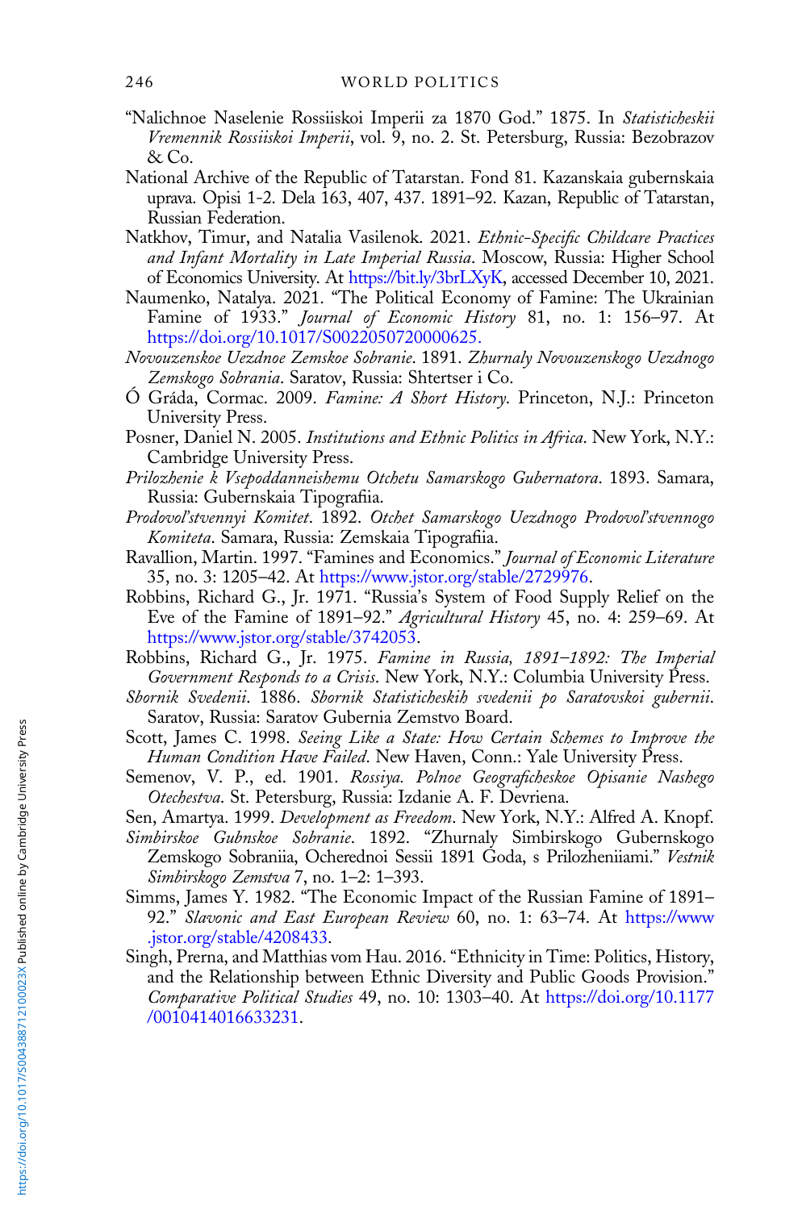"Nalichnoe Naselenie Rossiiskoi Imperii za 1870 God." 1875. In *Statisticheskii Vremennik Rossiiskoi Imperii*, vol. 9, no. 2. St. Petersburg, Russia: Bezobrazov & Co.

National Archive of the Republic of Tatarstan. Fond 81. Kazanskaia gubernskaia uprava. Opisi 1-2. Dela 163, 407, 437. 1891–92. Kazan, Republic of Tatarstan, Russian Federation.

Natkhov, Timur, and Natalia Vasilenok. 2021. *Ethnic-Specific Childcare Practices and Infant Mortality in Late Imperial Russia*. Moscow, Russia: Higher School of Economics University. At https://bit.ly/3brLXyK, accessed December 10, 2021.

Naumenko, Natalya. 2021. "The Political Economy of Famine: The Ukrainian Famine of 1933." *Journal of Economic History* 81, no. 1: 156–97. At https://doi.org/10.1017/S0022050720000625.

*Novouzenskoe Uezdnoe Zemskoe Sobranie*. 1891. *Zhurnaly Novouzenskogo Uezdnogo Zemskogo Sobrania*. Saratov, Russia: Shtertser i Co.

Ó Gráda, Cormac. 2009. *Famine: A Short History*. Princeton, N.J.: Princeton University Press.

Posner, Daniel N. 2005. *Institutions and Ethnic Politics in Africa*. New York, N.Y.: Cambridge University Press.

*Prilozhenie k Vsepoddanneishemu Otchetu Samarskogo Gubernatora*. 1893. Samara, Russia: Gubernskaia Tipografiia.

*Prodovol'stvennyi Komitet*. 1892. *Otchet Samarskogo Uezdnogo Prodovol'stvennogo Komiteta*. Samara, Russia: Zemskaia Tipografiia.

Ravallion, Martin. 1997. "Famines and Economics." *Journal of Economic Literature* 35, no. 3: 1205–42. At https://www.jstor.org/stable/2729976.

Robbins, Richard G., Jr. 1971. "Russia's System of Food Supply Relief on the Eve of the Famine of 1891–92." *Agricultural History* 45, no. 4: 259–69. At https://www.jstor.org/stable/3742053.

Robbins, Richard G., Jr. 1975. *Famine in Russia, 1891–1892: The Imperial Government Responds to a Crisis*. New York, N.Y.: Columbia University Press.

*Sbornik Svedenii*. 1886. *Sbornik Statisticheskih svedenii po Saratovskoi gubernii*. Saratov, Russia: Saratov Gubernia Zemstvo Board.

Scott, James C. 1998. *Seeing Like a State: How Certain Schemes to Improve the Human Condition Have Failed*. New Haven, Conn.: Yale University Press.

Semenov, V. P., ed. 1901. *Rossiya. Polnoe Geograficheskoe Opisanie Nashego Otechestva*. St. Petersburg, Russia: Izdanie A. F. Devriena.

Sen, Amartya. 1999. *Development as Freedom*. New York, N.Y.: Alfred A. Knopf.

*Simbirskoe Gubnskoe Sobranie*. 1892. "Zhurnaly Simbirskogo Gubernskogo Zemskogo Sobraniia, Ocherednoi Sessii 1891 Goda, s Prilozheniiami." *Vestnik Simbirskogo Zemstva* 7, no. 1–2: 1–393.

Simms, James Y. 1982. "The Economic Impact of the Russian Famine of 1891–92." *Slavonic and East European Review* 60, no. 1: 63–74. At https://www.jstor.org/stable/4208433.

Singh, Prerna, and Matthias vom Hau. 2016. "Ethnicity in Time: Politics, History, and the Relationship between Ethnic Diversity and Public Goods Provision." *Comparative Political Studies* 49, no. 10: 1303–40. At https://doi.org/10.1177/0010414016633231.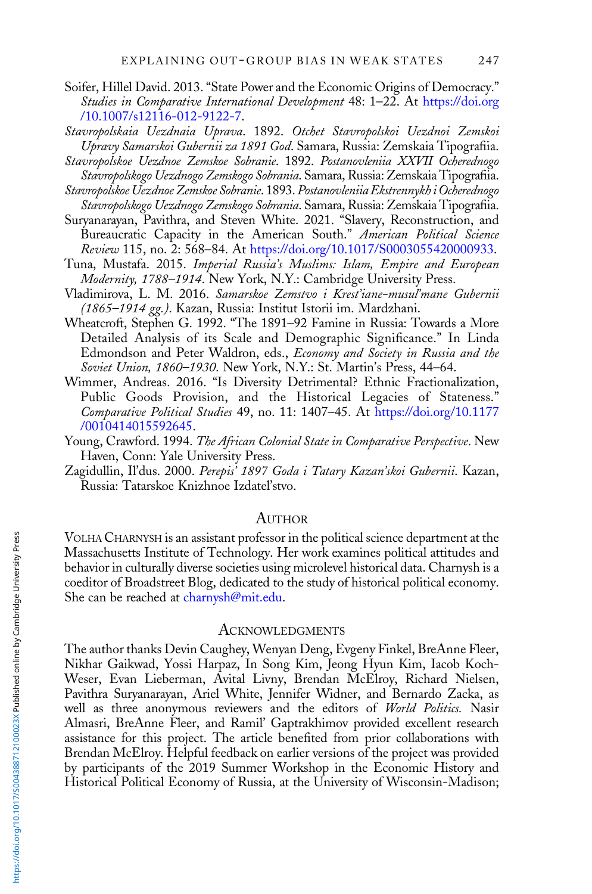Soifer, Hillel David. 2013. "State Power and the Economic Origins of Democracy." *Studies in Comparative International Development* 48: 1–22. At https://doi.org/10.1007/s12116-012-9122-7.

*Stavropolskaia Uezdnaia Uprava*. 1892. *Otchet Stavropolskoi Uezdnoi Zemskoi Upravy Samarskoi Gubernii za 1891 God*. Samara, Russia: Zemskaia Tipografiia.

*Stavropolskoe Uezdnoe Zemskoe Sobranie*. 1892. *Postanovleniia XXVII Ocherednogo Stavropolskogo Uezdnogo Zemskogo Sobrania*. Samara, Russia: Zemskaia Tipografiia.

*Stavropolskoe Uezdnoe Zemskoe Sobranie*. 1893. *Postanovleniia Ekstrennykh i Ocherednogo Stavropolskogo Uezdnogo Zemskogo Sobrania*. Samara, Russia: Zemskaia Tipografiia.

Suryanarayan, Pavithra, and Steven White. 2021. "Slavery, Reconstruction, and Bureaucratic Capacity in the American South." *American Political Science Review* 115, no. 2: 568–84. At https://doi.org/10.1017/S0003055420000933.

Tuna, Mustafa. 2015. *Imperial Russia's Muslims: Islam, Empire and European Modernity, 1788–1914*. New York, N.Y.: Cambridge University Press.

Vladimirova, L. M. 2016. *Samarskoe Zemstvo i Krest'iane-musul'mane Gubernii (1865–1914 gg.)*. Kazan, Russia: Institut Istorii im. Mardzhani.

Wheatcroft, Stephen G. 1992. "The 1891–92 Famine in Russia: Towards a More Detailed Analysis of its Scale and Demographic Significance." In Linda Edmondson and Peter Waldron, eds., *Economy and Society in Russia and the Soviet Union, 1860–1930*. New York, N.Y.: St. Martin's Press, 44–64.

Wimmer, Andreas. 2016. "Is Diversity Detrimental? Ethnic Fractionalization, Public Goods Provision, and the Historical Legacies of Stateness." *Comparative Political Studies* 49, no. 11: 1407–45. At https://doi.org/10.1177/0010414015592645.

Young, Crawford. 1994. *The African Colonial State in Comparative Perspective*. New Haven, Conn: Yale University Press.

Zagidullin, Il'dus. 2000. *Perepis' 1897 Goda i Tatary Kazan'skoi Gubernii*. Kazan, Russia: Tatarskoe Knizhnoe Izdatel'stvo.

## Author

Volha Charnysh is an assistant professor in the political science department at the Massachusetts Institute of Technology. Her work examines political attitudes and behavior in culturally diverse societies using microlevel historical data. Charnysh is a coeditor of Broadstreet Blog, dedicated to the study of historical political economy. She can be reached at charnysh@mit.edu.

## Acknowledgments

The author thanks Devin Caughey, Wenyan Deng, Evgeny Finkel, BreAnne Fleer, Nikhar Gaikwad, Yossi Harpaz, In Song Kim, Jeong Hyun Kim, Iacob Koch-Weser, Evan Lieberman, Avital Livny, Brendan McElroy, Richard Nielsen, Pavithra Suryanarayan, Ariel White, Jennifer Widner, and Bernardo Zacka, as well as three anonymous reviewers and the editors of *World Politics.* Nasir Almasri, BreAnne Fleer, and Ramil' Gaptrakhimov provided excellent research assistance for this project. The article benefited from prior collaborations with Brendan McElroy. Helpful feedback on earlier versions of the project was provided by participants of the 2019 Summer Workshop in the Economic History and Historical Political Economy of Russia, at the University of Wisconsin-Madison;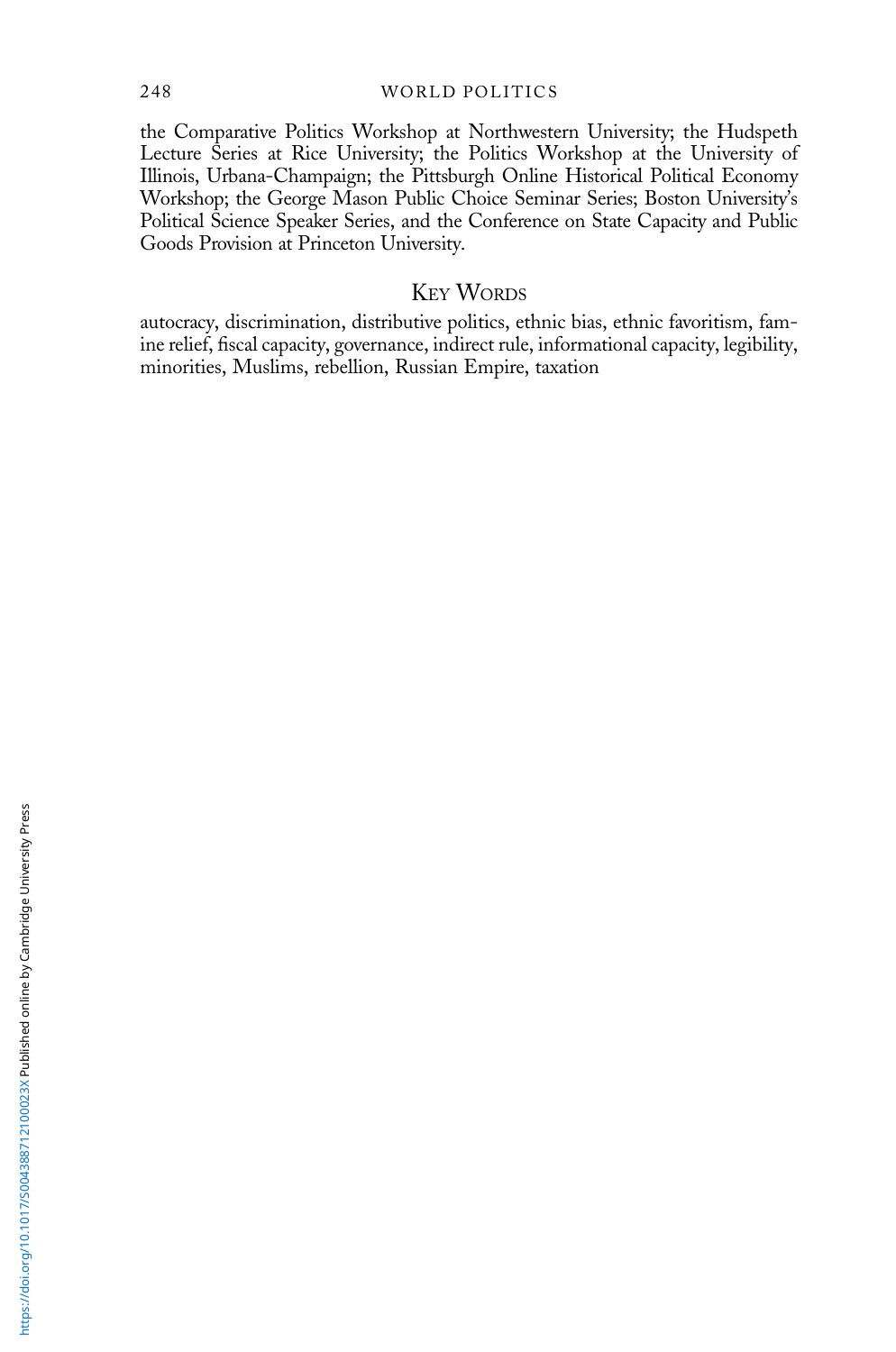the Comparative Politics Workshop at Northwestern University; the Hudspeth Lecture Series at Rice University; the Politics Workshop at the University of Illinois, Urbana-Champaign; the Pittsburgh Online Historical Political Economy Workshop; the George Mason Public Choice Seminar Series; Boston University's Political Science Speaker Series, and the Conference on State Capacity and Public Goods Provision at Princeton University.

## Key Words

autocracy, discrimination, distributive politics, ethnic bias, ethnic favoritism, famine relief, fiscal capacity, governance, indirect rule, informational capacity, legibility, minorities, Muslims, rebellion, Russian Empire, taxation